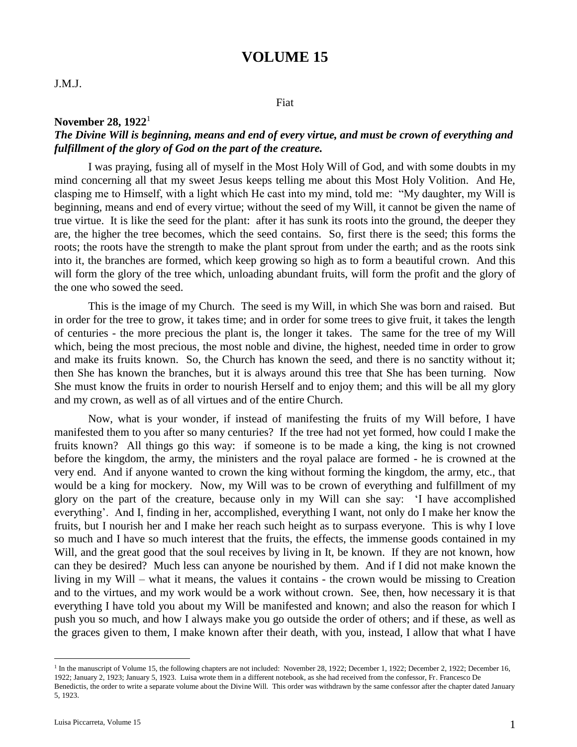# VOLUME 15

J.M.J.

Fiat

**November 28, 1922**[1]

***The Divine Will is beginning, means and end of every virtue, and must be crown of everything and fulfillment of the glory of God on the part of the creature.***

I was praying, fusing all of myself in the Most Holy Will of God, and with some doubts in my mind concerning all that my sweet Jesus keeps telling me about this Most Holy Volition. And He, clasping me to Himself, with a light which He cast into my mind, told me: "My daughter, my Will is beginning, means and end of every virtue; without the seed of my Will, it cannot be given the name of true virtue. It is like the seed for the plant: after it has sunk its roots into the ground, the deeper they are, the higher the tree becomes, which the seed contains. So, first there is the seed; this forms the roots; the roots have the strength to make the plant sprout from under the earth; and as the roots sink into it, the branches are formed, which keep growing so high as to form a beautiful crown. And this will form the glory of the tree which, unloading abundant fruits, will form the profit and the glory of the one who sowed the seed.

This is the image of my Church. The seed is my Will, in which She was born and raised. But in order for the tree to grow, it takes time; and in order for some trees to give fruit, it takes the length of centuries - the more precious the plant is, the longer it takes. The same for the tree of my Will which, being the most precious, the most noble and divine, the highest, needed time in order to grow and make its fruits known. So, the Church has known the seed, and there is no sanctity without it; then She has known the branches, but it is always around this tree that She has been turning. Now She must know the fruits in order to nourish Herself and to enjoy them; and this will be all my glory and my crown, as well as of all virtues and of the entire Church.

Now, what is your wonder, if instead of manifesting the fruits of my Will before, I have manifested them to you after so many centuries? If the tree had not yet formed, how could I make the fruits known? All things go this way: if someone is to be made a king, the king is not crowned before the kingdom, the army, the ministers and the royal palace are formed - he is crowned at the very end. And if anyone wanted to crown the king without forming the kingdom, the army, etc., that would be a king for mockery. Now, my Will was to be crown of everything and fulfillment of my glory on the part of the creature, because only in my Will can she say: 'I have accomplished everything'. And I, finding in her, accomplished, everything I want, not only do I make her know the fruits, but I nourish her and I make her reach such height as to surpass everyone. This is why I love so much and I have so much interest that the fruits, the effects, the immense goods contained in my Will, and the great good that the soul receives by living in It, be known. If they are not known, how can they be desired? Much less can anyone be nourished by them. And if I did not make known the living in my Will – what it means, the values it contains - the crown would be missing to Creation and to the virtues, and my work would be a work without crown. See, then, how necessary it is that everything I have told you about my Will be manifested and known; and also the reason for which I push you so much, and how I always make you go outside the order of others; and if these, as well as the graces given to them, I make known after their death, with you, instead, I allow that what I have

---

[1] In the manuscript of Volume 15, the following chapters are not included: November 28, 1922; December 1, 1922; December 2, 1922; December 16, 1922; January 2, 1923; January 5, 1923. Luisa wrote them in a different notebook, as she had received from the confessor, Fr. Francesco De Benedictis, the order to write a separate volume about the Divine Will. This order was withdrawn by the same confessor after the chapter dated January 5, 1923.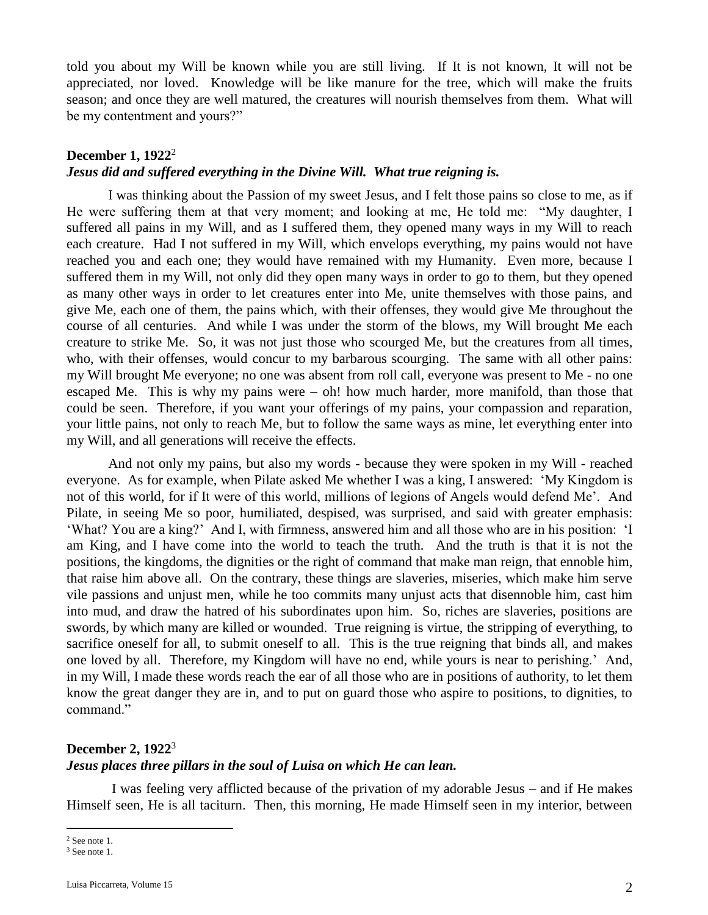told you about my Will be known while you are still living. If It is not known, It will not be appreciated, nor loved. Knowledge will be like manure for the tree, which will make the fruits season; and once they are well matured, the creatures will nourish themselves from them. What will be my contentment and yours?"

### December 1, 1922[2]

***Jesus did and suffered everything in the Divine Will. What true reigning is.***

I was thinking about the Passion of my sweet Jesus, and I felt those pains so close to me, as if He were suffering them at that very moment; and looking at me, He told me: "My daughter, I suffered all pains in my Will, and as I suffered them, they opened many ways in my Will to reach each creature. Had I not suffered in my Will, which envelops everything, my pains would not have reached you and each one; they would have remained with my Humanity. Even more, because I suffered them in my Will, not only did they open many ways in order to go to them, but they opened as many other ways in order to let creatures enter into Me, unite themselves with those pains, and give Me, each one of them, the pains which, with their offenses, they would give Me throughout the course of all centuries. And while I was under the storm of the blows, my Will brought Me each creature to strike Me. So, it was not just those who scourged Me, but the creatures from all times, who, with their offenses, would concur to my barbarous scourging. The same with all other pains: my Will brought Me everyone; no one was absent from roll call, everyone was present to Me - no one escaped Me. This is why my pains were – oh! how much harder, more manifold, than those that could be seen. Therefore, if you want your offerings of my pains, your compassion and reparation, your little pains, not only to reach Me, but to follow the same ways as mine, let everything enter into my Will, and all generations will receive the effects.

And not only my pains, but also my words - because they were spoken in my Will - reached everyone. As for example, when Pilate asked Me whether I was a king, I answered: 'My Kingdom is not of this world, for if It were of this world, millions of legions of Angels would defend Me'. And Pilate, in seeing Me so poor, humiliated, despised, was surprised, and said with greater emphasis: 'What? You are a king?' And I, with firmness, answered him and all those who are in his position: 'I am King, and I have come into the world to teach the truth. And the truth is that it is not the positions, the kingdoms, the dignities or the right of command that make man reign, that ennoble him, that raise him above all. On the contrary, these things are slaveries, miseries, which make him serve vile passions and unjust men, while he too commits many unjust acts that disennoble him, cast him into mud, and draw the hatred of his subordinates upon him. So, riches are slaveries, positions are swords, by which many are killed or wounded. True reigning is virtue, the stripping of everything, to sacrifice oneself for all, to submit oneself to all. This is the true reigning that binds all, and makes one loved by all. Therefore, my Kingdom will have no end, while yours is near to perishing.' And, in my Will, I made these words reach the ear of all those who are in positions of authority, to let them know the great danger they are in, and to put on guard those who aspire to positions, to dignities, to command."

### December 2, 1922[3]

***Jesus places three pillars in the soul of Luisa on which He can lean.***

I was feeling very afflicted because of the privation of my adorable Jesus – and if He makes Himself seen, He is all taciturn. Then, this morning, He made Himself seen in my interior, between

---

[2] See note 1.

[3] See note 1.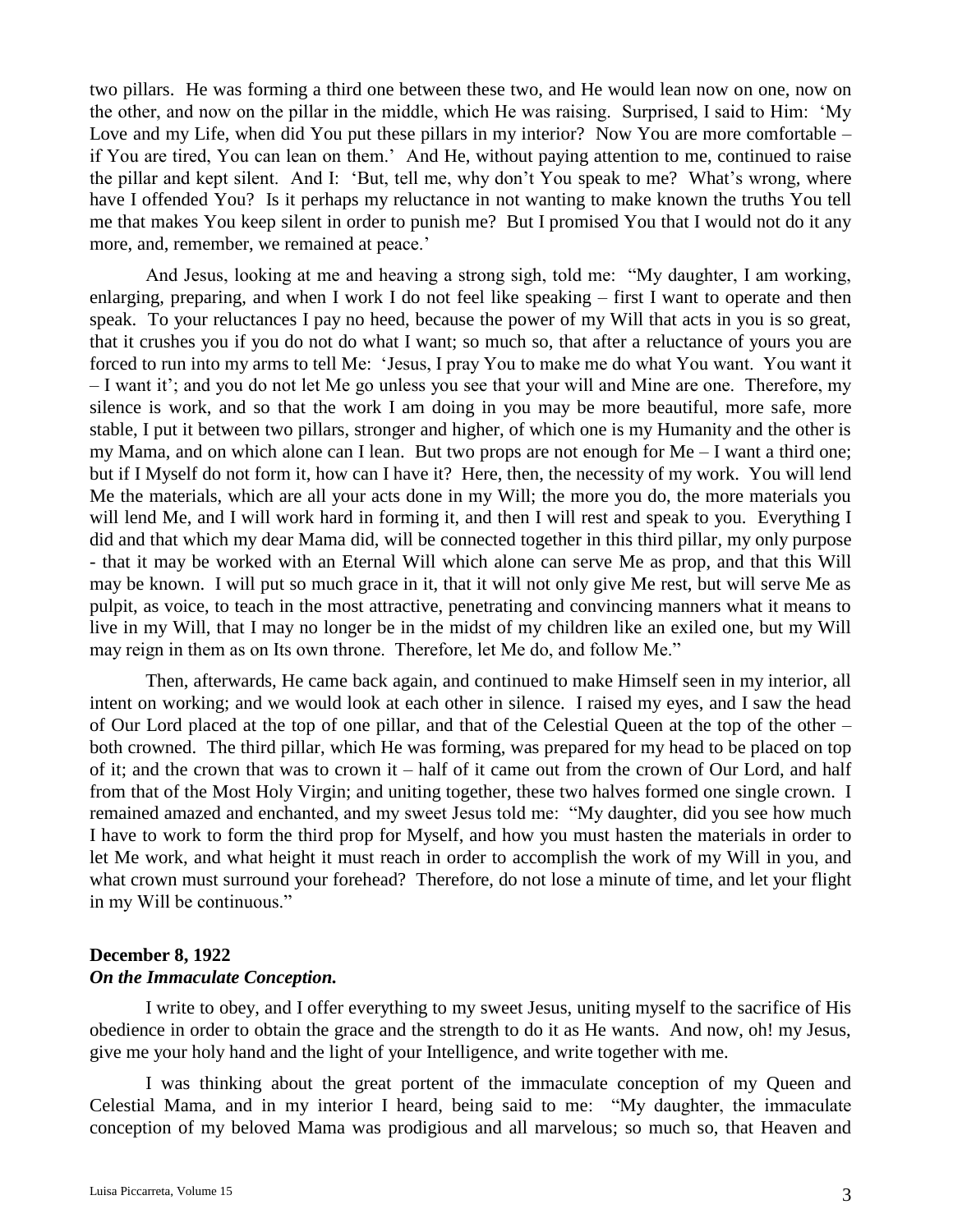two pillars. He was forming a third one between these two, and He would lean now on one, now on the other, and now on the pillar in the middle, which He was raising. Surprised, I said to Him: 'My Love and my Life, when did You put these pillars in my interior? Now You are more comfortable – if You are tired, You can lean on them.' And He, without paying attention to me, continued to raise the pillar and kept silent. And I: 'But, tell me, why don't You speak to me? What's wrong, where have I offended You? Is it perhaps my reluctance in not wanting to make known the truths You tell me that makes You keep silent in order to punish me? But I promised You that I would not do it any more, and, remember, we remained at peace.'

And Jesus, looking at me and heaving a strong sigh, told me: "My daughter, I am working, enlarging, preparing, and when I work I do not feel like speaking – first I want to operate and then speak. To your reluctances I pay no heed, because the power of my Will that acts in you is so great, that it crushes you if you do not do what I want; so much so, that after a reluctance of yours you are forced to run into my arms to tell Me: 'Jesus, I pray You to make me do what You want. You want it – I want it'; and you do not let Me go unless you see that your will and Mine are one. Therefore, my silence is work, and so that the work I am doing in you may be more beautiful, more safe, more stable, I put it between two pillars, stronger and higher, of which one is my Humanity and the other is my Mama, and on which alone can I lean. But two props are not enough for Me – I want a third one; but if I Myself do not form it, how can I have it? Here, then, the necessity of my work. You will lend Me the materials, which are all your acts done in my Will; the more you do, the more materials you will lend Me, and I will work hard in forming it, and then I will rest and speak to you. Everything I did and that which my dear Mama did, will be connected together in this third pillar, my only purpose - that it may be worked with an Eternal Will which alone can serve Me as prop, and that this Will may be known. I will put so much grace in it, that it will not only give Me rest, but will serve Me as pulpit, as voice, to teach in the most attractive, penetrating and convincing manners what it means to live in my Will, that I may no longer be in the midst of my children like an exiled one, but my Will may reign in them as on Its own throne. Therefore, let Me do, and follow Me."

Then, afterwards, He came back again, and continued to make Himself seen in my interior, all intent on working; and we would look at each other in silence. I raised my eyes, and I saw the head of Our Lord placed at the top of one pillar, and that of the Celestial Queen at the top of the other – both crowned. The third pillar, which He was forming, was prepared for my head to be placed on top of it; and the crown that was to crown it – half of it came out from the crown of Our Lord, and half from that of the Most Holy Virgin; and uniting together, these two halves formed one single crown. I remained amazed and enchanted, and my sweet Jesus told me: "My daughter, did you see how much I have to work to form the third prop for Myself, and how you must hasten the materials in order to let Me work, and what height it must reach in order to accomplish the work of my Will in you, and what crown must surround your forehead? Therefore, do not lose a minute of time, and let your flight in my Will be continuous."

**December 8, 1922**
***On the Immaculate Conception.***

I write to obey, and I offer everything to my sweet Jesus, uniting myself to the sacrifice of His obedience in order to obtain the grace and the strength to do it as He wants. And now, oh! my Jesus, give me your holy hand and the light of your Intelligence, and write together with me.

I was thinking about the great portent of the immaculate conception of my Queen and Celestial Mama, and in my interior I heard, being said to me: "My daughter, the immaculate conception of my beloved Mama was prodigious and all marvelous; so much so, that Heaven and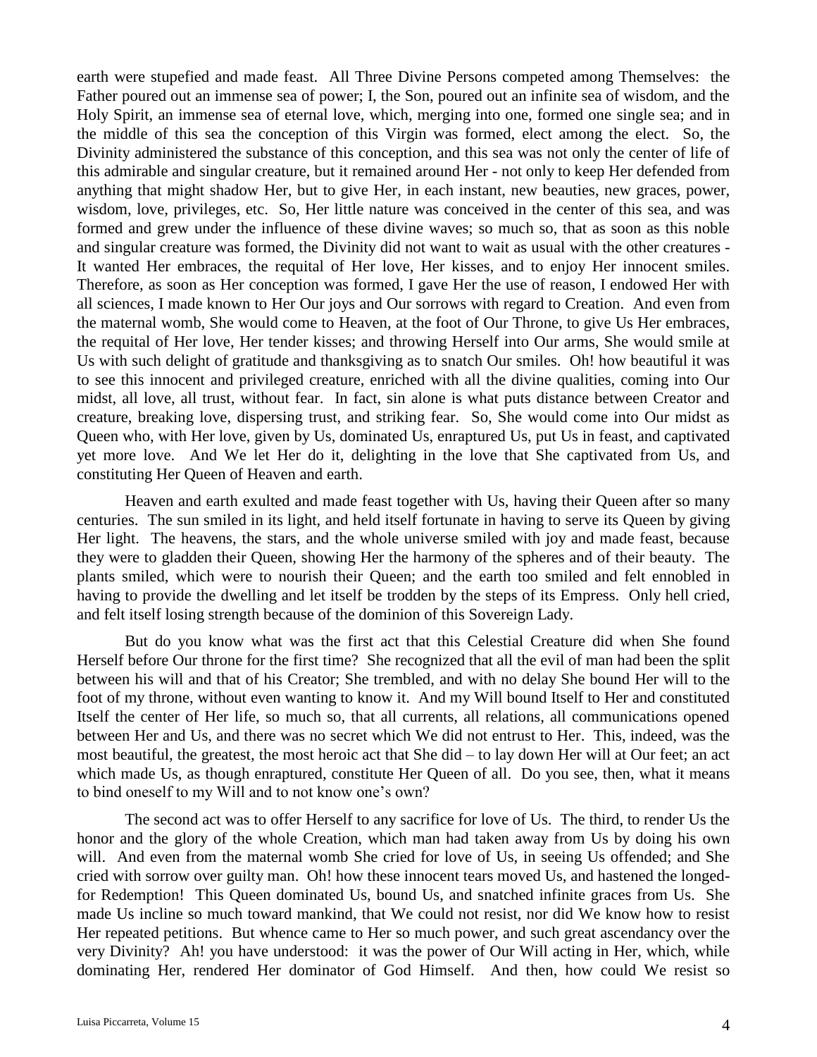earth were stupefied and made feast. All Three Divine Persons competed among Themselves: the Father poured out an immense sea of power; I, the Son, poured out an infinite sea of wisdom, and the Holy Spirit, an immense sea of eternal love, which, merging into one, formed one single sea; and in the middle of this sea the conception of this Virgin was formed, elect among the elect. So, the Divinity administered the substance of this conception, and this sea was not only the center of life of this admirable and singular creature, but it remained around Her - not only to keep Her defended from anything that might shadow Her, but to give Her, in each instant, new beauties, new graces, power, wisdom, love, privileges, etc. So, Her little nature was conceived in the center of this sea, and was formed and grew under the influence of these divine waves; so much so, that as soon as this noble and singular creature was formed, the Divinity did not want to wait as usual with the other creatures - It wanted Her embraces, the requital of Her love, Her kisses, and to enjoy Her innocent smiles. Therefore, as soon as Her conception was formed, I gave Her the use of reason, I endowed Her with all sciences, I made known to Her Our joys and Our sorrows with regard to Creation. And even from the maternal womb, She would come to Heaven, at the foot of Our Throne, to give Us Her embraces, the requital of Her love, Her tender kisses; and throwing Herself into Our arms, She would smile at Us with such delight of gratitude and thanksgiving as to snatch Our smiles. Oh! how beautiful it was to see this innocent and privileged creature, enriched with all the divine qualities, coming into Our midst, all love, all trust, without fear. In fact, sin alone is what puts distance between Creator and creature, breaking love, dispersing trust, and striking fear. So, She would come into Our midst as Queen who, with Her love, given by Us, dominated Us, enraptured Us, put Us in feast, and captivated yet more love. And We let Her do it, delighting in the love that She captivated from Us, and constituting Her Queen of Heaven and earth.

Heaven and earth exulted and made feast together with Us, having their Queen after so many centuries. The sun smiled in its light, and held itself fortunate in having to serve its Queen by giving Her light. The heavens, the stars, and the whole universe smiled with joy and made feast, because they were to gladden their Queen, showing Her the harmony of the spheres and of their beauty. The plants smiled, which were to nourish their Queen; and the earth too smiled and felt ennobled in having to provide the dwelling and let itself be trodden by the steps of its Empress. Only hell cried, and felt itself losing strength because of the dominion of this Sovereign Lady.

But do you know what was the first act that this Celestial Creature did when She found Herself before Our throne for the first time? She recognized that all the evil of man had been the split between his will and that of his Creator; She trembled, and with no delay She bound Her will to the foot of my throne, without even wanting to know it. And my Will bound Itself to Her and constituted Itself the center of Her life, so much so, that all currents, all relations, all communications opened between Her and Us, and there was no secret which We did not entrust to Her. This, indeed, was the most beautiful, the greatest, the most heroic act that She did – to lay down Her will at Our feet; an act which made Us, as though enraptured, constitute Her Queen of all. Do you see, then, what it means to bind oneself to my Will and to not know one's own?

The second act was to offer Herself to any sacrifice for love of Us. The third, to render Us the honor and the glory of the whole Creation, which man had taken away from Us by doing his own will. And even from the maternal womb She cried for love of Us, in seeing Us offended; and She cried with sorrow over guilty man. Oh! how these innocent tears moved Us, and hastened the longed-for Redemption! This Queen dominated Us, bound Us, and snatched infinite graces from Us. She made Us incline so much toward mankind, that We could not resist, nor did We know how to resist Her repeated petitions. But whence came to Her so much power, and such great ascendancy over the very Divinity? Ah! you have understood: it was the power of Our Will acting in Her, which, while dominating Her, rendered Her dominator of God Himself. And then, how could We resist so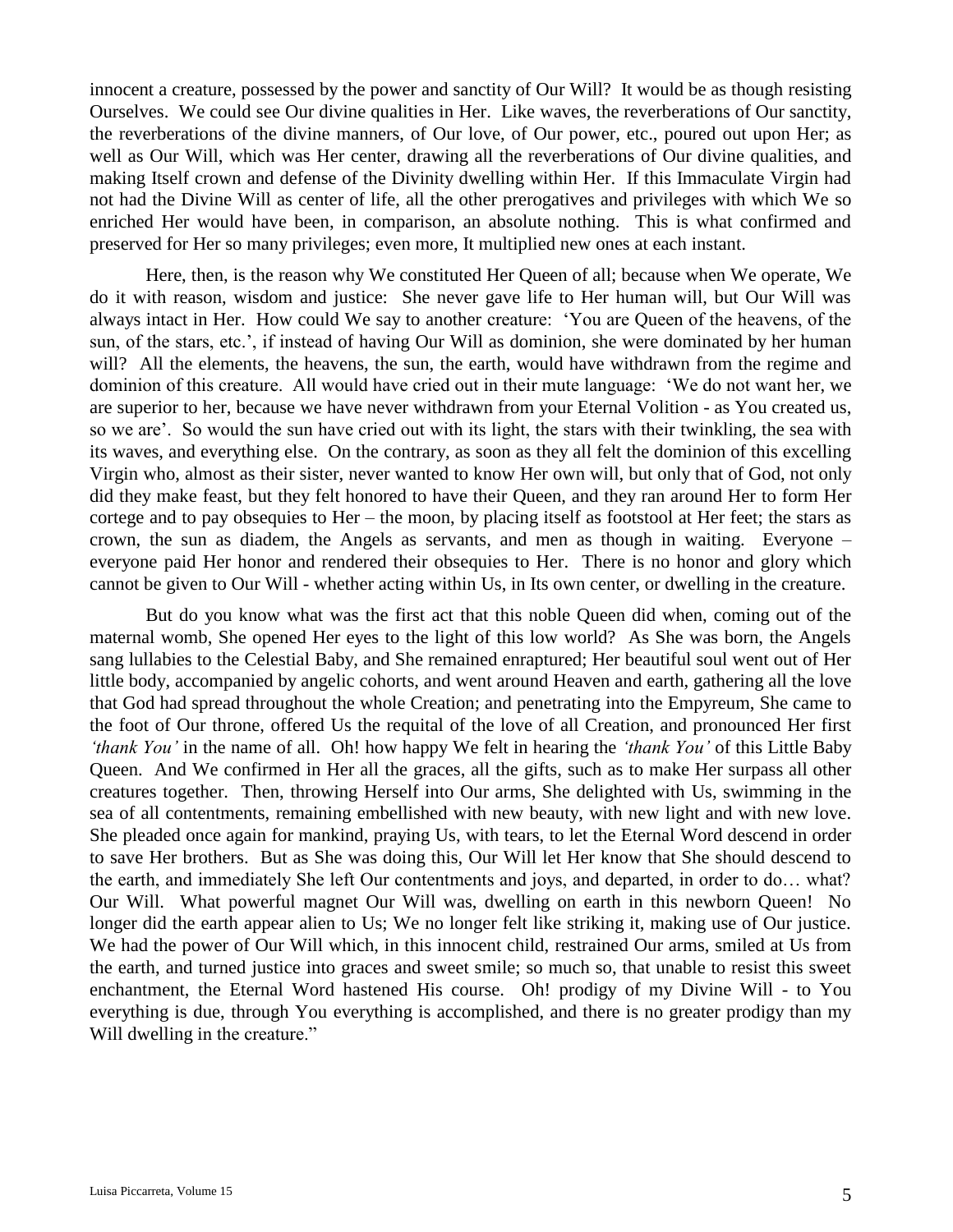innocent a creature, possessed by the power and sanctity of Our Will? It would be as though resisting Ourselves. We could see Our divine qualities in Her. Like waves, the reverberations of Our sanctity, the reverberations of the divine manners, of Our love, of Our power, etc., poured out upon Her; as well as Our Will, which was Her center, drawing all the reverberations of Our divine qualities, and making Itself crown and defense of the Divinity dwelling within Her. If this Immaculate Virgin had not had the Divine Will as center of life, all the other prerogatives and privileges with which We so enriched Her would have been, in comparison, an absolute nothing. This is what confirmed and preserved for Her so many privileges; even more, It multiplied new ones at each instant.

Here, then, is the reason why We constituted Her Queen of all; because when We operate, We do it with reason, wisdom and justice: She never gave life to Her human will, but Our Will was always intact in Her. How could We say to another creature: 'You are Queen of the heavens, of the sun, of the stars, etc.', if instead of having Our Will as dominion, she were dominated by her human will? All the elements, the heavens, the sun, the earth, would have withdrawn from the regime and dominion of this creature. All would have cried out in their mute language: 'We do not want her, we are superior to her, because we have never withdrawn from your Eternal Volition - as You created us, so we are'. So would the sun have cried out with its light, the stars with their twinkling, the sea with its waves, and everything else. On the contrary, as soon as they all felt the dominion of this excelling Virgin who, almost as their sister, never wanted to know Her own will, but only that of God, not only did they make feast, but they felt honored to have their Queen, and they ran around Her to form Her cortege and to pay obsequies to Her – the moon, by placing itself as footstool at Her feet; the stars as crown, the sun as diadem, the Angels as servants, and men as though in waiting. Everyone – everyone paid Her honor and rendered their obsequies to Her. There is no honor and glory which cannot be given to Our Will - whether acting within Us, in Its own center, or dwelling in the creature.

But do you know what was the first act that this noble Queen did when, coming out of the maternal womb, She opened Her eyes to the light of this low world? As She was born, the Angels sang lullabies to the Celestial Baby, and She remained enraptured; Her beautiful soul went out of Her little body, accompanied by angelic cohorts, and went around Heaven and earth, gathering all the love that God had spread throughout the whole Creation; and penetrating into the Empyreum, She came to the foot of Our throne, offered Us the requital of the love of all Creation, and pronounced Her first *'thank You'* in the name of all. Oh! how happy We felt in hearing the *'thank You'* of this Little Baby Queen. And We confirmed in Her all the graces, all the gifts, such as to make Her surpass all other creatures together. Then, throwing Herself into Our arms, She delighted with Us, swimming in the sea of all contentments, remaining embellished with new beauty, with new light and with new love. She pleaded once again for mankind, praying Us, with tears, to let the Eternal Word descend in order to save Her brothers. But as She was doing this, Our Will let Her know that She should descend to the earth, and immediately She left Our contentments and joys, and departed, in order to do… what? Our Will. What powerful magnet Our Will was, dwelling on earth in this newborn Queen! No longer did the earth appear alien to Us; We no longer felt like striking it, making use of Our justice. We had the power of Our Will which, in this innocent child, restrained Our arms, smiled at Us from the earth, and turned justice into graces and sweet smile; so much so, that unable to resist this sweet enchantment, the Eternal Word hastened His course. Oh! prodigy of my Divine Will - to You everything is due, through You everything is accomplished, and there is no greater prodigy than my Will dwelling in the creature."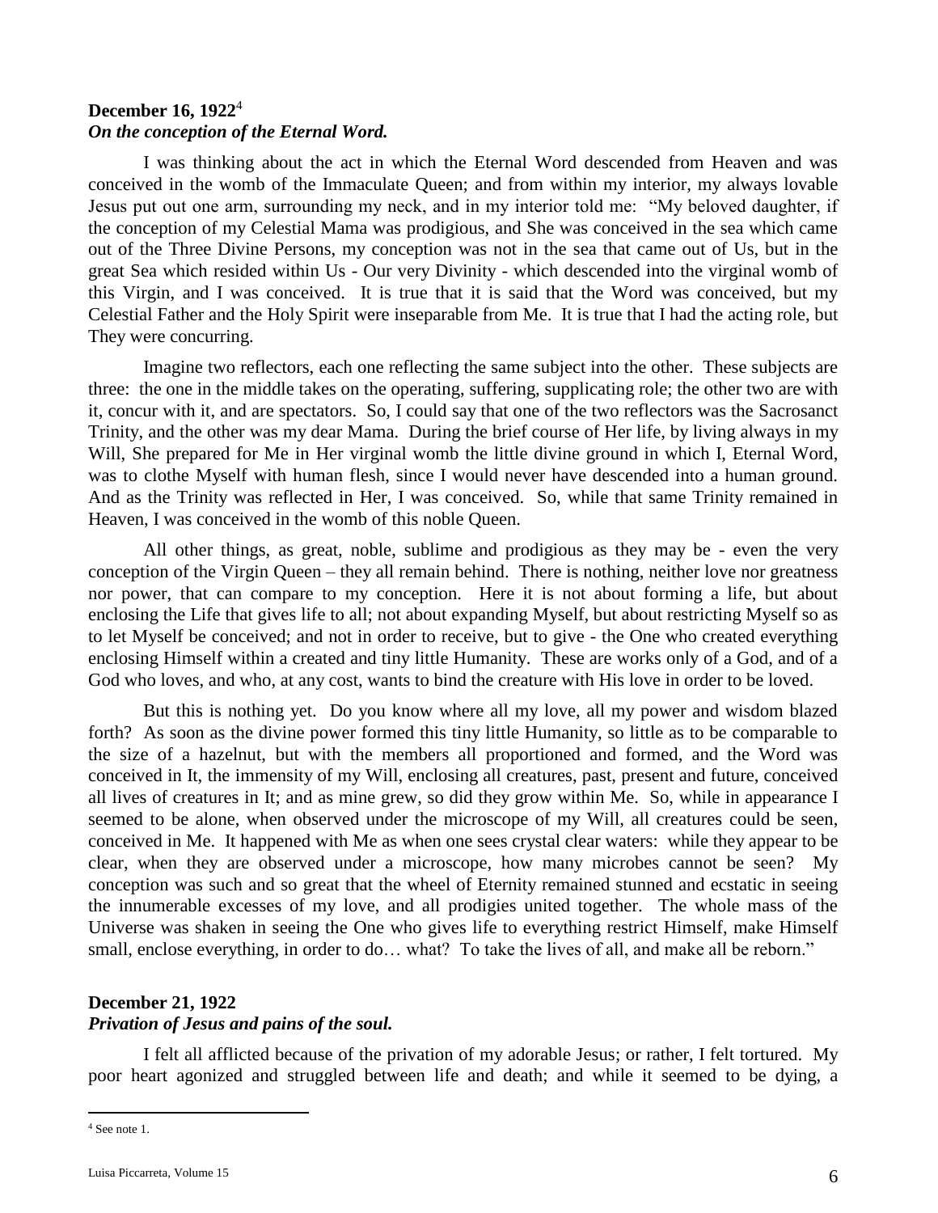**December 16, 1922**[4]
***On the conception of the Eternal Word.***

I was thinking about the act in which the Eternal Word descended from Heaven and was conceived in the womb of the Immaculate Queen; and from within my interior, my always lovable Jesus put out one arm, surrounding my neck, and in my interior told me: "My beloved daughter, if the conception of my Celestial Mama was prodigious, and She was conceived in the sea which came out of the Three Divine Persons, my conception was not in the sea that came out of Us, but in the great Sea which resided within Us - Our very Divinity - which descended into the virginal womb of this Virgin, and I was conceived. It is true that it is said that the Word was conceived, but my Celestial Father and the Holy Spirit were inseparable from Me. It is true that I had the acting role, but They were concurring.

Imagine two reflectors, each one reflecting the same subject into the other. These subjects are three: the one in the middle takes on the operating, suffering, supplicating role; the other two are with it, concur with it, and are spectators. So, I could say that one of the two reflectors was the Sacrosanct Trinity, and the other was my dear Mama. During the brief course of Her life, by living always in my Will, She prepared for Me in Her virginal womb the little divine ground in which I, Eternal Word, was to clothe Myself with human flesh, since I would never have descended into a human ground. And as the Trinity was reflected in Her, I was conceived. So, while that same Trinity remained in Heaven, I was conceived in the womb of this noble Queen.

All other things, as great, noble, sublime and prodigious as they may be - even the very conception of the Virgin Queen – they all remain behind. There is nothing, neither love nor greatness nor power, that can compare to my conception. Here it is not about forming a life, but about enclosing the Life that gives life to all; not about expanding Myself, but about restricting Myself so as to let Myself be conceived; and not in order to receive, but to give - the One who created everything enclosing Himself within a created and tiny little Humanity. These are works only of a God, and of a God who loves, and who, at any cost, wants to bind the creature with His love in order to be loved.

But this is nothing yet. Do you know where all my love, all my power and wisdom blazed forth? As soon as the divine power formed this tiny little Humanity, so little as to be comparable to the size of a hazelnut, but with the members all proportioned and formed, and the Word was conceived in It, the immensity of my Will, enclosing all creatures, past, present and future, conceived all lives of creatures in It; and as mine grew, so did they grow within Me. So, while in appearance I seemed to be alone, when observed under the microscope of my Will, all creatures could be seen, conceived in Me. It happened with Me as when one sees crystal clear waters: while they appear to be clear, when they are observed under a microscope, how many microbes cannot be seen? My conception was such and so great that the wheel of Eternity remained stunned and ecstatic in seeing the innumerable excesses of my love, and all prodigies united together. The whole mass of the Universe was shaken in seeing the One who gives life to everything restrict Himself, make Himself small, enclose everything, in order to do… what? To take the lives of all, and make all be reborn."

**December 21, 1922**
***Privation of Jesus and pains of the soul.***

I felt all afflicted because of the privation of my adorable Jesus; or rather, I felt tortured. My poor heart agonized and struggled between life and death; and while it seemed to be dying, a

[4] See note 1.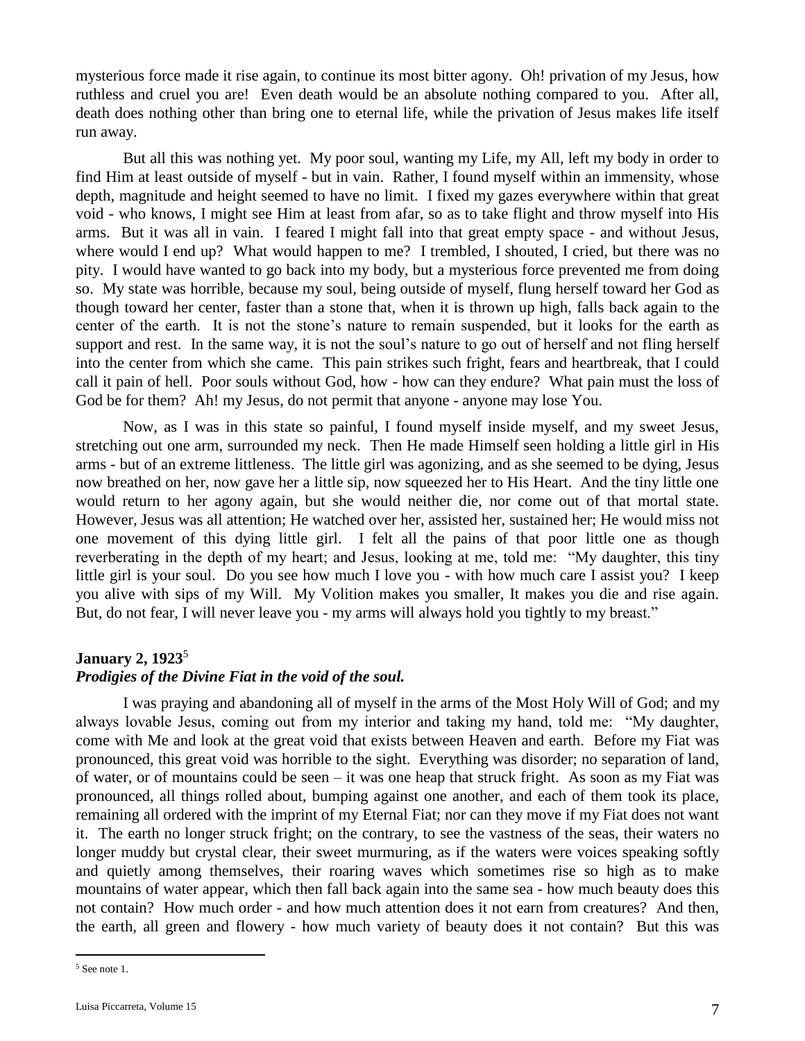mysterious force made it rise again, to continue its most bitter agony. Oh! privation of my Jesus, how ruthless and cruel you are! Even death would be an absolute nothing compared to you. After all, death does nothing other than bring one to eternal life, while the privation of Jesus makes life itself run away.

But all this was nothing yet. My poor soul, wanting my Life, my All, left my body in order to find Him at least outside of myself - but in vain. Rather, I found myself within an immensity, whose depth, magnitude and height seemed to have no limit. I fixed my gazes everywhere within that great void - who knows, I might see Him at least from afar, so as to take flight and throw myself into His arms. But it was all in vain. I feared I might fall into that great empty space - and without Jesus, where would I end up? What would happen to me? I trembled, I shouted, I cried, but there was no pity. I would have wanted to go back into my body, but a mysterious force prevented me from doing so. My state was horrible, because my soul, being outside of myself, flung herself toward her God as though toward her center, faster than a stone that, when it is thrown up high, falls back again to the center of the earth. It is not the stone's nature to remain suspended, but it looks for the earth as support and rest. In the same way, it is not the soul's nature to go out of herself and not fling herself into the center from which she came. This pain strikes such fright, fears and heartbreak, that I could call it pain of hell. Poor souls without God, how - how can they endure? What pain must the loss of God be for them? Ah! my Jesus, do not permit that anyone - anyone may lose You.

Now, as I was in this state so painful, I found myself inside myself, and my sweet Jesus, stretching out one arm, surrounded my neck. Then He made Himself seen holding a little girl in His arms - but of an extreme littleness. The little girl was agonizing, and as she seemed to be dying, Jesus now breathed on her, now gave her a little sip, now squeezed her to His Heart. And the tiny little one would return to her agony again, but she would neither die, nor come out of that mortal state. However, Jesus was all attention; He watched over her, assisted her, sustained her; He would miss not one movement of this dying little girl. I felt all the pains of that poor little one as though reverberating in the depth of my heart; and Jesus, looking at me, told me: "My daughter, this tiny little girl is your soul. Do you see how much I love you - with how much care I assist you? I keep you alive with sips of my Will. My Volition makes you smaller, It makes you die and rise again. But, do not fear, I will never leave you - my arms will always hold you tightly to my breast."

## January 2, 1923[5]

***Prodigies of the Divine Fiat in the void of the soul.***

I was praying and abandoning all of myself in the arms of the Most Holy Will of God; and my always lovable Jesus, coming out from my interior and taking my hand, told me: "My daughter, come with Me and look at the great void that exists between Heaven and earth. Before my Fiat was pronounced, this great void was horrible to the sight. Everything was disorder; no separation of land, of water, or of mountains could be seen – it was one heap that struck fright. As soon as my Fiat was pronounced, all things rolled about, bumping against one another, and each of them took its place, remaining all ordered with the imprint of my Eternal Fiat; nor can they move if my Fiat does not want it. The earth no longer struck fright; on the contrary, to see the vastness of the seas, their waters no longer muddy but crystal clear, their sweet murmuring, as if the waters were voices speaking softly and quietly among themselves, their roaring waves which sometimes rise so high as to make mountains of water appear, which then fall back again into the same sea - how much beauty does this not contain? How much order - and how much attention does it not earn from creatures? And then, the earth, all green and flowery - how much variety of beauty does it not contain? But this was

---

[5] See note 1.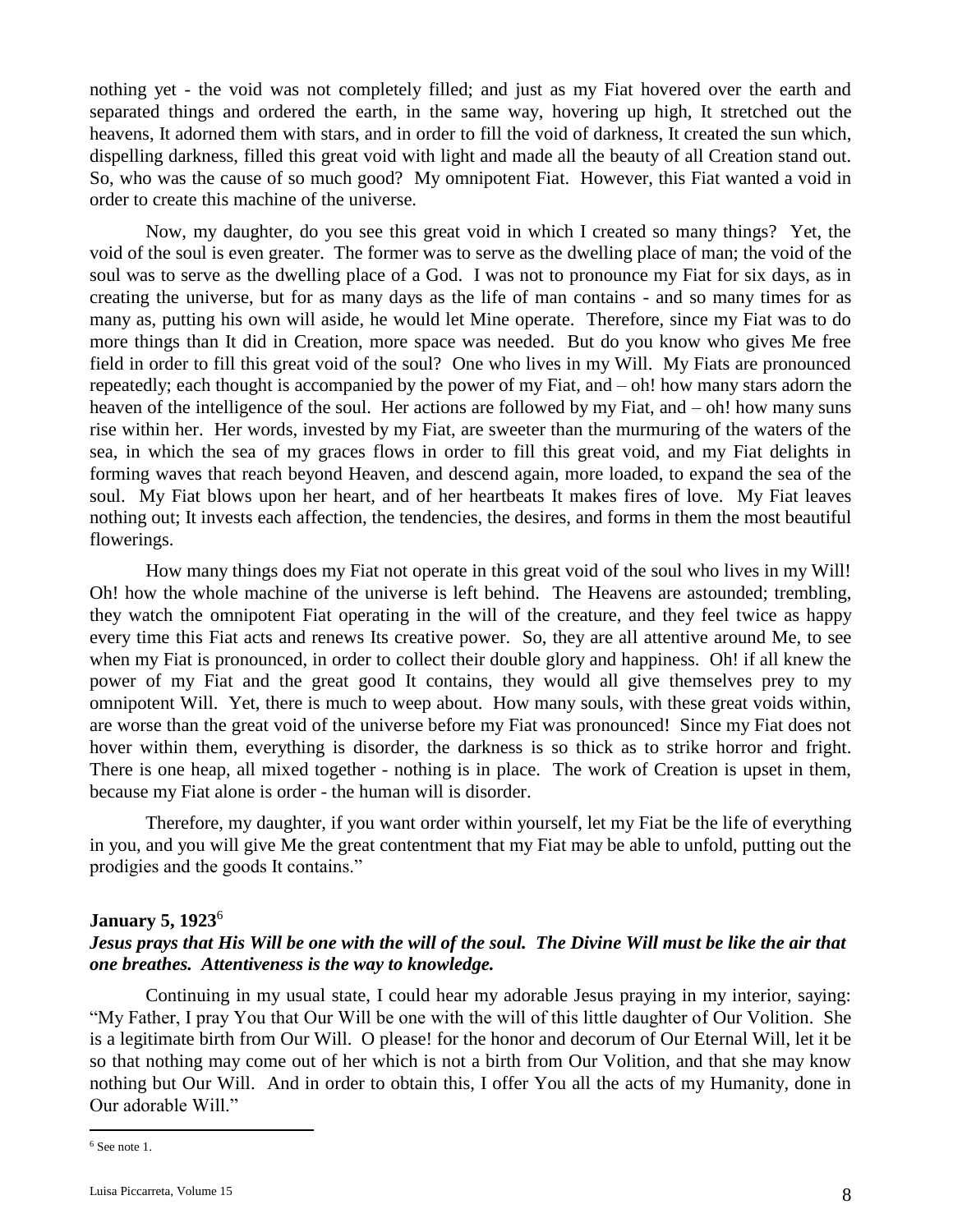nothing yet - the void was not completely filled; and just as my Fiat hovered over the earth and separated things and ordered the earth, in the same way, hovering up high, It stretched out the heavens, It adorned them with stars, and in order to fill the void of darkness, It created the sun which, dispelling darkness, filled this great void with light and made all the beauty of all Creation stand out. So, who was the cause of so much good? My omnipotent Fiat. However, this Fiat wanted a void in order to create this machine of the universe.

Now, my daughter, do you see this great void in which I created so many things? Yet, the void of the soul is even greater. The former was to serve as the dwelling place of man; the void of the soul was to serve as the dwelling place of a God. I was not to pronounce my Fiat for six days, as in creating the universe, but for as many days as the life of man contains - and so many times for as many as, putting his own will aside, he would let Mine operate. Therefore, since my Fiat was to do more things than It did in Creation, more space was needed. But do you know who gives Me free field in order to fill this great void of the soul? One who lives in my Will. My Fiats are pronounced repeatedly; each thought is accompanied by the power of my Fiat, and – oh! how many stars adorn the heaven of the intelligence of the soul. Her actions are followed by my Fiat, and – oh! how many suns rise within her. Her words, invested by my Fiat, are sweeter than the murmuring of the waters of the sea, in which the sea of my graces flows in order to fill this great void, and my Fiat delights in forming waves that reach beyond Heaven, and descend again, more loaded, to expand the sea of the soul. My Fiat blows upon her heart, and of her heartbeats It makes fires of love. My Fiat leaves nothing out; It invests each affection, the tendencies, the desires, and forms in them the most beautiful flowerings.

How many things does my Fiat not operate in this great void of the soul who lives in my Will! Oh! how the whole machine of the universe is left behind. The Heavens are astounded; trembling, they watch the omnipotent Fiat operating in the will of the creature, and they feel twice as happy every time this Fiat acts and renews Its creative power. So, they are all attentive around Me, to see when my Fiat is pronounced, in order to collect their double glory and happiness. Oh! if all knew the power of my Fiat and the great good It contains, they would all give themselves prey to my omnipotent Will. Yet, there is much to weep about. How many souls, with these great voids within, are worse than the great void of the universe before my Fiat was pronounced! Since my Fiat does not hover within them, everything is disorder, the darkness is so thick as to strike horror and fright. There is one heap, all mixed together - nothing is in place. The work of Creation is upset in them, because my Fiat alone is order - the human will is disorder.

Therefore, my daughter, if you want order within yourself, let my Fiat be the life of everything in you, and you will give Me the great contentment that my Fiat may be able to unfold, putting out the prodigies and the goods It contains."

**January 5, 1923**[6]

***Jesus prays that His Will be one with the will of the soul. The Divine Will must be like the air that one breathes. Attentiveness is the way to knowledge.***

Continuing in my usual state, I could hear my adorable Jesus praying in my interior, saying: "My Father, I pray You that Our Will be one with the will of this little daughter of Our Volition. She is a legitimate birth from Our Will. O please! for the honor and decorum of Our Eternal Will, let it be so that nothing may come out of her which is not a birth from Our Volition, and that she may know nothing but Our Will. And in order to obtain this, I offer You all the acts of my Humanity, done in Our adorable Will."

[6] See note 1.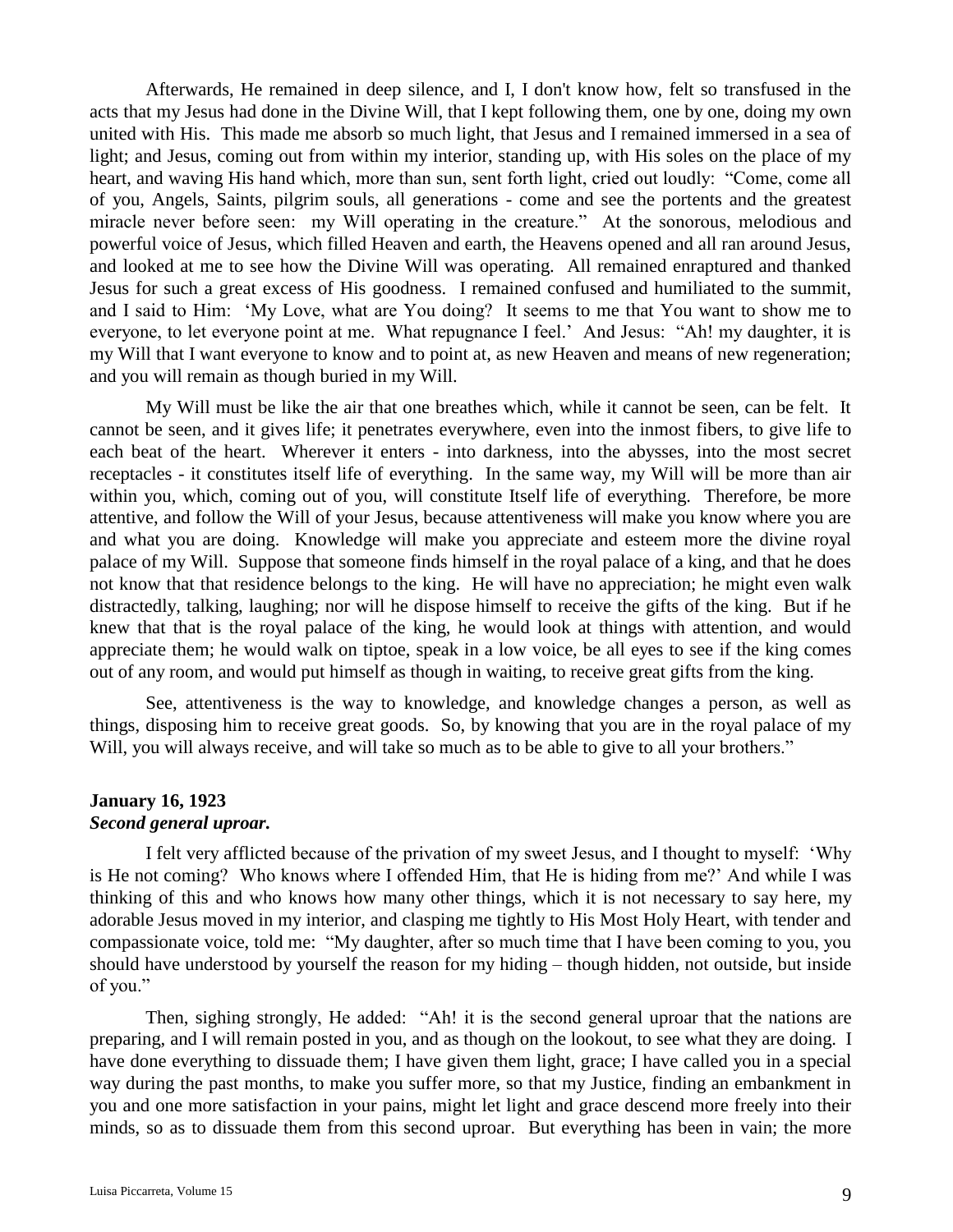Afterwards, He remained in deep silence, and I, I don't know how, felt so transfused in the acts that my Jesus had done in the Divine Will, that I kept following them, one by one, doing my own united with His. This made me absorb so much light, that Jesus and I remained immersed in a sea of light; and Jesus, coming out from within my interior, standing up, with His soles on the place of my heart, and waving His hand which, more than sun, sent forth light, cried out loudly: "Come, come all of you, Angels, Saints, pilgrim souls, all generations - come and see the portents and the greatest miracle never before seen: my Will operating in the creature." At the sonorous, melodious and powerful voice of Jesus, which filled Heaven and earth, the Heavens opened and all ran around Jesus, and looked at me to see how the Divine Will was operating. All remained enraptured and thanked Jesus for such a great excess of His goodness. I remained confused and humiliated to the summit, and I said to Him: 'My Love, what are You doing? It seems to me that You want to show me to everyone, to let everyone point at me. What repugnance I feel.' And Jesus: "Ah! my daughter, it is my Will that I want everyone to know and to point at, as new Heaven and means of new regeneration; and you will remain as though buried in my Will.

My Will must be like the air that one breathes which, while it cannot be seen, can be felt. It cannot be seen, and it gives life; it penetrates everywhere, even into the inmost fibers, to give life to each beat of the heart. Wherever it enters - into darkness, into the abysses, into the most secret receptacles - it constitutes itself life of everything. In the same way, my Will will be more than air within you, which, coming out of you, will constitute Itself life of everything. Therefore, be more attentive, and follow the Will of your Jesus, because attentiveness will make you know where you are and what you are doing. Knowledge will make you appreciate and esteem more the divine royal palace of my Will. Suppose that someone finds himself in the royal palace of a king, and that he does not know that that residence belongs to the king. He will have no appreciation; he might even walk distractedly, talking, laughing; nor will he dispose himself to receive the gifts of the king. But if he knew that that is the royal palace of the king, he would look at things with attention, and would appreciate them; he would walk on tiptoe, speak in a low voice, be all eyes to see if the king comes out of any room, and would put himself as though in waiting, to receive great gifts from the king.

See, attentiveness is the way to knowledge, and knowledge changes a person, as well as things, disposing him to receive great goods. So, by knowing that you are in the royal palace of my Will, you will always receive, and will take so much as to be able to give to all your brothers."

**January 16, 1923**
***Second general uproar.***

I felt very afflicted because of the privation of my sweet Jesus, and I thought to myself: 'Why is He not coming? Who knows where I offended Him, that He is hiding from me?' And while I was thinking of this and who knows how many other things, which it is not necessary to say here, my adorable Jesus moved in my interior, and clasping me tightly to His Most Holy Heart, with tender and compassionate voice, told me: "My daughter, after so much time that I have been coming to you, you should have understood by yourself the reason for my hiding – though hidden, not outside, but inside of you."

Then, sighing strongly, He added: "Ah! it is the second general uproar that the nations are preparing, and I will remain posted in you, and as though on the lookout, to see what they are doing. I have done everything to dissuade them; I have given them light, grace; I have called you in a special way during the past months, to make you suffer more, so that my Justice, finding an embankment in you and one more satisfaction in your pains, might let light and grace descend more freely into their minds, so as to dissuade them from this second uproar. But everything has been in vain; the more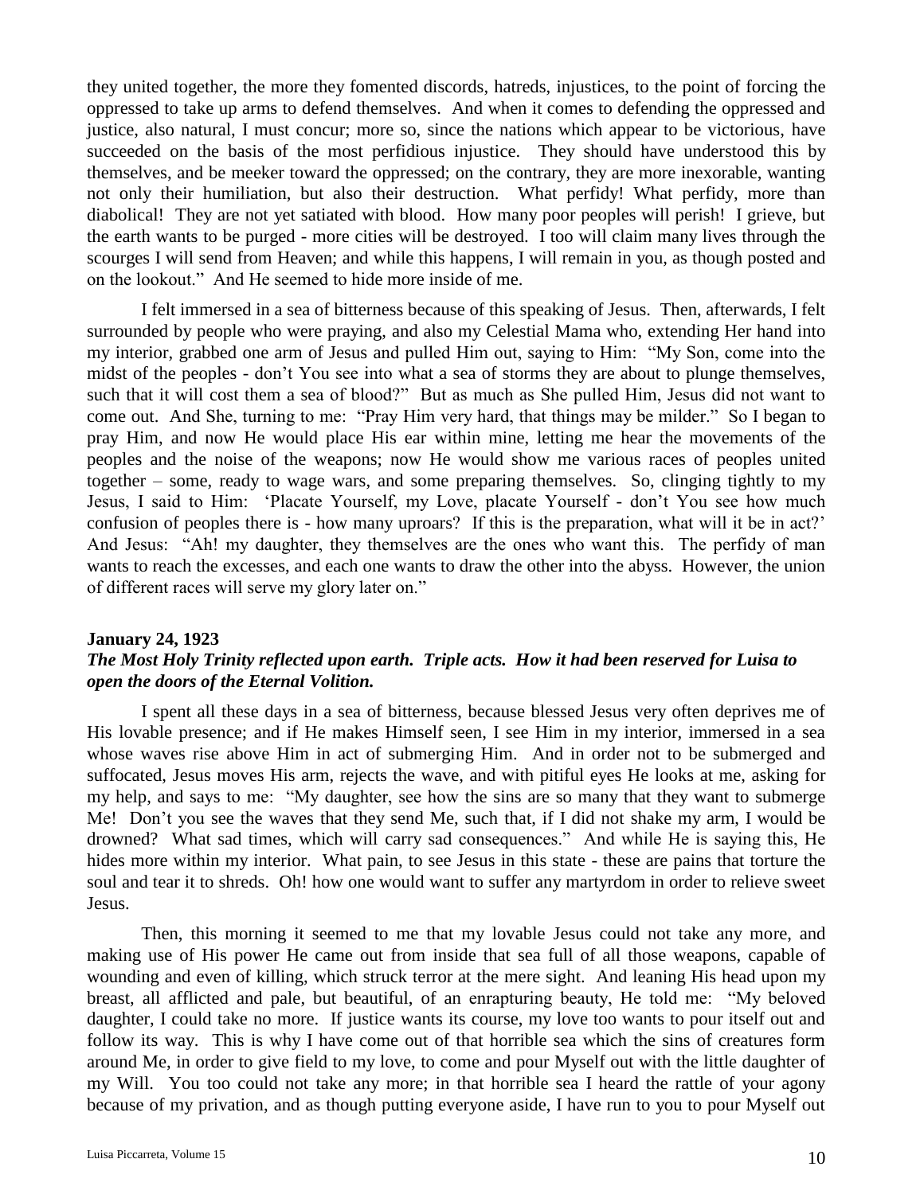they united together, the more they fomented discords, hatreds, injustices, to the point of forcing the oppressed to take up arms to defend themselves. And when it comes to defending the oppressed and justice, also natural, I must concur; more so, since the nations which appear to be victorious, have succeeded on the basis of the most perfidious injustice. They should have understood this by themselves, and be meeker toward the oppressed; on the contrary, they are more inexorable, wanting not only their humiliation, but also their destruction. What perfidy! What perfidy, more than diabolical! They are not yet satiated with blood. How many poor peoples will perish! I grieve, but the earth wants to be purged - more cities will be destroyed. I too will claim many lives through the scourges I will send from Heaven; and while this happens, I will remain in you, as though posted and on the lookout." And He seemed to hide more inside of me.

I felt immersed in a sea of bitterness because of this speaking of Jesus. Then, afterwards, I felt surrounded by people who were praying, and also my Celestial Mama who, extending Her hand into my interior, grabbed one arm of Jesus and pulled Him out, saying to Him: "My Son, come into the midst of the peoples - don't You see into what a sea of storms they are about to plunge themselves, such that it will cost them a sea of blood?" But as much as She pulled Him, Jesus did not want to come out. And She, turning to me: "Pray Him very hard, that things may be milder." So I began to pray Him, and now He would place His ear within mine, letting me hear the movements of the peoples and the noise of the weapons; now He would show me various races of peoples united together – some, ready to wage wars, and some preparing themselves. So, clinging tightly to my Jesus, I said to Him: 'Placate Yourself, my Love, placate Yourself - don't You see how much confusion of peoples there is - how many uproars? If this is the preparation, what will it be in act?' And Jesus: "Ah! my daughter, they themselves are the ones who want this. The perfidy of man wants to reach the excesses, and each one wants to draw the other into the abyss. However, the union of different races will serve my glory later on."

**January 24, 1923**

***The Most Holy Trinity reflected upon earth. Triple acts. How it had been reserved for Luisa to open the doors of the Eternal Volition.***

I spent all these days in a sea of bitterness, because blessed Jesus very often deprives me of His lovable presence; and if He makes Himself seen, I see Him in my interior, immersed in a sea whose waves rise above Him in act of submerging Him. And in order not to be submerged and suffocated, Jesus moves His arm, rejects the wave, and with pitiful eyes He looks at me, asking for my help, and says to me: "My daughter, see how the sins are so many that they want to submerge Me! Don't you see the waves that they send Me, such that, if I did not shake my arm, I would be drowned? What sad times, which will carry sad consequences." And while He is saying this, He hides more within my interior. What pain, to see Jesus in this state - these are pains that torture the soul and tear it to shreds. Oh! how one would want to suffer any martyrdom in order to relieve sweet Jesus.

Then, this morning it seemed to me that my lovable Jesus could not take any more, and making use of His power He came out from inside that sea full of all those weapons, capable of wounding and even of killing, which struck terror at the mere sight. And leaning His head upon my breast, all afflicted and pale, but beautiful, of an enrapturing beauty, He told me: "My beloved daughter, I could take no more. If justice wants its course, my love too wants to pour itself out and follow its way. This is why I have come out of that horrible sea which the sins of creatures form around Me, in order to give field to my love, to come and pour Myself out with the little daughter of my Will. You too could not take any more; in that horrible sea I heard the rattle of your agony because of my privation, and as though putting everyone aside, I have run to you to pour Myself out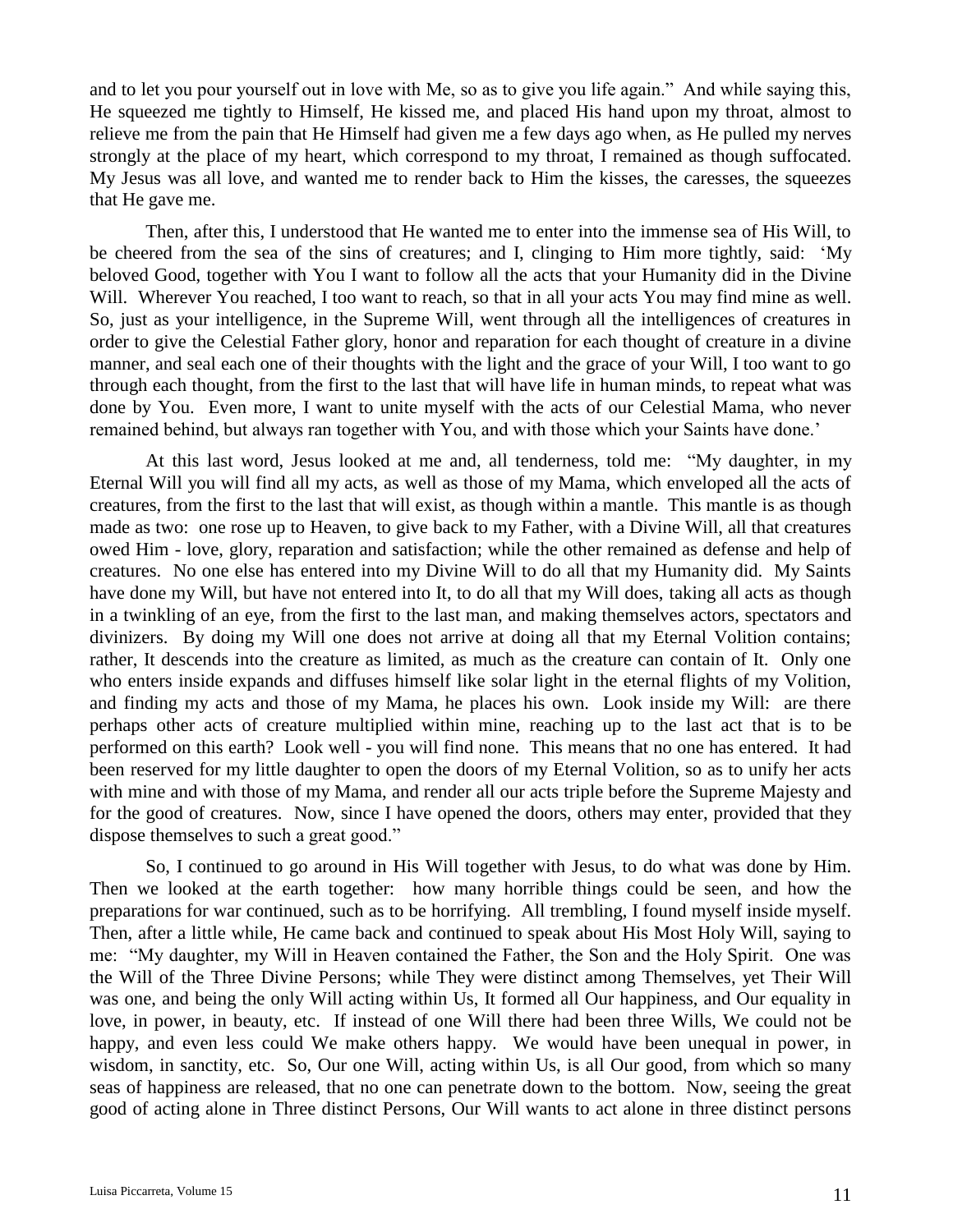and to let you pour yourself out in love with Me, so as to give you life again." And while saying this, He squeezed me tightly to Himself, He kissed me, and placed His hand upon my throat, almost to relieve me from the pain that He Himself had given me a few days ago when, as He pulled my nerves strongly at the place of my heart, which correspond to my throat, I remained as though suffocated. My Jesus was all love, and wanted me to render back to Him the kisses, the caresses, the squeezes that He gave me.

Then, after this, I understood that He wanted me to enter into the immense sea of His Will, to be cheered from the sea of the sins of creatures; and I, clinging to Him more tightly, said: 'My beloved Good, together with You I want to follow all the acts that your Humanity did in the Divine Will. Wherever You reached, I too want to reach, so that in all your acts You may find mine as well. So, just as your intelligence, in the Supreme Will, went through all the intelligences of creatures in order to give the Celestial Father glory, honor and reparation for each thought of creature in a divine manner, and seal each one of their thoughts with the light and the grace of your Will, I too want to go through each thought, from the first to the last that will have life in human minds, to repeat what was done by You. Even more, I want to unite myself with the acts of our Celestial Mama, who never remained behind, but always ran together with You, and with those which your Saints have done.'

At this last word, Jesus looked at me and, all tenderness, told me: "My daughter, in my Eternal Will you will find all my acts, as well as those of my Mama, which enveloped all the acts of creatures, from the first to the last that will exist, as though within a mantle. This mantle is as though made as two: one rose up to Heaven, to give back to my Father, with a Divine Will, all that creatures owed Him - love, glory, reparation and satisfaction; while the other remained as defense and help of creatures. No one else has entered into my Divine Will to do all that my Humanity did. My Saints have done my Will, but have not entered into It, to do all that my Will does, taking all acts as though in a twinkling of an eye, from the first to the last man, and making themselves actors, spectators and divinizers. By doing my Will one does not arrive at doing all that my Eternal Volition contains; rather, It descends into the creature as limited, as much as the creature can contain of It. Only one who enters inside expands and diffuses himself like solar light in the eternal flights of my Volition, and finding my acts and those of my Mama, he places his own. Look inside my Will: are there perhaps other acts of creature multiplied within mine, reaching up to the last act that is to be performed on this earth? Look well - you will find none. This means that no one has entered. It had been reserved for my little daughter to open the doors of my Eternal Volition, so as to unify her acts with mine and with those of my Mama, and render all our acts triple before the Supreme Majesty and for the good of creatures. Now, since I have opened the doors, others may enter, provided that they dispose themselves to such a great good."

So, I continued to go around in His Will together with Jesus, to do what was done by Him. Then we looked at the earth together: how many horrible things could be seen, and how the preparations for war continued, such as to be horrifying. All trembling, I found myself inside myself. Then, after a little while, He came back and continued to speak about His Most Holy Will, saying to me: "My daughter, my Will in Heaven contained the Father, the Son and the Holy Spirit. One was the Will of the Three Divine Persons; while They were distinct among Themselves, yet Their Will was one, and being the only Will acting within Us, It formed all Our happiness, and Our equality in love, in power, in beauty, etc. If instead of one Will there had been three Wills, We could not be happy, and even less could We make others happy. We would have been unequal in power, in wisdom, in sanctity, etc. So, Our one Will, acting within Us, is all Our good, from which so many seas of happiness are released, that no one can penetrate down to the bottom. Now, seeing the great good of acting alone in Three distinct Persons, Our Will wants to act alone in three distinct persons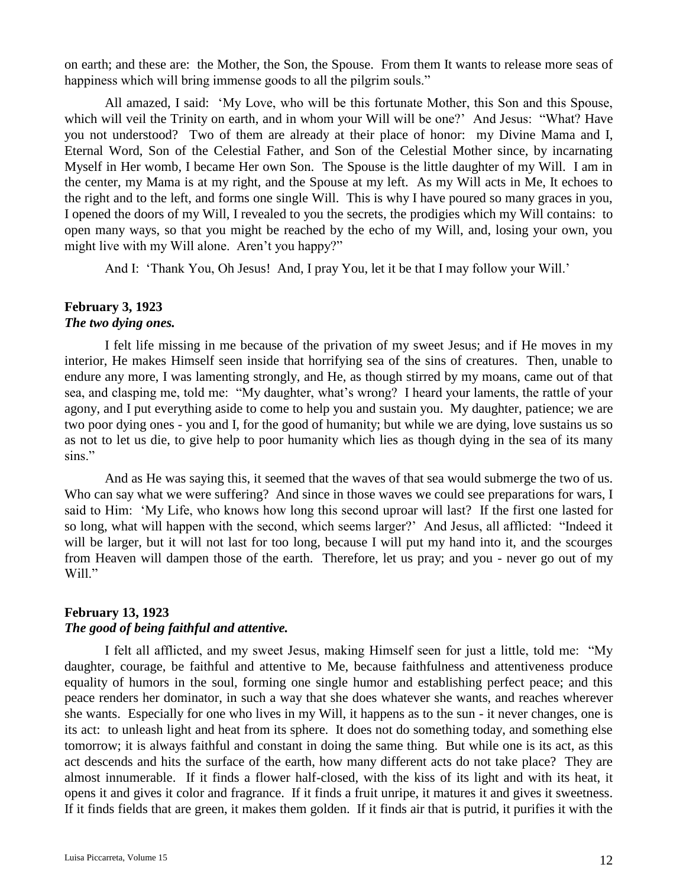on earth; and these are: the Mother, the Son, the Spouse. From them It wants to release more seas of happiness which will bring immense goods to all the pilgrim souls."

All amazed, I said: 'My Love, who will be this fortunate Mother, this Son and this Spouse, which will veil the Trinity on earth, and in whom your Will will be one?' And Jesus: "What? Have you not understood? Two of them are already at their place of honor: my Divine Mama and I, Eternal Word, Son of the Celestial Father, and Son of the Celestial Mother since, by incarnating Myself in Her womb, I became Her own Son. The Spouse is the little daughter of my Will. I am in the center, my Mama is at my right, and the Spouse at my left. As my Will acts in Me, It echoes to the right and to the left, and forms one single Will. This is why I have poured so many graces in you, I opened the doors of my Will, I revealed to you the secrets, the prodigies which my Will contains: to open many ways, so that you might be reached by the echo of my Will, and, losing your own, you might live with my Will alone. Aren't you happy?"

And I: 'Thank You, Oh Jesus! And, I pray You, let it be that I may follow your Will.'

### February 3, 1923
***The two dying ones.***

I felt life missing in me because of the privation of my sweet Jesus; and if He moves in my interior, He makes Himself seen inside that horrifying sea of the sins of creatures. Then, unable to endure any more, I was lamenting strongly, and He, as though stirred by my moans, came out of that sea, and clasping me, told me: "My daughter, what's wrong? I heard your laments, the rattle of your agony, and I put everything aside to come to help you and sustain you. My daughter, patience; we are two poor dying ones - you and I, for the good of humanity; but while we are dying, love sustains us so as not to let us die, to give help to poor humanity which lies as though dying in the sea of its many sins."

And as He was saying this, it seemed that the waves of that sea would submerge the two of us. Who can say what we were suffering? And since in those waves we could see preparations for wars, I said to Him: 'My Life, who knows how long this second uproar will last? If the first one lasted for so long, what will happen with the second, which seems larger?' And Jesus, all afflicted: "Indeed it will be larger, but it will not last for too long, because I will put my hand into it, and the scourges from Heaven will dampen those of the earth. Therefore, let us pray; and you - never go out of my Will."

### February 13, 1923
***The good of being faithful and attentive.***

I felt all afflicted, and my sweet Jesus, making Himself seen for just a little, told me: "My daughter, courage, be faithful and attentive to Me, because faithfulness and attentiveness produce equality of humors in the soul, forming one single humor and establishing perfect peace; and this peace renders her dominator, in such a way that she does whatever she wants, and reaches wherever she wants. Especially for one who lives in my Will, it happens as to the sun - it never changes, one is its act: to unleash light and heat from its sphere. It does not do something today, and something else tomorrow; it is always faithful and constant in doing the same thing. But while one is its act, as this act descends and hits the surface of the earth, how many different acts do not take place? They are almost innumerable. If it finds a flower half-closed, with the kiss of its light and with its heat, it opens it and gives it color and fragrance. If it finds a fruit unripe, it matures it and gives it sweetness. If it finds fields that are green, it makes them golden. If it finds air that is putrid, it purifies it with the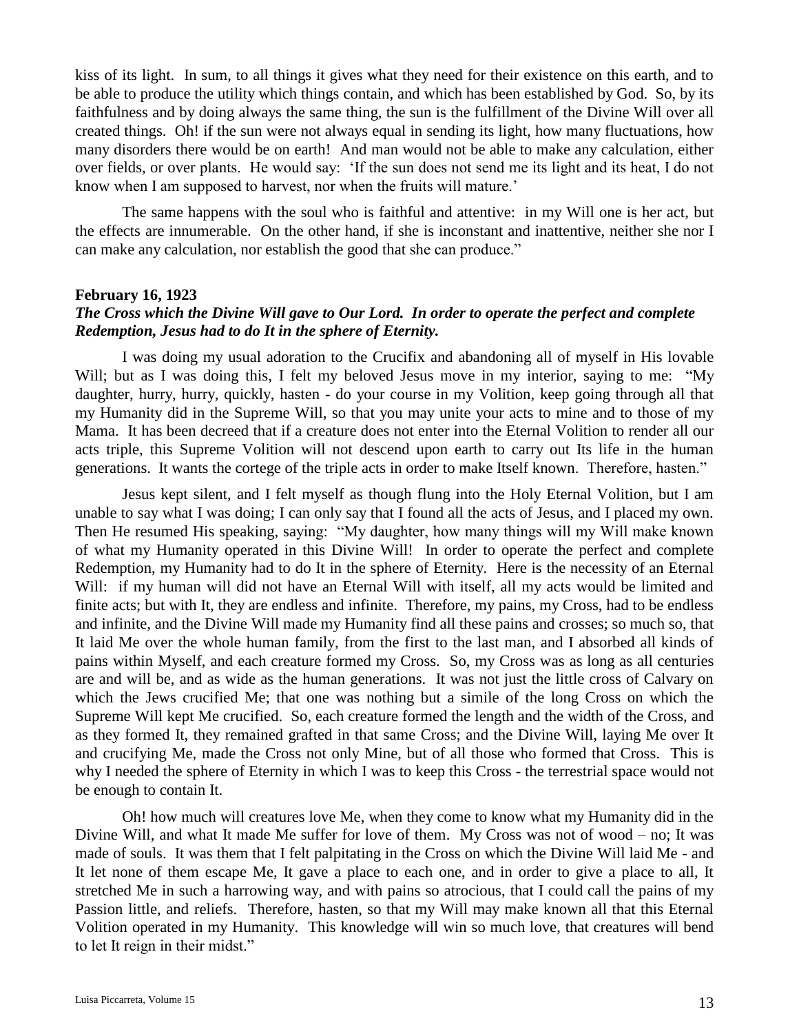kiss of its light. In sum, to all things it gives what they need for their existence on this earth, and to be able to produce the utility which things contain, and which has been established by God. So, by its faithfulness and by doing always the same thing, the sun is the fulfillment of the Divine Will over all created things. Oh! if the sun were not always equal in sending its light, how many fluctuations, how many disorders there would be on earth! And man would not be able to make any calculation, either over fields, or over plants. He would say: 'If the sun does not send me its light and its heat, I do not know when I am supposed to harvest, nor when the fruits will mature.'

The same happens with the soul who is faithful and attentive: in my Will one is her act, but the effects are innumerable. On the other hand, if she is inconstant and inattentive, neither she nor I can make any calculation, nor establish the good that she can produce."

**February 16, 1923**

***The Cross which the Divine Will gave to Our Lord. In order to operate the perfect and complete Redemption, Jesus had to do It in the sphere of Eternity.***

I was doing my usual adoration to the Crucifix and abandoning all of myself in His lovable Will; but as I was doing this, I felt my beloved Jesus move in my interior, saying to me: "My daughter, hurry, hurry, quickly, hasten - do your course in my Volition, keep going through all that my Humanity did in the Supreme Will, so that you may unite your acts to mine and to those of my Mama. It has been decreed that if a creature does not enter into the Eternal Volition to render all our acts triple, this Supreme Volition will not descend upon earth to carry out Its life in the human generations. It wants the cortege of the triple acts in order to make Itself known. Therefore, hasten."

Jesus kept silent, and I felt myself as though flung into the Holy Eternal Volition, but I am unable to say what I was doing; I can only say that I found all the acts of Jesus, and I placed my own. Then He resumed His speaking, saying: "My daughter, how many things will my Will make known of what my Humanity operated in this Divine Will! In order to operate the perfect and complete Redemption, my Humanity had to do It in the sphere of Eternity. Here is the necessity of an Eternal Will: if my human will did not have an Eternal Will with itself, all my acts would be limited and finite acts; but with It, they are endless and infinite. Therefore, my pains, my Cross, had to be endless and infinite, and the Divine Will made my Humanity find all these pains and crosses; so much so, that It laid Me over the whole human family, from the first to the last man, and I absorbed all kinds of pains within Myself, and each creature formed my Cross. So, my Cross was as long as all centuries are and will be, and as wide as the human generations. It was not just the little cross of Calvary on which the Jews crucified Me; that one was nothing but a simile of the long Cross on which the Supreme Will kept Me crucified. So, each creature formed the length and the width of the Cross, and as they formed It, they remained grafted in that same Cross; and the Divine Will, laying Me over It and crucifying Me, made the Cross not only Mine, but of all those who formed that Cross. This is why I needed the sphere of Eternity in which I was to keep this Cross - the terrestrial space would not be enough to contain It.

Oh! how much will creatures love Me, when they come to know what my Humanity did in the Divine Will, and what It made Me suffer for love of them. My Cross was not of wood – no; It was made of souls. It was them that I felt palpitating in the Cross on which the Divine Will laid Me - and It let none of them escape Me, It gave a place to each one, and in order to give a place to all, It stretched Me in such a harrowing way, and with pains so atrocious, that I could call the pains of my Passion little, and reliefs. Therefore, hasten, so that my Will may make known all that this Eternal Volition operated in my Humanity. This knowledge will win so much love, that creatures will bend to let It reign in their midst."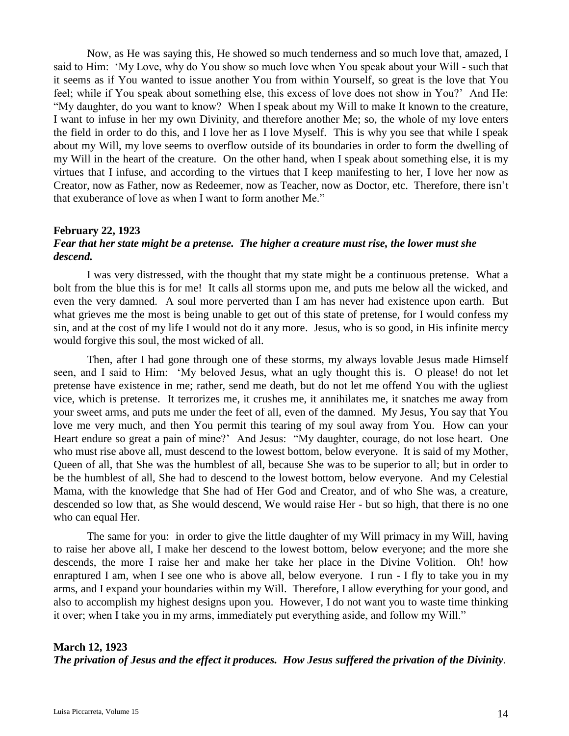Now, as He was saying this, He showed so much tenderness and so much love that, amazed, I said to Him: 'My Love, why do You show so much love when You speak about your Will - such that it seems as if You wanted to issue another You from within Yourself, so great is the love that You feel; while if You speak about something else, this excess of love does not show in You?' And He: "My daughter, do you want to know? When I speak about my Will to make It known to the creature, I want to infuse in her my own Divinity, and therefore another Me; so, the whole of my love enters the field in order to do this, and I love her as I love Myself. This is why you see that while I speak about my Will, my love seems to overflow outside of its boundaries in order to form the dwelling of my Will in the heart of the creature. On the other hand, when I speak about something else, it is my virtues that I infuse, and according to the virtues that I keep manifesting to her, I love her now as Creator, now as Father, now as Redeemer, now as Teacher, now as Doctor, etc. Therefore, there isn't that exuberance of love as when I want to form another Me."

**February 22, 1923**

***Fear that her state might be a pretense. The higher a creature must rise, the lower must she descend.***

I was very distressed, with the thought that my state might be a continuous pretense. What a bolt from the blue this is for me! It calls all storms upon me, and puts me below all the wicked, and even the very damned. A soul more perverted than I am has never had existence upon earth. But what grieves me the most is being unable to get out of this state of pretense, for I would confess my sin, and at the cost of my life I would not do it any more. Jesus, who is so good, in His infinite mercy would forgive this soul, the most wicked of all.

Then, after I had gone through one of these storms, my always lovable Jesus made Himself seen, and I said to Him: 'My beloved Jesus, what an ugly thought this is. O please! do not let pretense have existence in me; rather, send me death, but do not let me offend You with the ugliest vice, which is pretense. It terrorizes me, it crushes me, it annihilates me, it snatches me away from your sweet arms, and puts me under the feet of all, even of the damned. My Jesus, You say that You love me very much, and then You permit this tearing of my soul away from You. How can your Heart endure so great a pain of mine?' And Jesus: "My daughter, courage, do not lose heart. One who must rise above all, must descend to the lowest bottom, below everyone. It is said of my Mother, Queen of all, that She was the humblest of all, because She was to be superior to all; but in order to be the humblest of all, She had to descend to the lowest bottom, below everyone. And my Celestial Mama, with the knowledge that She had of Her God and Creator, and of who She was, a creature, descended so low that, as She would descend, We would raise Her - but so high, that there is no one who can equal Her.

The same for you: in order to give the little daughter of my Will primacy in my Will, having to raise her above all, I make her descend to the lowest bottom, below everyone; and the more she descends, the more I raise her and make her take her place in the Divine Volition. Oh! how enraptured I am, when I see one who is above all, below everyone. I run - I fly to take you in my arms, and I expand your boundaries within my Will. Therefore, I allow everything for your good, and also to accomplish my highest designs upon you. However, I do not want you to waste time thinking it over; when I take you in my arms, immediately put everything aside, and follow my Will."

**March 12, 1923**

***The privation of Jesus and the effect it produces. How Jesus suffered the privation of the Divinity.***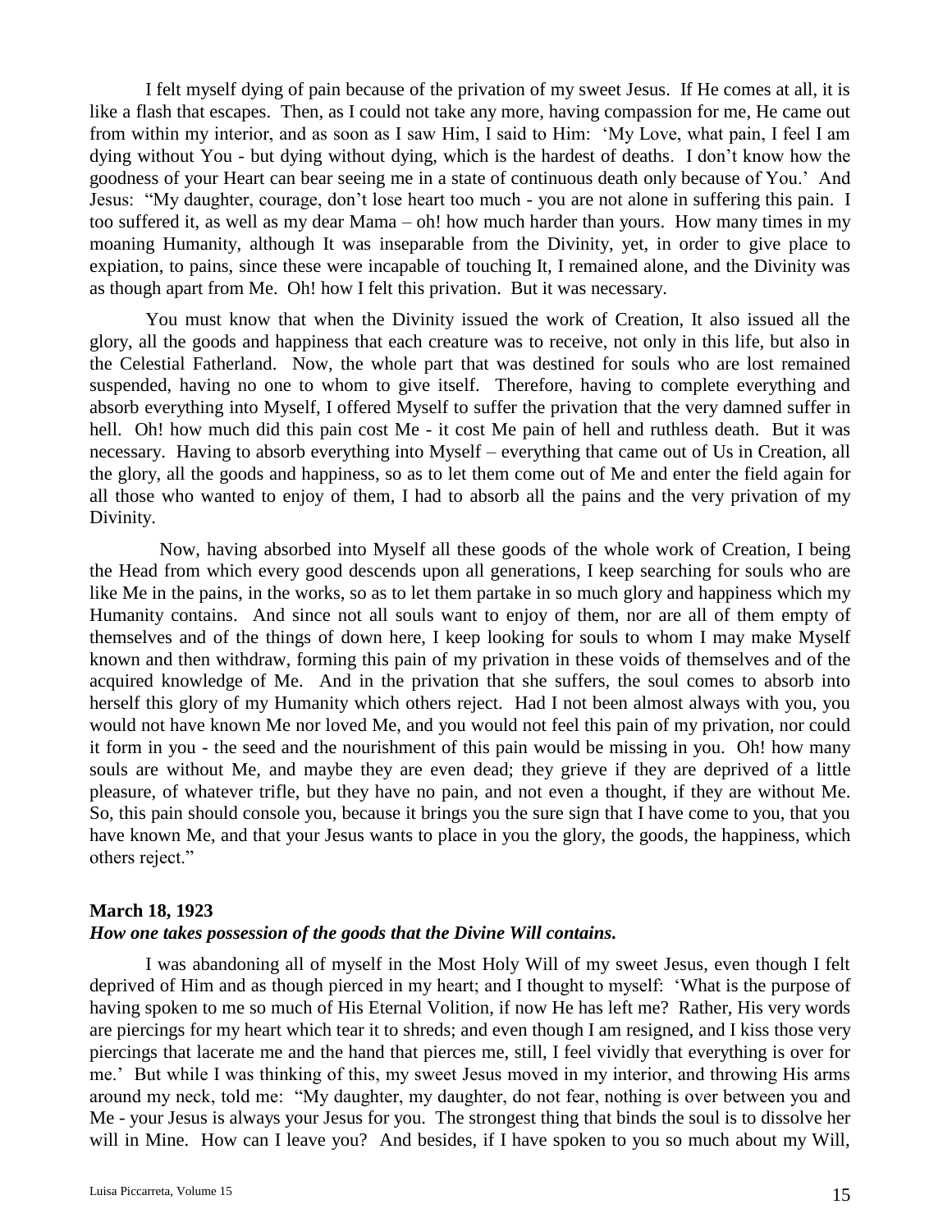I felt myself dying of pain because of the privation of my sweet Jesus. If He comes at all, it is like a flash that escapes. Then, as I could not take any more, having compassion for me, He came out from within my interior, and as soon as I saw Him, I said to Him: 'My Love, what pain, I feel I am dying without You - but dying without dying, which is the hardest of deaths. I don't know how the goodness of your Heart can bear seeing me in a state of continuous death only because of You.' And Jesus: "My daughter, courage, don't lose heart too much - you are not alone in suffering this pain. I too suffered it, as well as my dear Mama – oh! how much harder than yours. How many times in my moaning Humanity, although It was inseparable from the Divinity, yet, in order to give place to expiation, to pains, since these were incapable of touching It, I remained alone, and the Divinity was as though apart from Me. Oh! how I felt this privation. But it was necessary.

You must know that when the Divinity issued the work of Creation, It also issued all the glory, all the goods and happiness that each creature was to receive, not only in this life, but also in the Celestial Fatherland. Now, the whole part that was destined for souls who are lost remained suspended, having no one to whom to give itself. Therefore, having to complete everything and absorb everything into Myself, I offered Myself to suffer the privation that the very damned suffer in hell. Oh! how much did this pain cost Me - it cost Me pain of hell and ruthless death. But it was necessary. Having to absorb everything into Myself – everything that came out of Us in Creation, all the glory, all the goods and happiness, so as to let them come out of Me and enter the field again for all those who wanted to enjoy of them, I had to absorb all the pains and the very privation of my Divinity.

Now, having absorbed into Myself all these goods of the whole work of Creation, I being the Head from which every good descends upon all generations, I keep searching for souls who are like Me in the pains, in the works, so as to let them partake in so much glory and happiness which my Humanity contains. And since not all souls want to enjoy of them, nor are all of them empty of themselves and of the things of down here, I keep looking for souls to whom I may make Myself known and then withdraw, forming this pain of my privation in these voids of themselves and of the acquired knowledge of Me. And in the privation that she suffers, the soul comes to absorb into herself this glory of my Humanity which others reject. Had I not been almost always with you, you would not have known Me nor loved Me, and you would not feel this pain of my privation, nor could it form in you - the seed and the nourishment of this pain would be missing in you. Oh! how many souls are without Me, and maybe they are even dead; they grieve if they are deprived of a little pleasure, of whatever trifle, but they have no pain, and not even a thought, if they are without Me. So, this pain should console you, because it brings you the sure sign that I have come to you, that you have known Me, and that your Jesus wants to place in you the glory, the goods, the happiness, which others reject."

**March 18, 1923**
***How one takes possession of the goods that the Divine Will contains.***

I was abandoning all of myself in the Most Holy Will of my sweet Jesus, even though I felt deprived of Him and as though pierced in my heart; and I thought to myself: 'What is the purpose of having spoken to me so much of His Eternal Volition, if now He has left me? Rather, His very words are piercings for my heart which tear it to shreds; and even though I am resigned, and I kiss those very piercings that lacerate me and the hand that pierces me, still, I feel vividly that everything is over for me.' But while I was thinking of this, my sweet Jesus moved in my interior, and throwing His arms around my neck, told me: "My daughter, my daughter, do not fear, nothing is over between you and Me - your Jesus is always your Jesus for you. The strongest thing that binds the soul is to dissolve her will in Mine. How can I leave you? And besides, if I have spoken to you so much about my Will,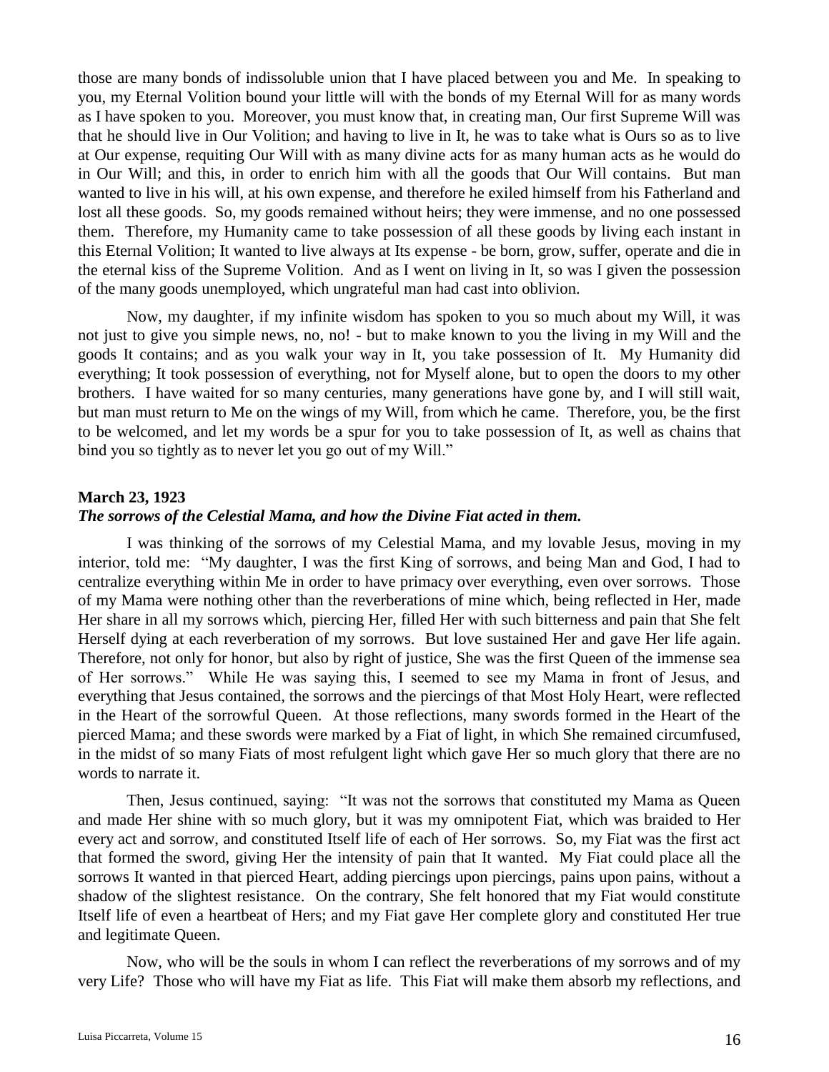those are many bonds of indissoluble union that I have placed between you and Me. In speaking to you, my Eternal Volition bound your little will with the bonds of my Eternal Will for as many words as I have spoken to you. Moreover, you must know that, in creating man, Our first Supreme Will was that he should live in Our Volition; and having to live in It, he was to take what is Ours so as to live at Our expense, requiting Our Will with as many divine acts for as many human acts as he would do in Our Will; and this, in order to enrich him with all the goods that Our Will contains. But man wanted to live in his will, at his own expense, and therefore he exiled himself from his Fatherland and lost all these goods. So, my goods remained without heirs; they were immense, and no one possessed them. Therefore, my Humanity came to take possession of all these goods by living each instant in this Eternal Volition; It wanted to live always at Its expense - be born, grow, suffer, operate and die in the eternal kiss of the Supreme Volition. And as I went on living in It, so was I given the possession of the many goods unemployed, which ungrateful man had cast into oblivion.

Now, my daughter, if my infinite wisdom has spoken to you so much about my Will, it was not just to give you simple news, no, no! - but to make known to you the living in my Will and the goods It contains; and as you walk your way in It, you take possession of It. My Humanity did everything; It took possession of everything, not for Myself alone, but to open the doors to my other brothers. I have waited for so many centuries, many generations have gone by, and I will still wait, but man must return to Me on the wings of my Will, from which he came. Therefore, you, be the first to be welcomed, and let my words be a spur for you to take possession of It, as well as chains that bind you so tightly as to never let you go out of my Will."

**March 23, 1923**
***The sorrows of the Celestial Mama, and how the Divine Fiat acted in them.***

I was thinking of the sorrows of my Celestial Mama, and my lovable Jesus, moving in my interior, told me: "My daughter, I was the first King of sorrows, and being Man and God, I had to centralize everything within Me in order to have primacy over everything, even over sorrows. Those of my Mama were nothing other than the reverberations of mine which, being reflected in Her, made Her share in all my sorrows which, piercing Her, filled Her with such bitterness and pain that She felt Herself dying at each reverberation of my sorrows. But love sustained Her and gave Her life again. Therefore, not only for honor, but also by right of justice, She was the first Queen of the immense sea of Her sorrows." While He was saying this, I seemed to see my Mama in front of Jesus, and everything that Jesus contained, the sorrows and the piercings of that Most Holy Heart, were reflected in the Heart of the sorrowful Queen. At those reflections, many swords formed in the Heart of the pierced Mama; and these swords were marked by a Fiat of light, in which She remained circumfused, in the midst of so many Fiats of most refulgent light which gave Her so much glory that there are no words to narrate it.

Then, Jesus continued, saying: "It was not the sorrows that constituted my Mama as Queen and made Her shine with so much glory, but it was my omnipotent Fiat, which was braided to Her every act and sorrow, and constituted Itself life of each of Her sorrows. So, my Fiat was the first act that formed the sword, giving Her the intensity of pain that It wanted. My Fiat could place all the sorrows It wanted in that pierced Heart, adding piercings upon piercings, pains upon pains, without a shadow of the slightest resistance. On the contrary, She felt honored that my Fiat would constitute Itself life of even a heartbeat of Hers; and my Fiat gave Her complete glory and constituted Her true and legitimate Queen.

Now, who will be the souls in whom I can reflect the reverberations of my sorrows and of my very Life? Those who will have my Fiat as life. This Fiat will make them absorb my reflections, and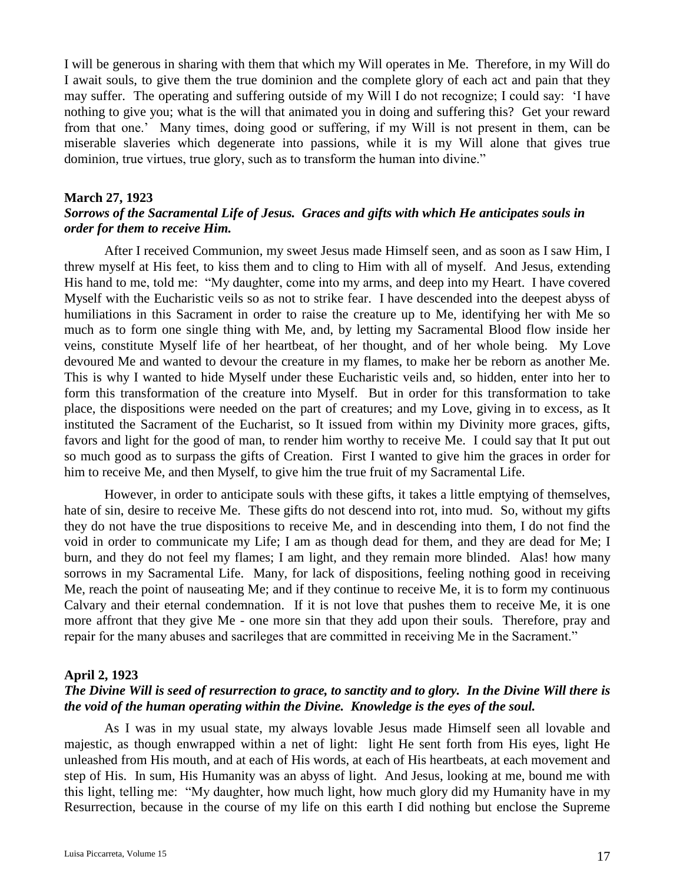I will be generous in sharing with them that which my Will operates in Me. Therefore, in my Will do I await souls, to give them the true dominion and the complete glory of each act and pain that they may suffer. The operating and suffering outside of my Will I do not recognize; I could say: 'I have nothing to give you; what is the will that animated you in doing and suffering this? Get your reward from that one.' Many times, doing good or suffering, if my Will is not present in them, can be miserable slaveries which degenerate into passions, while it is my Will alone that gives true dominion, true virtues, true glory, such as to transform the human into divine."

**March 27, 1923**

***Sorrows of the Sacramental Life of Jesus. Graces and gifts with which He anticipates souls in order for them to receive Him.***

After I received Communion, my sweet Jesus made Himself seen, and as soon as I saw Him, I threw myself at His feet, to kiss them and to cling to Him with all of myself. And Jesus, extending His hand to me, told me: "My daughter, come into my arms, and deep into my Heart. I have covered Myself with the Eucharistic veils so as not to strike fear. I have descended into the deepest abyss of humiliations in this Sacrament in order to raise the creature up to Me, identifying her with Me so much as to form one single thing with Me, and, by letting my Sacramental Blood flow inside her veins, constitute Myself life of her heartbeat, of her thought, and of her whole being. My Love devoured Me and wanted to devour the creature in my flames, to make her be reborn as another Me. This is why I wanted to hide Myself under these Eucharistic veils and, so hidden, enter into her to form this transformation of the creature into Myself. But in order for this transformation to take place, the dispositions were needed on the part of creatures; and my Love, giving in to excess, as It instituted the Sacrament of the Eucharist, so It issued from within my Divinity more graces, gifts, favors and light for the good of man, to render him worthy to receive Me. I could say that It put out so much good as to surpass the gifts of Creation. First I wanted to give him the graces in order for him to receive Me, and then Myself, to give him the true fruit of my Sacramental Life.

However, in order to anticipate souls with these gifts, it takes a little emptying of themselves, hate of sin, desire to receive Me. These gifts do not descend into rot, into mud. So, without my gifts they do not have the true dispositions to receive Me, and in descending into them, I do not find the void in order to communicate my Life; I am as though dead for them, and they are dead for Me; I burn, and they do not feel my flames; I am light, and they remain more blinded. Alas! how many sorrows in my Sacramental Life. Many, for lack of dispositions, feeling nothing good in receiving Me, reach the point of nauseating Me; and if they continue to receive Me, it is to form my continuous Calvary and their eternal condemnation. If it is not love that pushes them to receive Me, it is one more affront that they give Me - one more sin that they add upon their souls. Therefore, pray and repair for the many abuses and sacrileges that are committed in receiving Me in the Sacrament."

**April 2, 1923**

***The Divine Will is seed of resurrection to grace, to sanctity and to glory. In the Divine Will there is the void of the human operating within the Divine. Knowledge is the eyes of the soul.***

As I was in my usual state, my always lovable Jesus made Himself seen all lovable and majestic, as though enwrapped within a net of light: light He sent forth from His eyes, light He unleashed from His mouth, and at each of His words, at each of His heartbeats, at each movement and step of His. In sum, His Humanity was an abyss of light. And Jesus, looking at me, bound me with this light, telling me: "My daughter, how much light, how much glory did my Humanity have in my Resurrection, because in the course of my life on this earth I did nothing but enclose the Supreme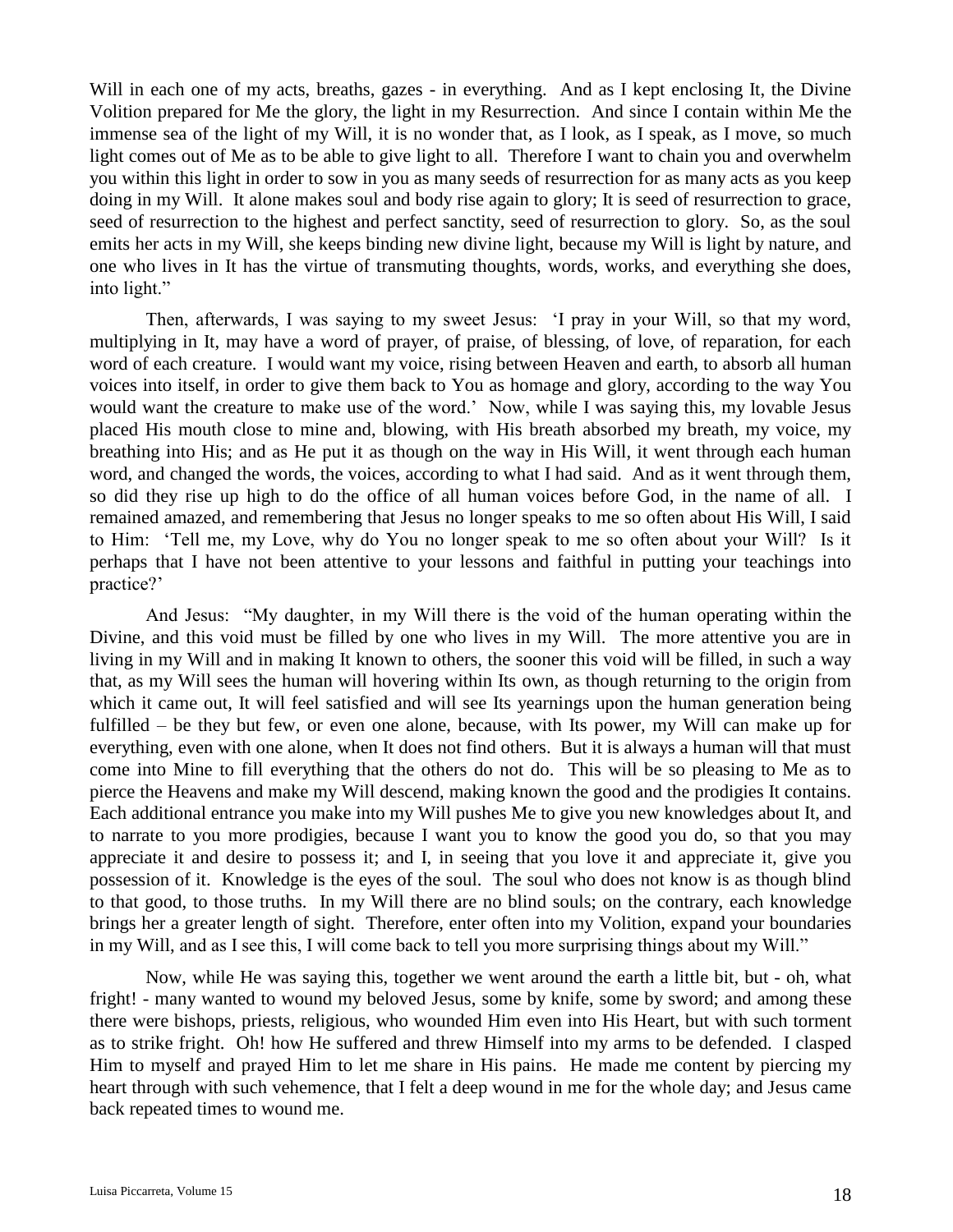Will in each one of my acts, breaths, gazes - in everything. And as I kept enclosing It, the Divine Volition prepared for Me the glory, the light in my Resurrection. And since I contain within Me the immense sea of the light of my Will, it is no wonder that, as I look, as I speak, as I move, so much light comes out of Me as to be able to give light to all. Therefore I want to chain you and overwhelm you within this light in order to sow in you as many seeds of resurrection for as many acts as you keep doing in my Will. It alone makes soul and body rise again to glory; It is seed of resurrection to grace, seed of resurrection to the highest and perfect sanctity, seed of resurrection to glory. So, as the soul emits her acts in my Will, she keeps binding new divine light, because my Will is light by nature, and one who lives in It has the virtue of transmuting thoughts, words, works, and everything she does, into light."

Then, afterwards, I was saying to my sweet Jesus: 'I pray in your Will, so that my word, multiplying in It, may have a word of prayer, of praise, of blessing, of love, of reparation, for each word of each creature. I would want my voice, rising between Heaven and earth, to absorb all human voices into itself, in order to give them back to You as homage and glory, according to the way You would want the creature to make use of the word.' Now, while I was saying this, my lovable Jesus placed His mouth close to mine and, blowing, with His breath absorbed my breath, my voice, my breathing into His; and as He put it as though on the way in His Will, it went through each human word, and changed the words, the voices, according to what I had said. And as it went through them, so did they rise up high to do the office of all human voices before God, in the name of all. I remained amazed, and remembering that Jesus no longer speaks to me so often about His Will, I said to Him: 'Tell me, my Love, why do You no longer speak to me so often about your Will? Is it perhaps that I have not been attentive to your lessons and faithful in putting your teachings into practice?'

And Jesus: "My daughter, in my Will there is the void of the human operating within the Divine, and this void must be filled by one who lives in my Will. The more attentive you are in living in my Will and in making It known to others, the sooner this void will be filled, in such a way that, as my Will sees the human will hovering within Its own, as though returning to the origin from which it came out, It will feel satisfied and will see Its yearnings upon the human generation being fulfilled – be they but few, or even one alone, because, with Its power, my Will can make up for everything, even with one alone, when It does not find others. But it is always a human will that must come into Mine to fill everything that the others do not do. This will be so pleasing to Me as to pierce the Heavens and make my Will descend, making known the good and the prodigies It contains. Each additional entrance you make into my Will pushes Me to give you new knowledges about It, and to narrate to you more prodigies, because I want you to know the good you do, so that you may appreciate it and desire to possess it; and I, in seeing that you love it and appreciate it, give you possession of it. Knowledge is the eyes of the soul. The soul who does not know is as though blind to that good, to those truths. In my Will there are no blind souls; on the contrary, each knowledge brings her a greater length of sight. Therefore, enter often into my Volition, expand your boundaries in my Will, and as I see this, I will come back to tell you more surprising things about my Will."

Now, while He was saying this, together we went around the earth a little bit, but - oh, what fright! - many wanted to wound my beloved Jesus, some by knife, some by sword; and among these there were bishops, priests, religious, who wounded Him even into His Heart, but with such torment as to strike fright. Oh! how He suffered and threw Himself into my arms to be defended. I clasped Him to myself and prayed Him to let me share in His pains. He made me content by piercing my heart through with such vehemence, that I felt a deep wound in me for the whole day; and Jesus came back repeated times to wound me.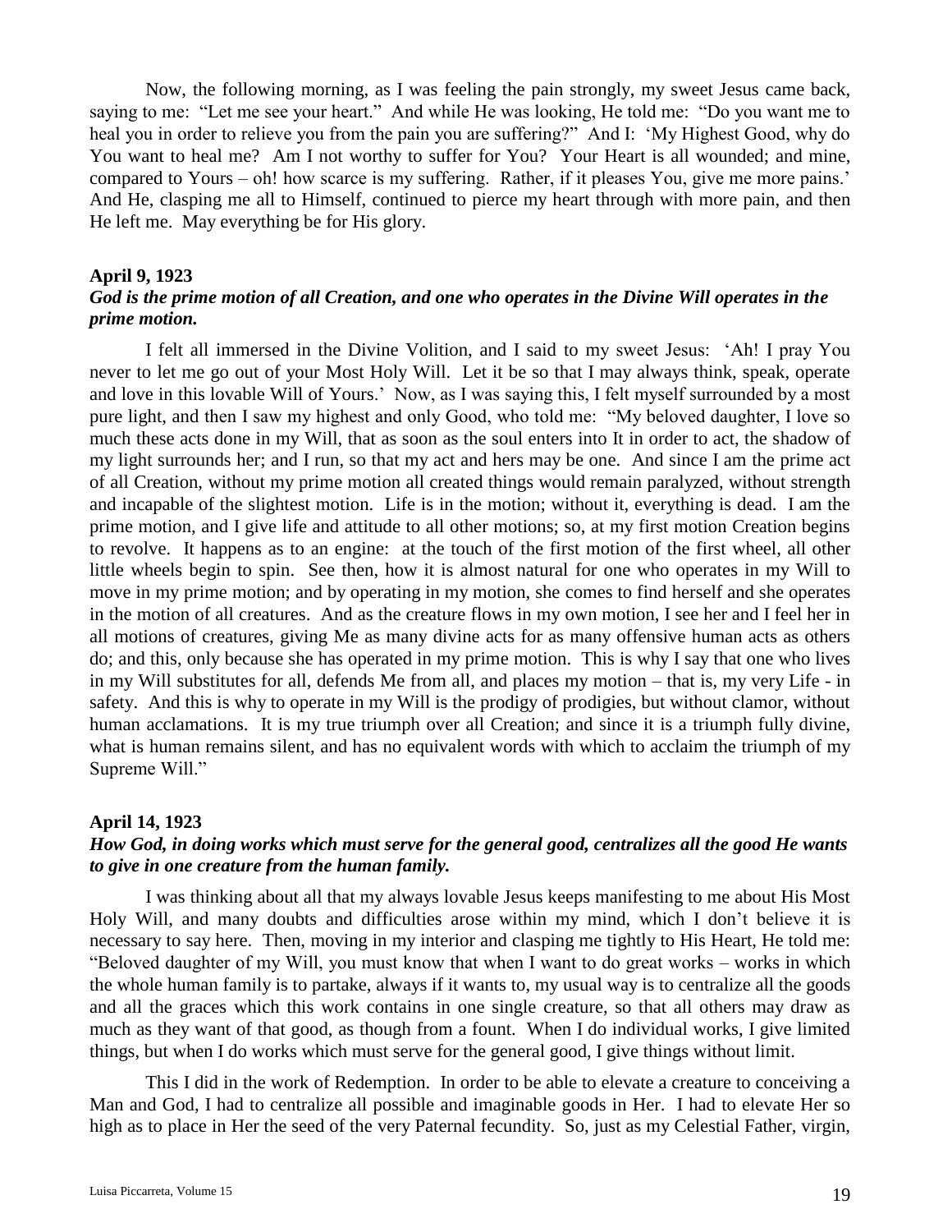Now, the following morning, as I was feeling the pain strongly, my sweet Jesus came back, saying to me: "Let me see your heart." And while He was looking, He told me: "Do you want me to heal you in order to relieve you from the pain you are suffering?" And I: 'My Highest Good, why do You want to heal me? Am I not worthy to suffer for You? Your Heart is all wounded; and mine, compared to Yours – oh! how scarce is my suffering. Rather, if it pleases You, give me more pains.' And He, clasping me all to Himself, continued to pierce my heart through with more pain, and then He left me. May everything be for His glory.

**April 9, 1923**

***God is the prime motion of all Creation, and one who operates in the Divine Will operates in the prime motion.***

I felt all immersed in the Divine Volition, and I said to my sweet Jesus: 'Ah! I pray You never to let me go out of your Most Holy Will. Let it be so that I may always think, speak, operate and love in this lovable Will of Yours.' Now, as I was saying this, I felt myself surrounded by a most pure light, and then I saw my highest and only Good, who told me: "My beloved daughter, I love so much these acts done in my Will, that as soon as the soul enters into It in order to act, the shadow of my light surrounds her; and I run, so that my act and hers may be one. And since I am the prime act of all Creation, without my prime motion all created things would remain paralyzed, without strength and incapable of the slightest motion. Life is in the motion; without it, everything is dead. I am the prime motion, and I give life and attitude to all other motions; so, at my first motion Creation begins to revolve. It happens as to an engine: at the touch of the first motion of the first wheel, all other little wheels begin to spin. See then, how it is almost natural for one who operates in my Will to move in my prime motion; and by operating in my motion, she comes to find herself and she operates in the motion of all creatures. And as the creature flows in my own motion, I see her and I feel her in all motions of creatures, giving Me as many divine acts for as many offensive human acts as others do; and this, only because she has operated in my prime motion. This is why I say that one who lives in my Will substitutes for all, defends Me from all, and places my motion – that is, my very Life - in safety. And this is why to operate in my Will is the prodigy of prodigies, but without clamor, without human acclamations. It is my true triumph over all Creation; and since it is a triumph fully divine, what is human remains silent, and has no equivalent words with which to acclaim the triumph of my Supreme Will."

**April 14, 1923**

***How God, in doing works which must serve for the general good, centralizes all the good He wants to give in one creature from the human family.***

I was thinking about all that my always lovable Jesus keeps manifesting to me about His Most Holy Will, and many doubts and difficulties arose within my mind, which I don't believe it is necessary to say here. Then, moving in my interior and clasping me tightly to His Heart, He told me: "Beloved daughter of my Will, you must know that when I want to do great works – works in which the whole human family is to partake, always if it wants to, my usual way is to centralize all the goods and all the graces which this work contains in one single creature, so that all others may draw as much as they want of that good, as though from a fount. When I do individual works, I give limited things, but when I do works which must serve for the general good, I give things without limit.

This I did in the work of Redemption. In order to be able to elevate a creature to conceiving a Man and God, I had to centralize all possible and imaginable goods in Her. I had to elevate Her so high as to place in Her the seed of the very Paternal fecundity. So, just as my Celestial Father, virgin,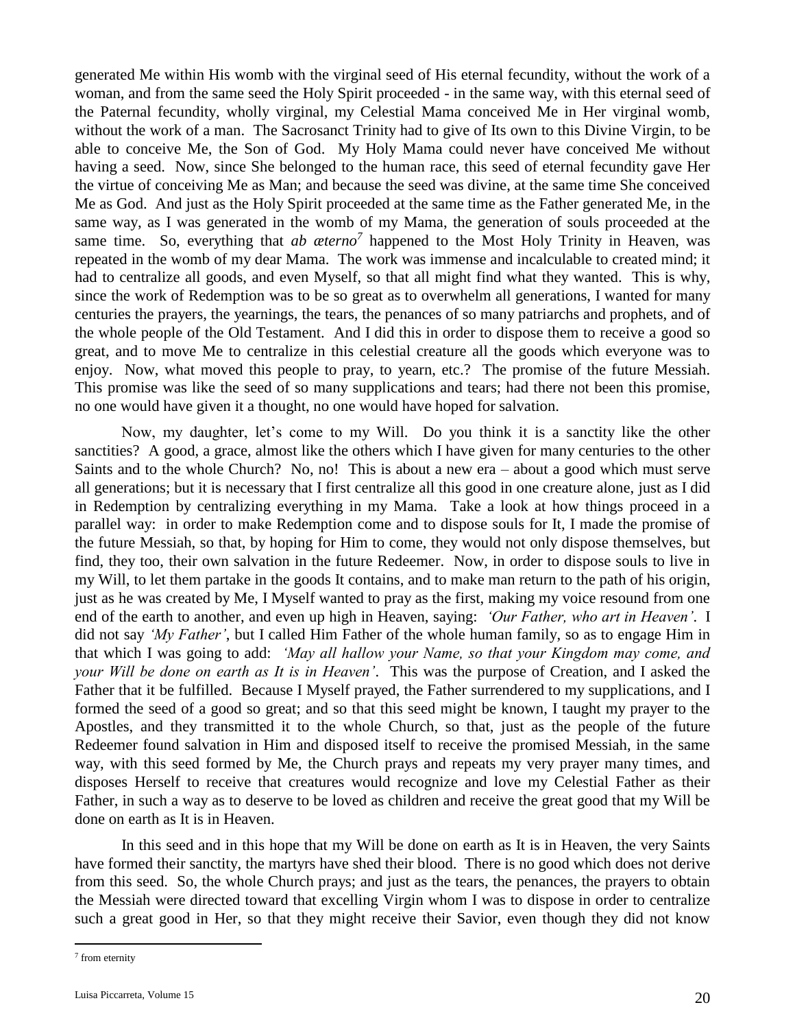generated Me within His womb with the virginal seed of His eternal fecundity, without the work of a woman, and from the same seed the Holy Spirit proceeded - in the same way, with this eternal seed of the Paternal fecundity, wholly virginal, my Celestial Mama conceived Me in Her virginal womb, without the work of a man. The Sacrosanct Trinity had to give of Its own to this Divine Virgin, to be able to conceive Me, the Son of God. My Holy Mama could never have conceived Me without having a seed. Now, since She belonged to the human race, this seed of eternal fecundity gave Her the virtue of conceiving Me as Man; and because the seed was divine, at the same time She conceived Me as God. And just as the Holy Spirit proceeded at the same time as the Father generated Me, in the same way, as I was generated in the womb of my Mama, the generation of souls proceeded at the same time. So, everything that ***ab æterno***[7] happened to the Most Holy Trinity in Heaven, was repeated in the womb of my dear Mama. The work was immense and incalculable to created mind; it had to centralize all goods, and even Myself, so that all might find what they wanted. This is why, since the work of Redemption was to be so great as to overwhelm all generations, I wanted for many centuries the prayers, the yearnings, the tears, the penances of so many patriarchs and prophets, and of the whole people of the Old Testament. And I did this in order to dispose them to receive a good so great, and to move Me to centralize in this celestial creature all the goods which everyone was to enjoy. Now, what moved this people to pray, to yearn, etc.? The promise of the future Messiah. This promise was like the seed of so many supplications and tears; had there not been this promise, no one would have given it a thought, no one would have hoped for salvation.

Now, my daughter, let's come to my Will. Do you think it is a sanctity like the other sanctities? A good, a grace, almost like the others which I have given for many centuries to the other Saints and to the whole Church? No, no! This is about a new era – about a good which must serve all generations; but it is necessary that I first centralize all this good in one creature alone, just as I did in Redemption by centralizing everything in my Mama. Take a look at how things proceed in a parallel way: in order to make Redemption come and to dispose souls for It, I made the promise of the future Messiah, so that, by hoping for Him to come, they would not only dispose themselves, but find, they too, their own salvation in the future Redeemer. Now, in order to dispose souls to live in my Will, to let them partake in the goods It contains, and to make man return to the path of his origin, just as he was created by Me, I Myself wanted to pray as the first, making my voice resound from one end of the earth to another, and even up high in Heaven, saying: *'Our Father, who art in Heaven'*. I did not say *'My Father'*, but I called Him Father of the whole human family, so as to engage Him in that which I was going to add: *'May all hallow your Name, so that your Kingdom may come, and your Will be done on earth as It is in Heaven'*. This was the purpose of Creation, and I asked the Father that it be fulfilled. Because I Myself prayed, the Father surrendered to my supplications, and I formed the seed of a good so great; and so that this seed might be known, I taught my prayer to the Apostles, and they transmitted it to the whole Church, so that, just as the people of the future Redeemer found salvation in Him and disposed itself to receive the promised Messiah, in the same way, with this seed formed by Me, the Church prays and repeats my very prayer many times, and disposes Herself to receive that creatures would recognize and love my Celestial Father as their Father, in such a way as to deserve to be loved as children and receive the great good that my Will be done on earth as It is in Heaven.

In this seed and in this hope that my Will be done on earth as It is in Heaven, the very Saints have formed their sanctity, the martyrs have shed their blood. There is no good which does not derive from this seed. So, the whole Church prays; and just as the tears, the penances, the prayers to obtain the Messiah were directed toward that excelling Virgin whom I was to dispose in order to centralize such a great good in Her, so that they might receive their Savior, even though they did not know

---

[7] from eternity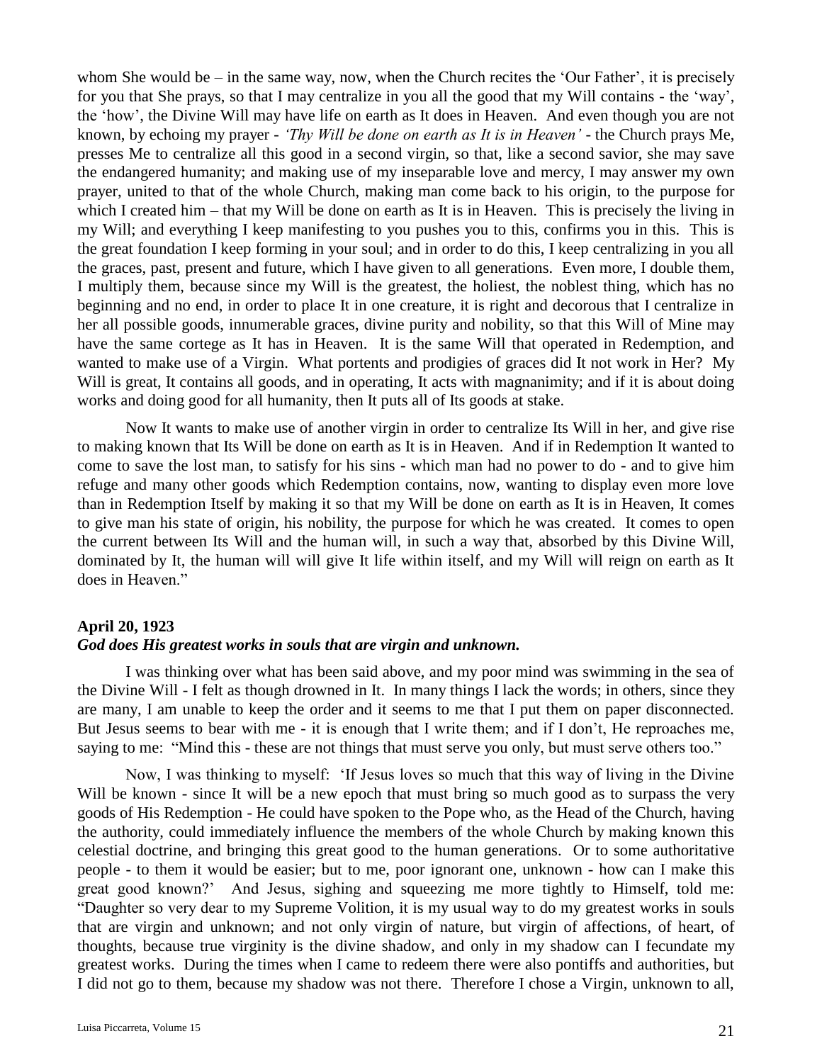whom She would be – in the same way, now, when the Church recites the 'Our Father', it is precisely for you that She prays, so that I may centralize in you all the good that my Will contains - the 'way', the 'how', the Divine Will may have life on earth as It does in Heaven. And even though you are not known, by echoing my prayer - *'Thy Will be done on earth as It is in Heaven'* - the Church prays Me, presses Me to centralize all this good in a second virgin, so that, like a second savior, she may save the endangered humanity; and making use of my inseparable love and mercy, I may answer my own prayer, united to that of the whole Church, making man come back to his origin, to the purpose for which I created him – that my Will be done on earth as It is in Heaven. This is precisely the living in my Will; and everything I keep manifesting to you pushes you to this, confirms you in this. This is the great foundation I keep forming in your soul; and in order to do this, I keep centralizing in you all the graces, past, present and future, which I have given to all generations. Even more, I double them, I multiply them, because since my Will is the greatest, the holiest, the noblest thing, which has no beginning and no end, in order to place It in one creature, it is right and decorous that I centralize in her all possible goods, innumerable graces, divine purity and nobility, so that this Will of Mine may have the same cortege as It has in Heaven. It is the same Will that operated in Redemption, and wanted to make use of a Virgin. What portents and prodigies of graces did It not work in Her? My Will is great, It contains all goods, and in operating, It acts with magnanimity; and if it is about doing works and doing good for all humanity, then It puts all of Its goods at stake.

Now It wants to make use of another virgin in order to centralize Its Will in her, and give rise to making known that Its Will be done on earth as It is in Heaven. And if in Redemption It wanted to come to save the lost man, to satisfy for his sins - which man had no power to do - and to give him refuge and many other goods which Redemption contains, now, wanting to display even more love than in Redemption Itself by making it so that my Will be done on earth as It is in Heaven, It comes to give man his state of origin, his nobility, the purpose for which he was created. It comes to open the current between Its Will and the human will, in such a way that, absorbed by this Divine Will, dominated by It, the human will will give It life within itself, and my Will will reign on earth as It does in Heaven."

**April 20, 1923**
***God does His greatest works in souls that are virgin and unknown.***

I was thinking over what has been said above, and my poor mind was swimming in the sea of the Divine Will - I felt as though drowned in It. In many things I lack the words; in others, since they are many, I am unable to keep the order and it seems to me that I put them on paper disconnected. But Jesus seems to bear with me - it is enough that I write them; and if I don't, He reproaches me, saying to me: "Mind this - these are not things that must serve you only, but must serve others too."

Now, I was thinking to myself: 'If Jesus loves so much that this way of living in the Divine Will be known - since It will be a new epoch that must bring so much good as to surpass the very goods of His Redemption - He could have spoken to the Pope who, as the Head of the Church, having the authority, could immediately influence the members of the whole Church by making known this celestial doctrine, and bringing this great good to the human generations. Or to some authoritative people - to them it would be easier; but to me, poor ignorant one, unknown - how can I make this great good known?' And Jesus, sighing and squeezing me more tightly to Himself, told me: "Daughter so very dear to my Supreme Volition, it is my usual way to do my greatest works in souls that are virgin and unknown; and not only virgin of nature, but virgin of affections, of heart, of thoughts, because true virginity is the divine shadow, and only in my shadow can I fecundate my greatest works. During the times when I came to redeem there were also pontiffs and authorities, but I did not go to them, because my shadow was not there. Therefore I chose a Virgin, unknown to all,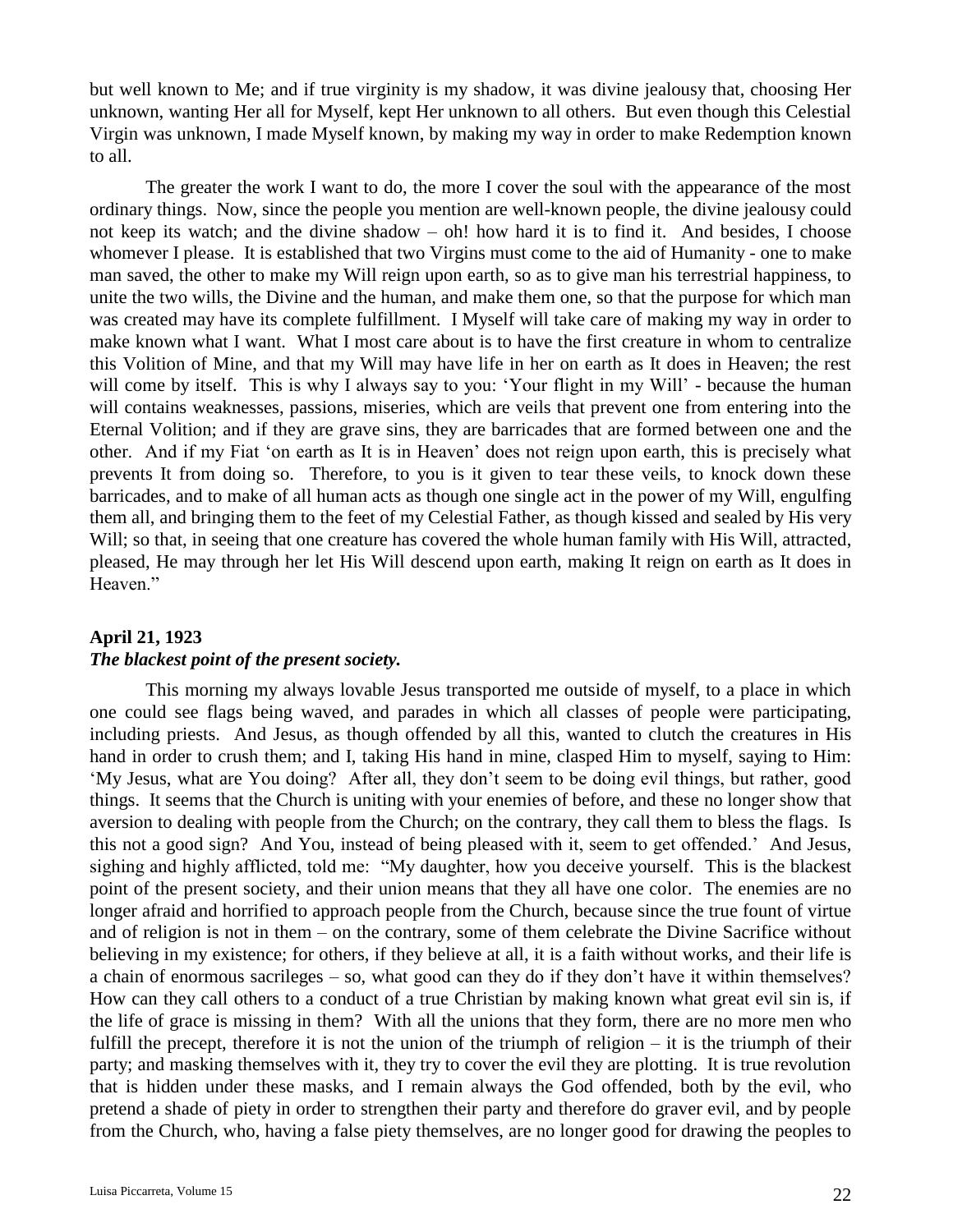but well known to Me; and if true virginity is my shadow, it was divine jealousy that, choosing Her unknown, wanting Her all for Myself, kept Her unknown to all others. But even though this Celestial Virgin was unknown, I made Myself known, by making my way in order to make Redemption known to all.

The greater the work I want to do, the more I cover the soul with the appearance of the most ordinary things. Now, since the people you mention are well-known people, the divine jealousy could not keep its watch; and the divine shadow – oh! how hard it is to find it. And besides, I choose whomever I please. It is established that two Virgins must come to the aid of Humanity - one to make man saved, the other to make my Will reign upon earth, so as to give man his terrestrial happiness, to unite the two wills, the Divine and the human, and make them one, so that the purpose for which man was created may have its complete fulfillment. I Myself will take care of making my way in order to make known what I want. What I most care about is to have the first creature in whom to centralize this Volition of Mine, and that my Will may have life in her on earth as It does in Heaven; the rest will come by itself. This is why I always say to you: 'Your flight in my Will' - because the human will contains weaknesses, passions, miseries, which are veils that prevent one from entering into the Eternal Volition; and if they are grave sins, they are barricades that are formed between one and the other. And if my Fiat 'on earth as It is in Heaven' does not reign upon earth, this is precisely what prevents It from doing so. Therefore, to you is it given to tear these veils, to knock down these barricades, and to make of all human acts as though one single act in the power of my Will, engulfing them all, and bringing them to the feet of my Celestial Father, as though kissed and sealed by His very Will; so that, in seeing that one creature has covered the whole human family with His Will, attracted, pleased, He may through her let His Will descend upon earth, making It reign on earth as It does in Heaven."

**April 21, 1923**
***The blackest point of the present society.***

This morning my always lovable Jesus transported me outside of myself, to a place in which one could see flags being waved, and parades in which all classes of people were participating, including priests. And Jesus, as though offended by all this, wanted to clutch the creatures in His hand in order to crush them; and I, taking His hand in mine, clasped Him to myself, saying to Him: 'My Jesus, what are You doing? After all, they don't seem to be doing evil things, but rather, good things. It seems that the Church is uniting with your enemies of before, and these no longer show that aversion to dealing with people from the Church; on the contrary, they call them to bless the flags. Is this not a good sign? And You, instead of being pleased with it, seem to get offended.' And Jesus, sighing and highly afflicted, told me: "My daughter, how you deceive yourself. This is the blackest point of the present society, and their union means that they all have one color. The enemies are no longer afraid and horrified to approach people from the Church, because since the true fount of virtue and of religion is not in them – on the contrary, some of them celebrate the Divine Sacrifice without believing in my existence; for others, if they believe at all, it is a faith without works, and their life is a chain of enormous sacrileges – so, what good can they do if they don't have it within themselves? How can they call others to a conduct of a true Christian by making known what great evil sin is, if the life of grace is missing in them? With all the unions that they form, there are no more men who fulfill the precept, therefore it is not the union of the triumph of religion – it is the triumph of their party; and masking themselves with it, they try to cover the evil they are plotting. It is true revolution that is hidden under these masks, and I remain always the God offended, both by the evil, who pretend a shade of piety in order to strengthen their party and therefore do graver evil, and by people from the Church, who, having a false piety themselves, are no longer good for drawing the peoples to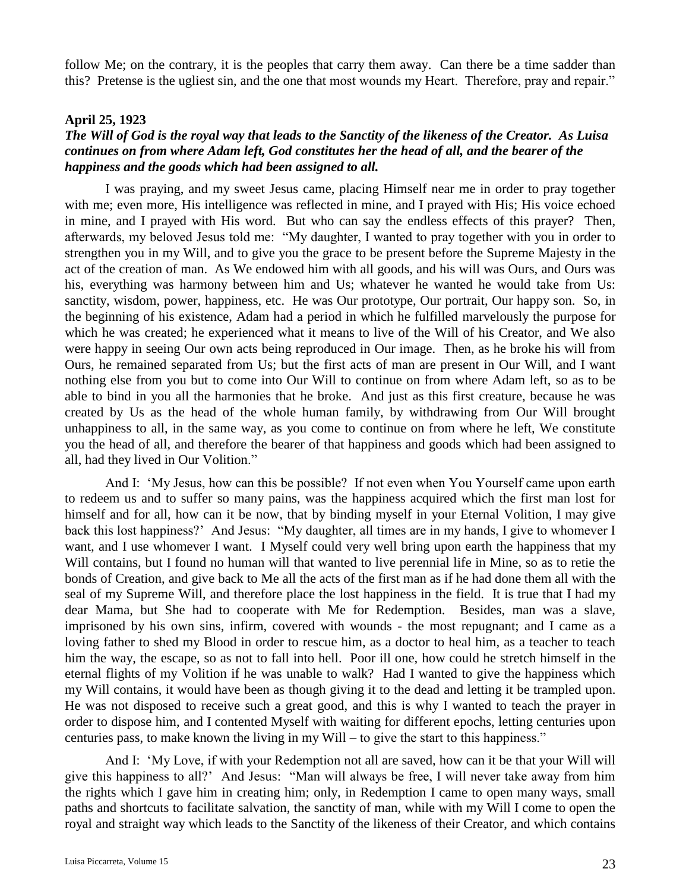follow Me; on the contrary, it is the peoples that carry them away. Can there be a time sadder than this? Pretense is the ugliest sin, and the one that most wounds my Heart. Therefore, pray and repair."

**April 25, 1923**

***The Will of God is the royal way that leads to the Sanctity of the likeness of the Creator. As Luisa continues on from where Adam left, God constitutes her the head of all, and the bearer of the happiness and the goods which had been assigned to all.***

I was praying, and my sweet Jesus came, placing Himself near me in order to pray together with me; even more, His intelligence was reflected in mine, and I prayed with His; His voice echoed in mine, and I prayed with His word. But who can say the endless effects of this prayer? Then, afterwards, my beloved Jesus told me: "My daughter, I wanted to pray together with you in order to strengthen you in my Will, and to give you the grace to be present before the Supreme Majesty in the act of the creation of man. As We endowed him with all goods, and his will was Ours, and Ours was his, everything was harmony between him and Us; whatever he wanted he would take from Us: sanctity, wisdom, power, happiness, etc. He was Our prototype, Our portrait, Our happy son. So, in the beginning of his existence, Adam had a period in which he fulfilled marvelously the purpose for which he was created; he experienced what it means to live of the Will of his Creator, and We also were happy in seeing Our own acts being reproduced in Our image. Then, as he broke his will from Ours, he remained separated from Us; but the first acts of man are present in Our Will, and I want nothing else from you but to come into Our Will to continue on from where Adam left, so as to be able to bind in you all the harmonies that he broke. And just as this first creature, because he was created by Us as the head of the whole human family, by withdrawing from Our Will brought unhappiness to all, in the same way, as you come to continue on from where he left, We constitute you the head of all, and therefore the bearer of that happiness and goods which had been assigned to all, had they lived in Our Volition."

And I: 'My Jesus, how can this be possible? If not even when You Yourself came upon earth to redeem us and to suffer so many pains, was the happiness acquired which the first man lost for himself and for all, how can it be now, that by binding myself in your Eternal Volition, I may give back this lost happiness?' And Jesus: "My daughter, all times are in my hands, I give to whomever I want, and I use whomever I want. I Myself could very well bring upon earth the happiness that my Will contains, but I found no human will that wanted to live perennial life in Mine, so as to retie the bonds of Creation, and give back to Me all the acts of the first man as if he had done them all with the seal of my Supreme Will, and therefore place the lost happiness in the field. It is true that I had my dear Mama, but She had to cooperate with Me for Redemption. Besides, man was a slave, imprisoned by his own sins, infirm, covered with wounds - the most repugnant; and I came as a loving father to shed my Blood in order to rescue him, as a doctor to heal him, as a teacher to teach him the way, the escape, so as not to fall into hell. Poor ill one, how could he stretch himself in the eternal flights of my Volition if he was unable to walk? Had I wanted to give the happiness which my Will contains, it would have been as though giving it to the dead and letting it be trampled upon. He was not disposed to receive such a great good, and this is why I wanted to teach the prayer in order to dispose him, and I contented Myself with waiting for different epochs, letting centuries upon centuries pass, to make known the living in my Will – to give the start to this happiness."

And I: 'My Love, if with your Redemption not all are saved, how can it be that your Will will give this happiness to all?' And Jesus: "Man will always be free, I will never take away from him the rights which I gave him in creating him; only, in Redemption I came to open many ways, small paths and shortcuts to facilitate salvation, the sanctity of man, while with my Will I come to open the royal and straight way which leads to the Sanctity of the likeness of their Creator, and which contains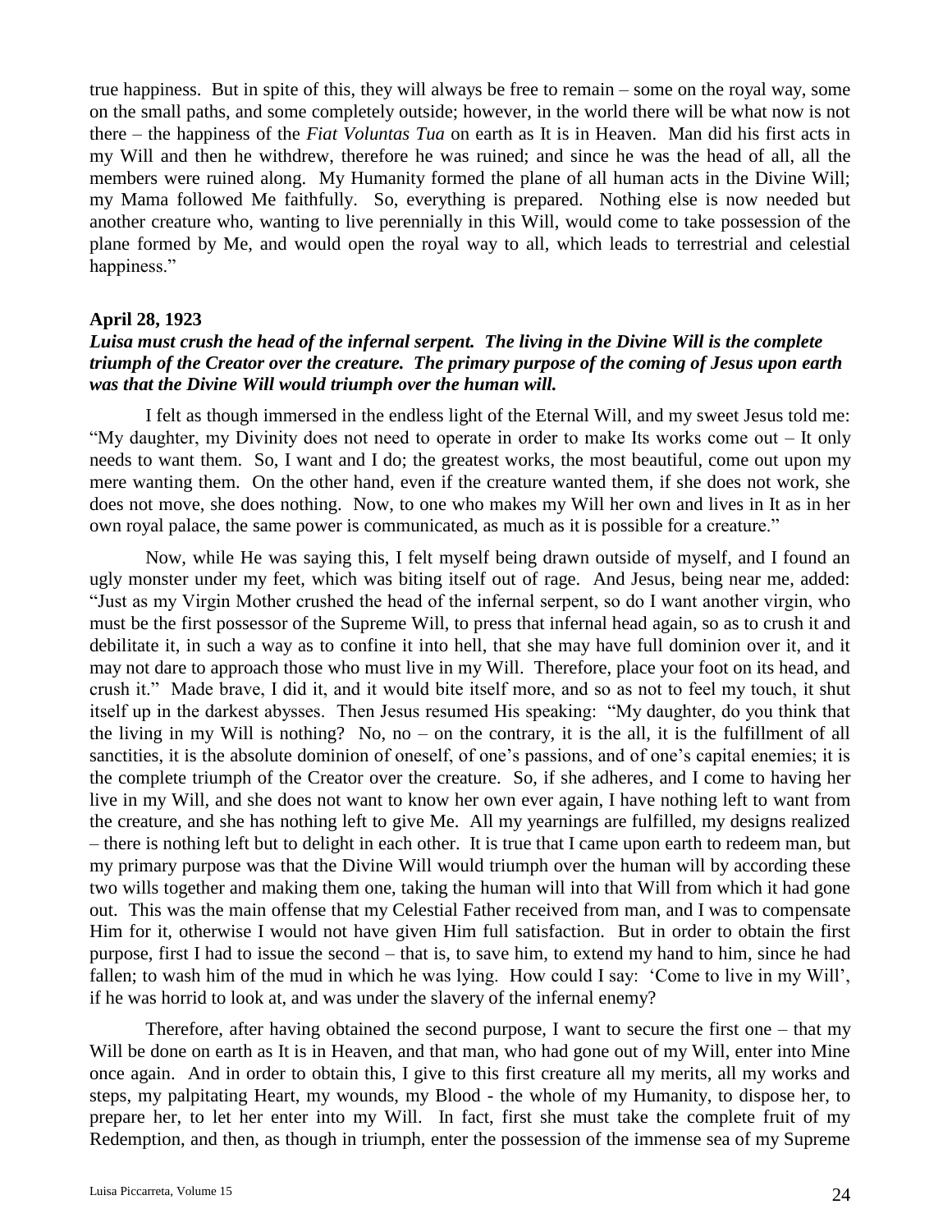true happiness. But in spite of this, they will always be free to remain – some on the royal way, some on the small paths, and some completely outside; however, in the world there will be what now is not there – the happiness of the *Fiat Voluntas Tua* on earth as It is in Heaven. Man did his first acts in my Will and then he withdrew, therefore he was ruined; and since he was the head of all, all the members were ruined along. My Humanity formed the plane of all human acts in the Divine Will; my Mama followed Me faithfully. So, everything is prepared. Nothing else is now needed but another creature who, wanting to live perennially in this Will, would come to take possession of the plane formed by Me, and would open the royal way to all, which leads to terrestrial and celestial happiness."

**April 28, 1923**

***Luisa must crush the head of the infernal serpent. The living in the Divine Will is the complete triumph of the Creator over the creature. The primary purpose of the coming of Jesus upon earth was that the Divine Will would triumph over the human will.***

I felt as though immersed in the endless light of the Eternal Will, and my sweet Jesus told me: "My daughter, my Divinity does not need to operate in order to make Its works come out – It only needs to want them. So, I want and I do; the greatest works, the most beautiful, come out upon my mere wanting them. On the other hand, even if the creature wanted them, if she does not work, she does not move, she does nothing. Now, to one who makes my Will her own and lives in It as in her own royal palace, the same power is communicated, as much as it is possible for a creature."

Now, while He was saying this, I felt myself being drawn outside of myself, and I found an ugly monster under my feet, which was biting itself out of rage. And Jesus, being near me, added: "Just as my Virgin Mother crushed the head of the infernal serpent, so do I want another virgin, who must be the first possessor of the Supreme Will, to press that infernal head again, so as to crush it and debilitate it, in such a way as to confine it into hell, that she may have full dominion over it, and it may not dare to approach those who must live in my Will. Therefore, place your foot on its head, and crush it." Made brave, I did it, and it would bite itself more, and so as not to feel my touch, it shut itself up in the darkest abysses. Then Jesus resumed His speaking: "My daughter, do you think that the living in my Will is nothing? No, no – on the contrary, it is the all, it is the fulfillment of all sanctities, it is the absolute dominion of oneself, of one's passions, and of one's capital enemies; it is the complete triumph of the Creator over the creature. So, if she adheres, and I come to having her live in my Will, and she does not want to know her own ever again, I have nothing left to want from the creature, and she has nothing left to give Me. All my yearnings are fulfilled, my designs realized – there is nothing left but to delight in each other. It is true that I came upon earth to redeem man, but my primary purpose was that the Divine Will would triumph over the human will by according these two wills together and making them one, taking the human will into that Will from which it had gone out. This was the main offense that my Celestial Father received from man, and I was to compensate Him for it, otherwise I would not have given Him full satisfaction. But in order to obtain the first purpose, first I had to issue the second – that is, to save him, to extend my hand to him, since he had fallen; to wash him of the mud in which he was lying. How could I say: 'Come to live in my Will', if he was horrid to look at, and was under the slavery of the infernal enemy?

Therefore, after having obtained the second purpose, I want to secure the first one – that my Will be done on earth as It is in Heaven, and that man, who had gone out of my Will, enter into Mine once again. And in order to obtain this, I give to this first creature all my merits, all my works and steps, my palpitating Heart, my wounds, my Blood - the whole of my Humanity, to dispose her, to prepare her, to let her enter into my Will. In fact, first she must take the complete fruit of my Redemption, and then, as though in triumph, enter the possession of the immense sea of my Supreme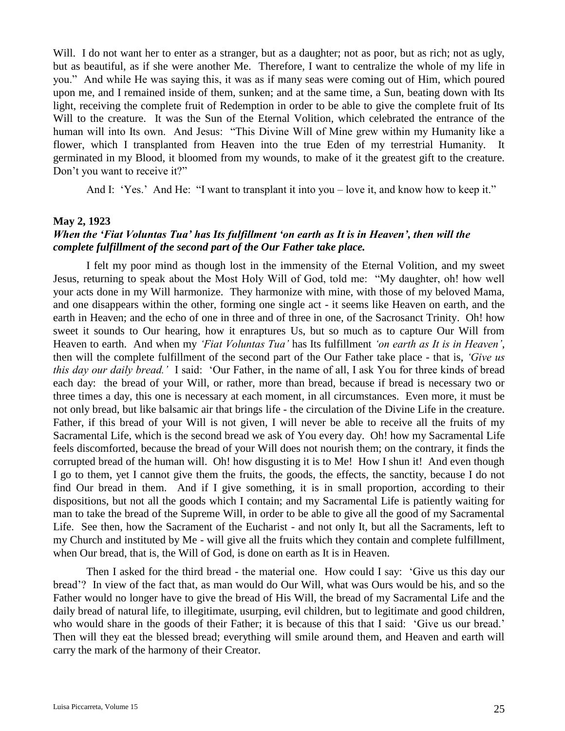Will. I do not want her to enter as a stranger, but as a daughter; not as poor, but as rich; not as ugly, but as beautiful, as if she were another Me. Therefore, I want to centralize the whole of my life in you." And while He was saying this, it was as if many seas were coming out of Him, which poured upon me, and I remained inside of them, sunken; and at the same time, a Sun, beating down with Its light, receiving the complete fruit of Redemption in order to be able to give the complete fruit of Its Will to the creature. It was the Sun of the Eternal Volition, which celebrated the entrance of the human will into Its own. And Jesus: "This Divine Will of Mine grew within my Humanity like a flower, which I transplanted from Heaven into the true Eden of my terrestrial Humanity. It germinated in my Blood, it bloomed from my wounds, to make of it the greatest gift to the creature. Don't you want to receive it?"

And I: 'Yes.' And He: "I want to transplant it into you – love it, and know how to keep it."

**May 2, 1923**

***When the 'Fiat Voluntas Tua' has Its fulfillment 'on earth as It is in Heaven', then will the complete fulfillment of the second part of the Our Father take place.***

I felt my poor mind as though lost in the immensity of the Eternal Volition, and my sweet Jesus, returning to speak about the Most Holy Will of God, told me: "My daughter, oh! how well your acts done in my Will harmonize. They harmonize with mine, with those of my beloved Mama, and one disappears within the other, forming one single act - it seems like Heaven on earth, and the earth in Heaven; and the echo of one in three and of three in one, of the Sacrosanct Trinity. Oh! how sweet it sounds to Our hearing, how it enraptures Us, but so much as to capture Our Will from Heaven to earth. And when my *'Fiat Voluntas Tua'* has Its fulfillment *'on earth as It is in Heaven'*, then will the complete fulfillment of the second part of the Our Father take place - that is, *'Give us this day our daily bread.'* I said: 'Our Father, in the name of all, I ask You for three kinds of bread each day: the bread of your Will, or rather, more than bread, because if bread is necessary two or three times a day, this one is necessary at each moment, in all circumstances. Even more, it must be not only bread, but like balsamic air that brings life - the circulation of the Divine Life in the creature. Father, if this bread of your Will is not given, I will never be able to receive all the fruits of my Sacramental Life, which is the second bread we ask of You every day. Oh! how my Sacramental Life feels discomforted, because the bread of your Will does not nourish them; on the contrary, it finds the corrupted bread of the human will. Oh! how disgusting it is to Me! How I shun it! And even though I go to them, yet I cannot give them the fruits, the goods, the effects, the sanctity, because I do not find Our bread in them. And if I give something, it is in small proportion, according to their dispositions, but not all the goods which I contain; and my Sacramental Life is patiently waiting for man to take the bread of the Supreme Will, in order to be able to give all the good of my Sacramental Life. See then, how the Sacrament of the Eucharist - and not only It, but all the Sacraments, left to my Church and instituted by Me - will give all the fruits which they contain and complete fulfillment, when Our bread, that is, the Will of God, is done on earth as It is in Heaven.

Then I asked for the third bread - the material one. How could I say: 'Give us this day our bread'? In view of the fact that, as man would do Our Will, what was Ours would be his, and so the Father would no longer have to give the bread of His Will, the bread of my Sacramental Life and the daily bread of natural life, to illegitimate, usurping, evil children, but to legitimate and good children, who would share in the goods of their Father; it is because of this that I said: 'Give us our bread.' Then will they eat the blessed bread; everything will smile around them, and Heaven and earth will carry the mark of the harmony of their Creator.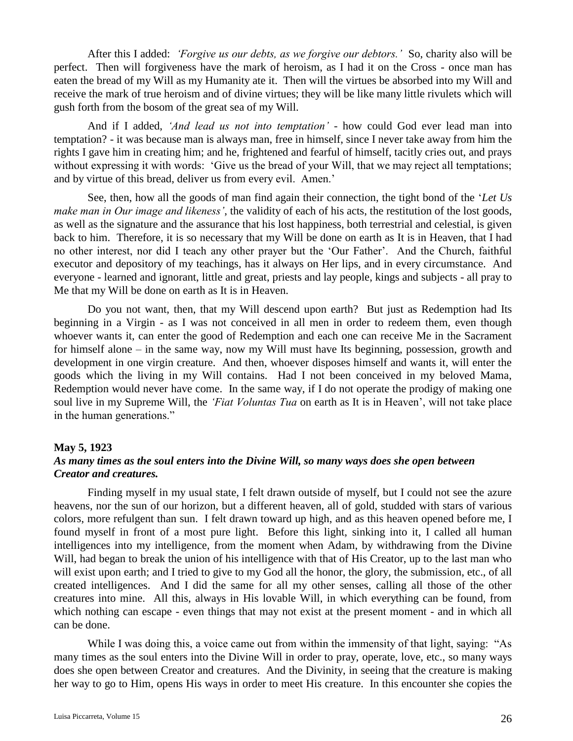After this I added: *'Forgive us our debts, as we forgive our debtors.'* So, charity also will be perfect. Then will forgiveness have the mark of heroism, as I had it on the Cross - once man has eaten the bread of my Will as my Humanity ate it. Then will the virtues be absorbed into my Will and receive the mark of true heroism and of divine virtues; they will be like many little rivulets which will gush forth from the bosom of the great sea of my Will.

And if I added, *'And lead us not into temptation'* - how could God ever lead man into temptation? - it was because man is always man, free in himself, since I never take away from him the rights I gave him in creating him; and he, frightened and fearful of himself, tacitly cries out, and prays without expressing it with words: 'Give us the bread of your Will, that we may reject all temptations; and by virtue of this bread, deliver us from every evil. Amen.'

See, then, how all the goods of man find again their connection, the tight bond of the '*Let Us make man in Our image and likeness'*, the validity of each of his acts, the restitution of the lost goods, as well as the signature and the assurance that his lost happiness, both terrestrial and celestial, is given back to him. Therefore, it is so necessary that my Will be done on earth as It is in Heaven, that I had no other interest, nor did I teach any other prayer but the 'Our Father'. And the Church, faithful executor and depository of my teachings, has it always on Her lips, and in every circumstance. And everyone - learned and ignorant, little and great, priests and lay people, kings and subjects - all pray to Me that my Will be done on earth as It is in Heaven.

Do you not want, then, that my Will descend upon earth? But just as Redemption had Its beginning in a Virgin - as I was not conceived in all men in order to redeem them, even though whoever wants it, can enter the good of Redemption and each one can receive Me in the Sacrament for himself alone – in the same way, now my Will must have Its beginning, possession, growth and development in one virgin creature. And then, whoever disposes himself and wants it, will enter the goods which the living in my Will contains. Had I not been conceived in my beloved Mama, Redemption would never have come. In the same way, if I do not operate the prodigy of making one soul live in my Supreme Will, the *'Fiat Voluntas Tua* on earth as It is in Heaven', will not take place in the human generations."

**May 5, 1923**
***As many times as the soul enters into the Divine Will, so many ways does she open between Creator and creatures.***

Finding myself in my usual state, I felt drawn outside of myself, but I could not see the azure heavens, nor the sun of our horizon, but a different heaven, all of gold, studded with stars of various colors, more refulgent than sun. I felt drawn toward up high, and as this heaven opened before me, I found myself in front of a most pure light. Before this light, sinking into it, I called all human intelligences into my intelligence, from the moment when Adam, by withdrawing from the Divine Will, had began to break the union of his intelligence with that of His Creator, up to the last man who will exist upon earth; and I tried to give to my God all the honor, the glory, the submission, etc., of all created intelligences. And I did the same for all my other senses, calling all those of the other creatures into mine. All this, always in His lovable Will, in which everything can be found, from which nothing can escape - even things that may not exist at the present moment - and in which all can be done.

While I was doing this, a voice came out from within the immensity of that light, saying: "As many times as the soul enters into the Divine Will in order to pray, operate, love, etc., so many ways does she open between Creator and creatures. And the Divinity, in seeing that the creature is making her way to go to Him, opens His ways in order to meet His creature. In this encounter she copies the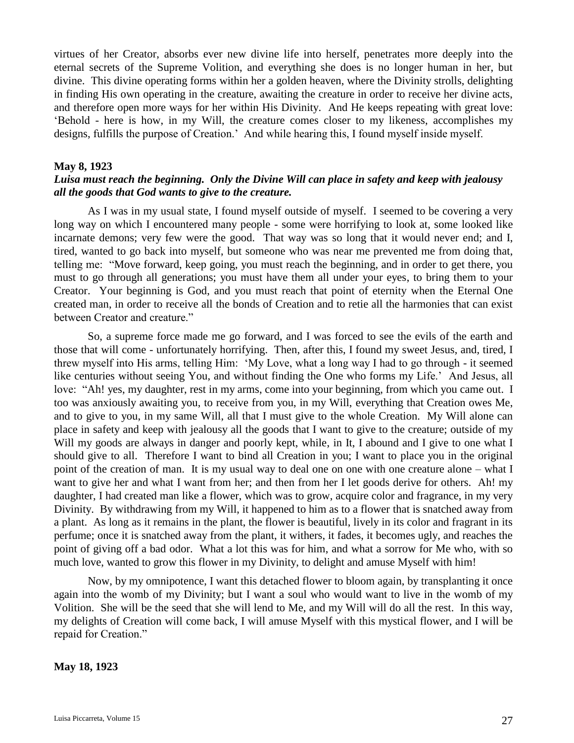virtues of her Creator, absorbs ever new divine life into herself, penetrates more deeply into the eternal secrets of the Supreme Volition, and everything she does is no longer human in her, but divine. This divine operating forms within her a golden heaven, where the Divinity strolls, delighting in finding His own operating in the creature, awaiting the creature in order to receive her divine acts, and therefore open more ways for her within His Divinity. And He keeps repeating with great love: 'Behold - here is how, in my Will, the creature comes closer to my likeness, accomplishes my designs, fulfills the purpose of Creation.' And while hearing this, I found myself inside myself.

**May 8, 1923**

***Luisa must reach the beginning. Only the Divine Will can place in safety and keep with jealousy all the goods that God wants to give to the creature.***

As I was in my usual state, I found myself outside of myself. I seemed to be covering a very long way on which I encountered many people - some were horrifying to look at, some looked like incarnate demons; very few were the good. That way was so long that it would never end; and I, tired, wanted to go back into myself, but someone who was near me prevented me from doing that, telling me: "Move forward, keep going, you must reach the beginning, and in order to get there, you must to go through all generations; you must have them all under your eyes, to bring them to your Creator. Your beginning is God, and you must reach that point of eternity when the Eternal One created man, in order to receive all the bonds of Creation and to retie all the harmonies that can exist between Creator and creature."

So, a supreme force made me go forward, and I was forced to see the evils of the earth and those that will come - unfortunately horrifying. Then, after this, I found my sweet Jesus, and, tired, I threw myself into His arms, telling Him: 'My Love, what a long way I had to go through - it seemed like centuries without seeing You, and without finding the One who forms my Life.' And Jesus, all love: "Ah! yes, my daughter, rest in my arms, come into your beginning, from which you came out. I too was anxiously awaiting you, to receive from you, in my Will, everything that Creation owes Me, and to give to you, in my same Will, all that I must give to the whole Creation. My Will alone can place in safety and keep with jealousy all the goods that I want to give to the creature; outside of my Will my goods are always in danger and poorly kept, while, in It, I abound and I give to one what I should give to all. Therefore I want to bind all Creation in you; I want to place you in the original point of the creation of man. It is my usual way to deal one on one with one creature alone – what I want to give her and what I want from her; and then from her I let goods derive for others. Ah! my daughter, I had created man like a flower, which was to grow, acquire color and fragrance, in my very Divinity. By withdrawing from my Will, it happened to him as to a flower that is snatched away from a plant. As long as it remains in the plant, the flower is beautiful, lively in its color and fragrant in its perfume; once it is snatched away from the plant, it withers, it fades, it becomes ugly, and reaches the point of giving off a bad odor. What a lot this was for him, and what a sorrow for Me who, with so much love, wanted to grow this flower in my Divinity, to delight and amuse Myself with him!

Now, by my omnipotence, I want this detached flower to bloom again, by transplanting it once again into the womb of my Divinity; but I want a soul who would want to live in the womb of my Volition. She will be the seed that she will lend to Me, and my Will will do all the rest. In this way, my delights of Creation will come back, I will amuse Myself with this mystical flower, and I will be repaid for Creation."

**May 18, 1923**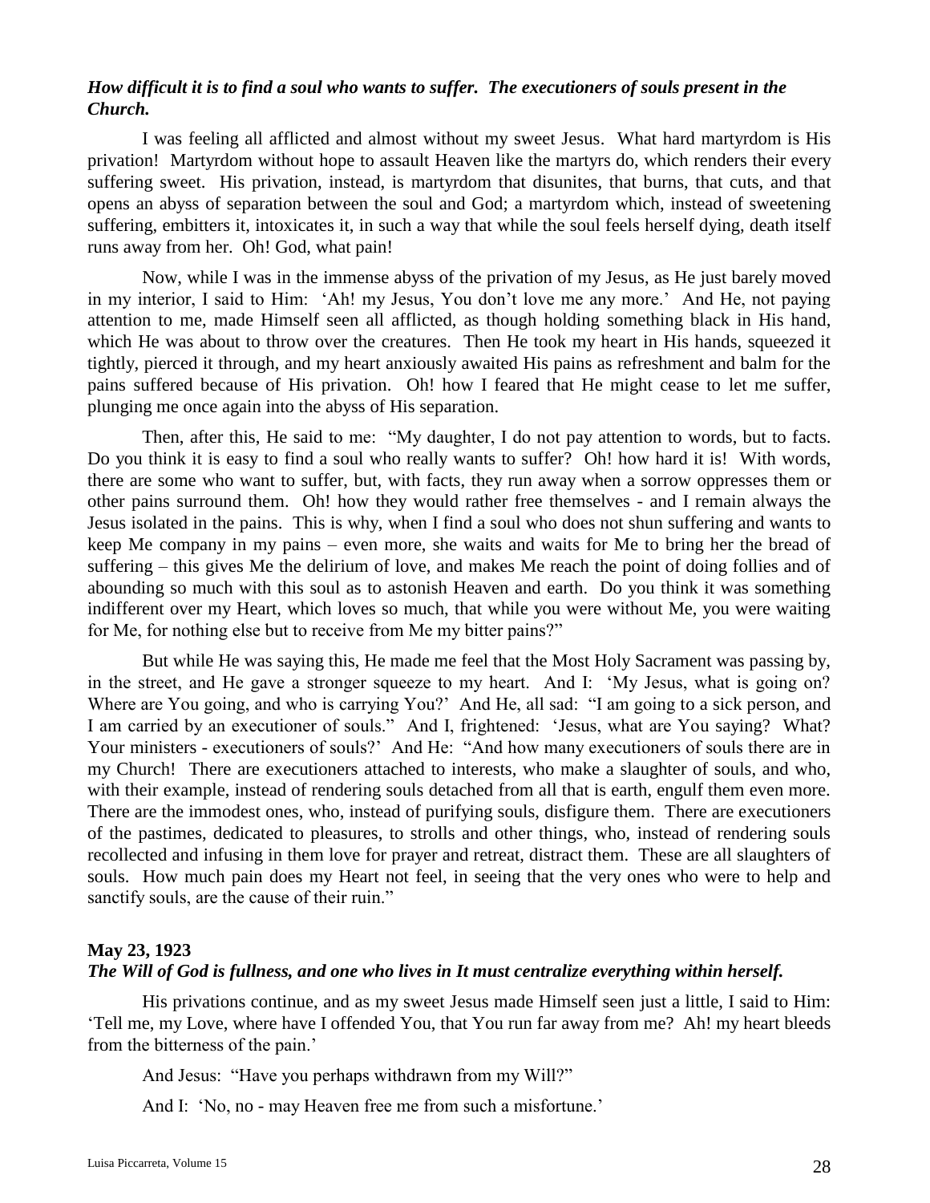***How difficult it is to find a soul who wants to suffer. The executioners of souls present in the Church.***

I was feeling all afflicted and almost without my sweet Jesus. What hard martyrdom is His privation! Martyrdom without hope to assault Heaven like the martyrs do, which renders their every suffering sweet. His privation, instead, is martyrdom that disunites, that burns, that cuts, and that opens an abyss of separation between the soul and God; a martyrdom which, instead of sweetening suffering, embitters it, intoxicates it, in such a way that while the soul feels herself dying, death itself runs away from her. Oh! God, what pain!

Now, while I was in the immense abyss of the privation of my Jesus, as He just barely moved in my interior, I said to Him: 'Ah! my Jesus, You don't love me any more.' And He, not paying attention to me, made Himself seen all afflicted, as though holding something black in His hand, which He was about to throw over the creatures. Then He took my heart in His hands, squeezed it tightly, pierced it through, and my heart anxiously awaited His pains as refreshment and balm for the pains suffered because of His privation. Oh! how I feared that He might cease to let me suffer, plunging me once again into the abyss of His separation.

Then, after this, He said to me: "My daughter, I do not pay attention to words, but to facts. Do you think it is easy to find a soul who really wants to suffer? Oh! how hard it is! With words, there are some who want to suffer, but, with facts, they run away when a sorrow oppresses them or other pains surround them. Oh! how they would rather free themselves - and I remain always the Jesus isolated in the pains. This is why, when I find a soul who does not shun suffering and wants to keep Me company in my pains – even more, she waits and waits for Me to bring her the bread of suffering – this gives Me the delirium of love, and makes Me reach the point of doing follies and of abounding so much with this soul as to astonish Heaven and earth. Do you think it was something indifferent over my Heart, which loves so much, that while you were without Me, you were waiting for Me, for nothing else but to receive from Me my bitter pains?"

But while He was saying this, He made me feel that the Most Holy Sacrament was passing by, in the street, and He gave a stronger squeeze to my heart. And I: 'My Jesus, what is going on? Where are You going, and who is carrying You?' And He, all sad: "I am going to a sick person, and I am carried by an executioner of souls." And I, frightened: 'Jesus, what are You saying? What? Your ministers - executioners of souls?' And He: "And how many executioners of souls there are in my Church! There are executioners attached to interests, who make a slaughter of souls, and who, with their example, instead of rendering souls detached from all that is earth, engulf them even more. There are the immodest ones, who, instead of purifying souls, disfigure them. There are executioners of the pastimes, dedicated to pleasures, to strolls and other things, who, instead of rendering souls recollected and infusing in them love for prayer and retreat, distract them. These are all slaughters of souls. How much pain does my Heart not feel, in seeing that the very ones who were to help and sanctify souls, are the cause of their ruin."

**May 23, 1923**
***The Will of God is fullness, and one who lives in It must centralize everything within herself.***

His privations continue, and as my sweet Jesus made Himself seen just a little, I said to Him: 'Tell me, my Love, where have I offended You, that You run far away from me? Ah! my heart bleeds from the bitterness of the pain.'

And Jesus: "Have you perhaps withdrawn from my Will?"

And I: 'No, no - may Heaven free me from such a misfortune.'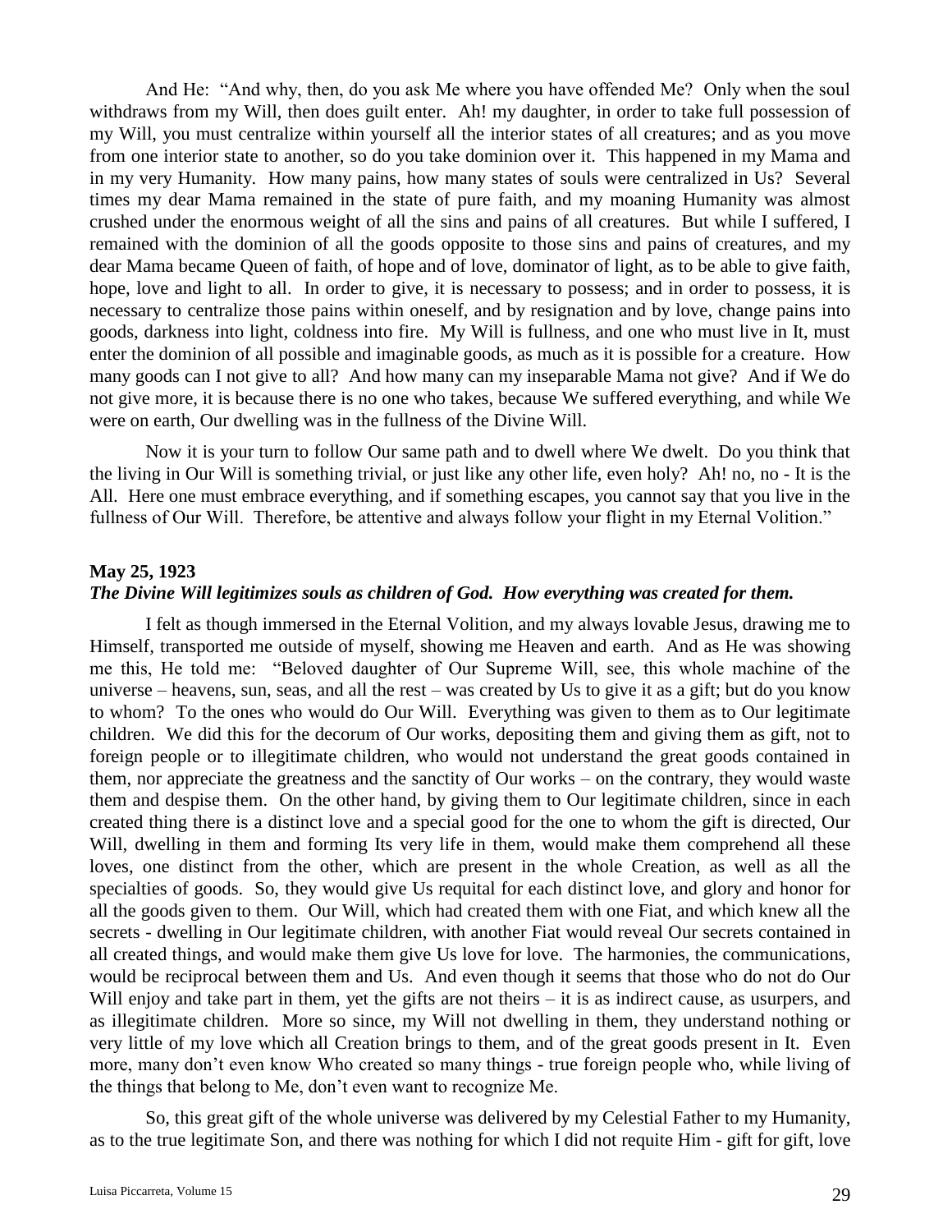And He: "And why, then, do you ask Me where you have offended Me? Only when the soul withdraws from my Will, then does guilt enter. Ah! my daughter, in order to take full possession of my Will, you must centralize within yourself all the interior states of all creatures; and as you move from one interior state to another, so do you take dominion over it. This happened in my Mama and in my very Humanity. How many pains, how many states of souls were centralized in Us? Several times my dear Mama remained in the state of pure faith, and my moaning Humanity was almost crushed under the enormous weight of all the sins and pains of all creatures. But while I suffered, I remained with the dominion of all the goods opposite to those sins and pains of creatures, and my dear Mama became Queen of faith, of hope and of love, dominator of light, as to be able to give faith, hope, love and light to all. In order to give, it is necessary to possess; and in order to possess, it is necessary to centralize those pains within oneself, and by resignation and by love, change pains into goods, darkness into light, coldness into fire. My Will is fullness, and one who must live in It, must enter the dominion of all possible and imaginable goods, as much as it is possible for a creature. How many goods can I not give to all? And how many can my inseparable Mama not give? And if We do not give more, it is because there is no one who takes, because We suffered everything, and while We were on earth, Our dwelling was in the fullness of the Divine Will.

Now it is your turn to follow Our same path and to dwell where We dwelt. Do you think that the living in Our Will is something trivial, or just like any other life, even holy? Ah! no, no - It is the All. Here one must embrace everything, and if something escapes, you cannot say that you live in the fullness of Our Will. Therefore, be attentive and always follow your flight in my Eternal Volition."

**May 25, 1923**
***The Divine Will legitimizes souls as children of God. How everything was created for them.***

I felt as though immersed in the Eternal Volition, and my always lovable Jesus, drawing me to Himself, transported me outside of myself, showing me Heaven and earth. And as He was showing me this, He told me: "Beloved daughter of Our Supreme Will, see, this whole machine of the universe – heavens, sun, seas, and all the rest – was created by Us to give it as a gift; but do you know to whom? To the ones who would do Our Will. Everything was given to them as to Our legitimate children. We did this for the decorum of Our works, depositing them and giving them as gift, not to foreign people or to illegitimate children, who would not understand the great goods contained in them, nor appreciate the greatness and the sanctity of Our works – on the contrary, they would waste them and despise them. On the other hand, by giving them to Our legitimate children, since in each created thing there is a distinct love and a special good for the one to whom the gift is directed, Our Will, dwelling in them and forming Its very life in them, would make them comprehend all these loves, one distinct from the other, which are present in the whole Creation, as well as all the specialties of goods. So, they would give Us requital for each distinct love, and glory and honor for all the goods given to them. Our Will, which had created them with one Fiat, and which knew all the secrets - dwelling in Our legitimate children, with another Fiat would reveal Our secrets contained in all created things, and would make them give Us love for love. The harmonies, the communications, would be reciprocal between them and Us. And even though it seems that those who do not do Our Will enjoy and take part in them, yet the gifts are not theirs – it is as indirect cause, as usurpers, and as illegitimate children. More so since, my Will not dwelling in them, they understand nothing or very little of my love which all Creation brings to them, and of the great goods present in It. Even more, many don't even know Who created so many things - true foreign people who, while living of the things that belong to Me, don't even want to recognize Me.

So, this great gift of the whole universe was delivered by my Celestial Father to my Humanity, as to the true legitimate Son, and there was nothing for which I did not requite Him - gift for gift, love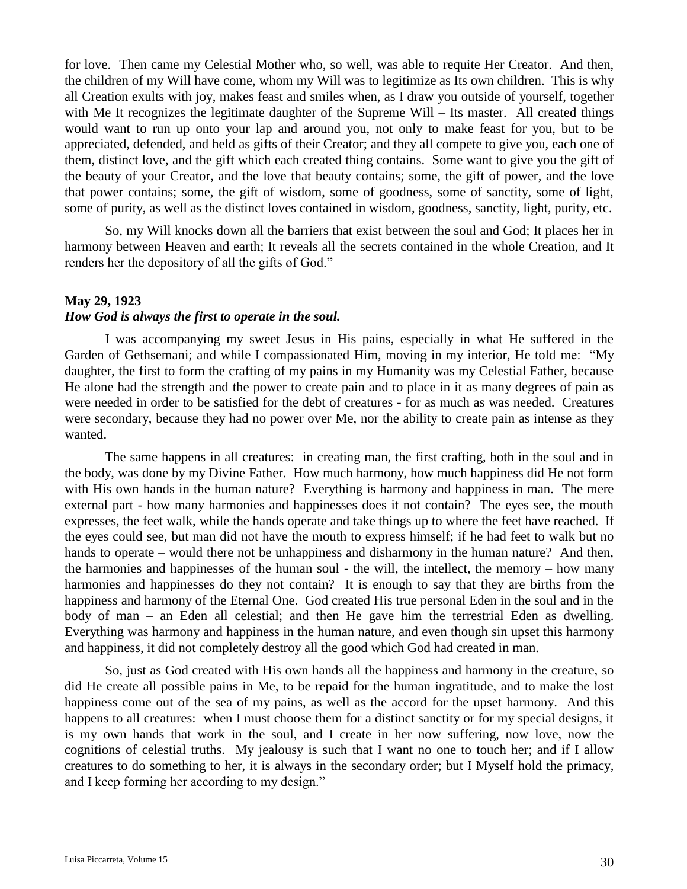for love. Then came my Celestial Mother who, so well, was able to requite Her Creator. And then, the children of my Will have come, whom my Will was to legitimize as Its own children. This is why all Creation exults with joy, makes feast and smiles when, as I draw you outside of yourself, together with Me It recognizes the legitimate daughter of the Supreme Will – Its master. All created things would want to run up onto your lap and around you, not only to make feast for you, but to be appreciated, defended, and held as gifts of their Creator; and they all compete to give you, each one of them, distinct love, and the gift which each created thing contains. Some want to give you the gift of the beauty of your Creator, and the love that beauty contains; some, the gift of power, and the love that power contains; some, the gift of wisdom, some of goodness, some of sanctity, some of light, some of purity, as well as the distinct loves contained in wisdom, goodness, sanctity, light, purity, etc.

So, my Will knocks down all the barriers that exist between the soul and God; It places her in harmony between Heaven and earth; It reveals all the secrets contained in the whole Creation, and It renders her the depository of all the gifts of God."

**May 29, 1923**
***How God is always the first to operate in the soul.***

I was accompanying my sweet Jesus in His pains, especially in what He suffered in the Garden of Gethsemani; and while I compassionated Him, moving in my interior, He told me: "My daughter, the first to form the crafting of my pains in my Humanity was my Celestial Father, because He alone had the strength and the power to create pain and to place in it as many degrees of pain as were needed in order to be satisfied for the debt of creatures - for as much as was needed. Creatures were secondary, because they had no power over Me, nor the ability to create pain as intense as they wanted.

The same happens in all creatures: in creating man, the first crafting, both in the soul and in the body, was done by my Divine Father. How much harmony, how much happiness did He not form with His own hands in the human nature? Everything is harmony and happiness in man. The mere external part - how many harmonies and happinesses does it not contain? The eyes see, the mouth expresses, the feet walk, while the hands operate and take things up to where the feet have reached. If the eyes could see, but man did not have the mouth to express himself; if he had feet to walk but no hands to operate – would there not be unhappiness and disharmony in the human nature? And then, the harmonies and happinesses of the human soul - the will, the intellect, the memory – how many harmonies and happinesses do they not contain? It is enough to say that they are births from the happiness and harmony of the Eternal One. God created His true personal Eden in the soul and in the body of man – an Eden all celestial; and then He gave him the terrestrial Eden as dwelling. Everything was harmony and happiness in the human nature, and even though sin upset this harmony and happiness, it did not completely destroy all the good which God had created in man.

So, just as God created with His own hands all the happiness and harmony in the creature, so did He create all possible pains in Me, to be repaid for the human ingratitude, and to make the lost happiness come out of the sea of my pains, as well as the accord for the upset harmony. And this happens to all creatures: when I must choose them for a distinct sanctity or for my special designs, it is my own hands that work in the soul, and I create in her now suffering, now love, now the cognitions of celestial truths. My jealousy is such that I want no one to touch her; and if I allow creatures to do something to her, it is always in the secondary order; but I Myself hold the primacy, and I keep forming her according to my design."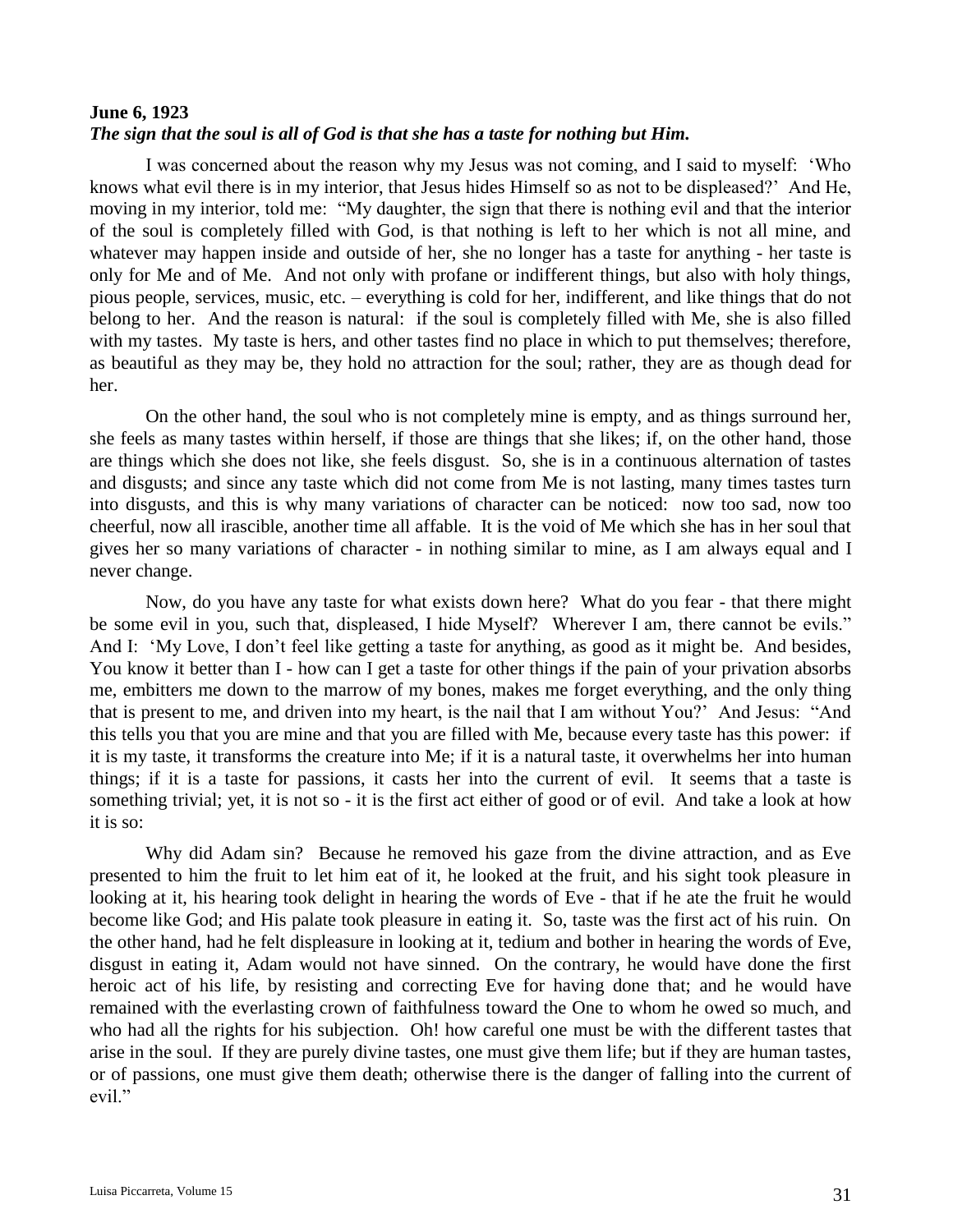**June 6, 1923**
***The sign that the soul is all of God is that she has a taste for nothing but Him.***

I was concerned about the reason why my Jesus was not coming, and I said to myself: 'Who knows what evil there is in my interior, that Jesus hides Himself so as not to be displeased?' And He, moving in my interior, told me: "My daughter, the sign that there is nothing evil and that the interior of the soul is completely filled with God, is that nothing is left to her which is not all mine, and whatever may happen inside and outside of her, she no longer has a taste for anything - her taste is only for Me and of Me. And not only with profane or indifferent things, but also with holy things, pious people, services, music, etc. – everything is cold for her, indifferent, and like things that do not belong to her. And the reason is natural: if the soul is completely filled with Me, she is also filled with my tastes. My taste is hers, and other tastes find no place in which to put themselves; therefore, as beautiful as they may be, they hold no attraction for the soul; rather, they are as though dead for her.

On the other hand, the soul who is not completely mine is empty, and as things surround her, she feels as many tastes within herself, if those are things that she likes; if, on the other hand, those are things which she does not like, she feels disgust. So, she is in a continuous alternation of tastes and disgusts; and since any taste which did not come from Me is not lasting, many times tastes turn into disgusts, and this is why many variations of character can be noticed: now too sad, now too cheerful, now all irascible, another time all affable. It is the void of Me which she has in her soul that gives her so many variations of character - in nothing similar to mine, as I am always equal and I never change.

Now, do you have any taste for what exists down here? What do you fear - that there might be some evil in you, such that, displeased, I hide Myself? Wherever I am, there cannot be evils." And I: 'My Love, I don't feel like getting a taste for anything, as good as it might be. And besides, You know it better than I - how can I get a taste for other things if the pain of your privation absorbs me, embitters me down to the marrow of my bones, makes me forget everything, and the only thing that is present to me, and driven into my heart, is the nail that I am without You?' And Jesus: "And this tells you that you are mine and that you are filled with Me, because every taste has this power: if it is my taste, it transforms the creature into Me; if it is a natural taste, it overwhelms her into human things; if it is a taste for passions, it casts her into the current of evil. It seems that a taste is something trivial; yet, it is not so - it is the first act either of good or of evil. And take a look at how it is so:

Why did Adam sin? Because he removed his gaze from the divine attraction, and as Eve presented to him the fruit to let him eat of it, he looked at the fruit, and his sight took pleasure in looking at it, his hearing took delight in hearing the words of Eve - that if he ate the fruit he would become like God; and His palate took pleasure in eating it. So, taste was the first act of his ruin. On the other hand, had he felt displeasure in looking at it, tedium and bother in hearing the words of Eve, disgust in eating it, Adam would not have sinned. On the contrary, he would have done the first heroic act of his life, by resisting and correcting Eve for having done that; and he would have remained with the everlasting crown of faithfulness toward the One to whom he owed so much, and who had all the rights for his subjection. Oh! how careful one must be with the different tastes that arise in the soul. If they are purely divine tastes, one must give them life; but if they are human tastes, or of passions, one must give them death; otherwise there is the danger of falling into the current of evil."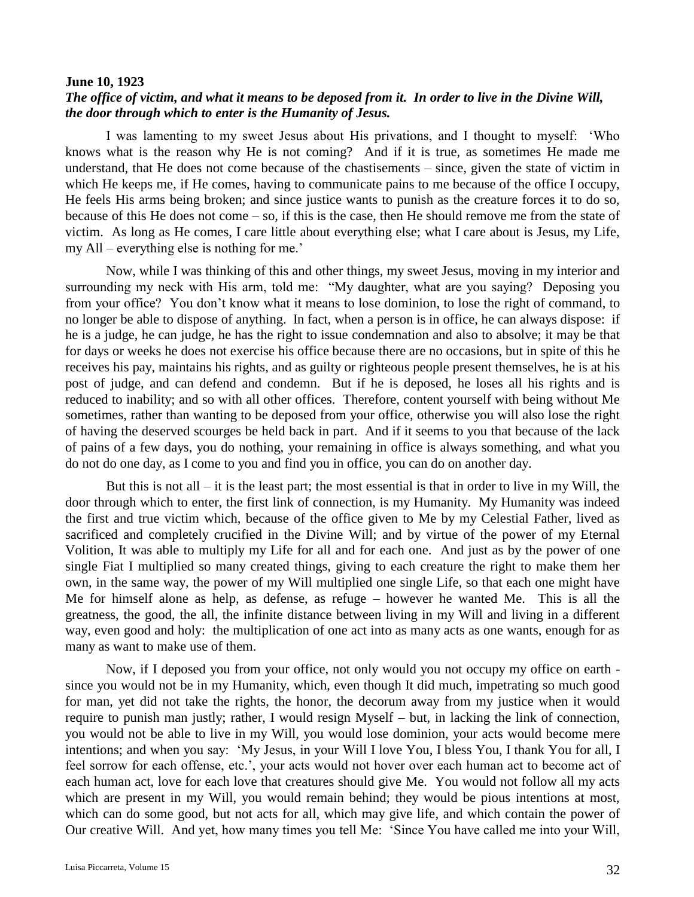**June 10, 1923**

***The office of victim, and what it means to be deposed from it. In order to live in the Divine Will, the door through which to enter is the Humanity of Jesus.***

I was lamenting to my sweet Jesus about His privations, and I thought to myself: 'Who knows what is the reason why He is not coming? And if it is true, as sometimes He made me understand, that He does not come because of the chastisements – since, given the state of victim in which He keeps me, if He comes, having to communicate pains to me because of the office I occupy, He feels His arms being broken; and since justice wants to punish as the creature forces it to do so, because of this He does not come – so, if this is the case, then He should remove me from the state of victim. As long as He comes, I care little about everything else; what I care about is Jesus, my Life, my All – everything else is nothing for me.'

Now, while I was thinking of this and other things, my sweet Jesus, moving in my interior and surrounding my neck with His arm, told me: "My daughter, what are you saying? Deposing you from your office? You don't know what it means to lose dominion, to lose the right of command, to no longer be able to dispose of anything. In fact, when a person is in office, he can always dispose: if he is a judge, he can judge, he has the right to issue condemnation and also to absolve; it may be that for days or weeks he does not exercise his office because there are no occasions, but in spite of this he receives his pay, maintains his rights, and as guilty or righteous people present themselves, he is at his post of judge, and can defend and condemn. But if he is deposed, he loses all his rights and is reduced to inability; and so with all other offices. Therefore, content yourself with being without Me sometimes, rather than wanting to be deposed from your office, otherwise you will also lose the right of having the deserved scourges be held back in part. And if it seems to you that because of the lack of pains of a few days, you do nothing, your remaining in office is always something, and what you do not do one day, as I come to you and find you in office, you can do on another day.

But this is not all – it is the least part; the most essential is that in order to live in my Will, the door through which to enter, the first link of connection, is my Humanity. My Humanity was indeed the first and true victim which, because of the office given to Me by my Celestial Father, lived as sacrificed and completely crucified in the Divine Will; and by virtue of the power of my Eternal Volition, It was able to multiply my Life for all and for each one. And just as by the power of one single Fiat I multiplied so many created things, giving to each creature the right to make them her own, in the same way, the power of my Will multiplied one single Life, so that each one might have Me for himself alone as help, as defense, as refuge – however he wanted Me. This is all the greatness, the good, the all, the infinite distance between living in my Will and living in a different way, even good and holy: the multiplication of one act into as many acts as one wants, enough for as many as want to make use of them.

Now, if I deposed you from your office, not only would you not occupy my office on earth - since you would not be in my Humanity, which, even though It did much, impetrating so much good for man, yet did not take the rights, the honor, the decorum away from my justice when it would require to punish man justly; rather, I would resign Myself – but, in lacking the link of connection, you would not be able to live in my Will, you would lose dominion, your acts would become mere intentions; and when you say: 'My Jesus, in your Will I love You, I bless You, I thank You for all, I feel sorrow for each offense, etc.', your acts would not hover over each human act to become act of each human act, love for each love that creatures should give Me. You would not follow all my acts which are present in my Will, you would remain behind; they would be pious intentions at most, which can do some good, but not acts for all, which may give life, and which contain the power of Our creative Will. And yet, how many times you tell Me: 'Since You have called me into your Will,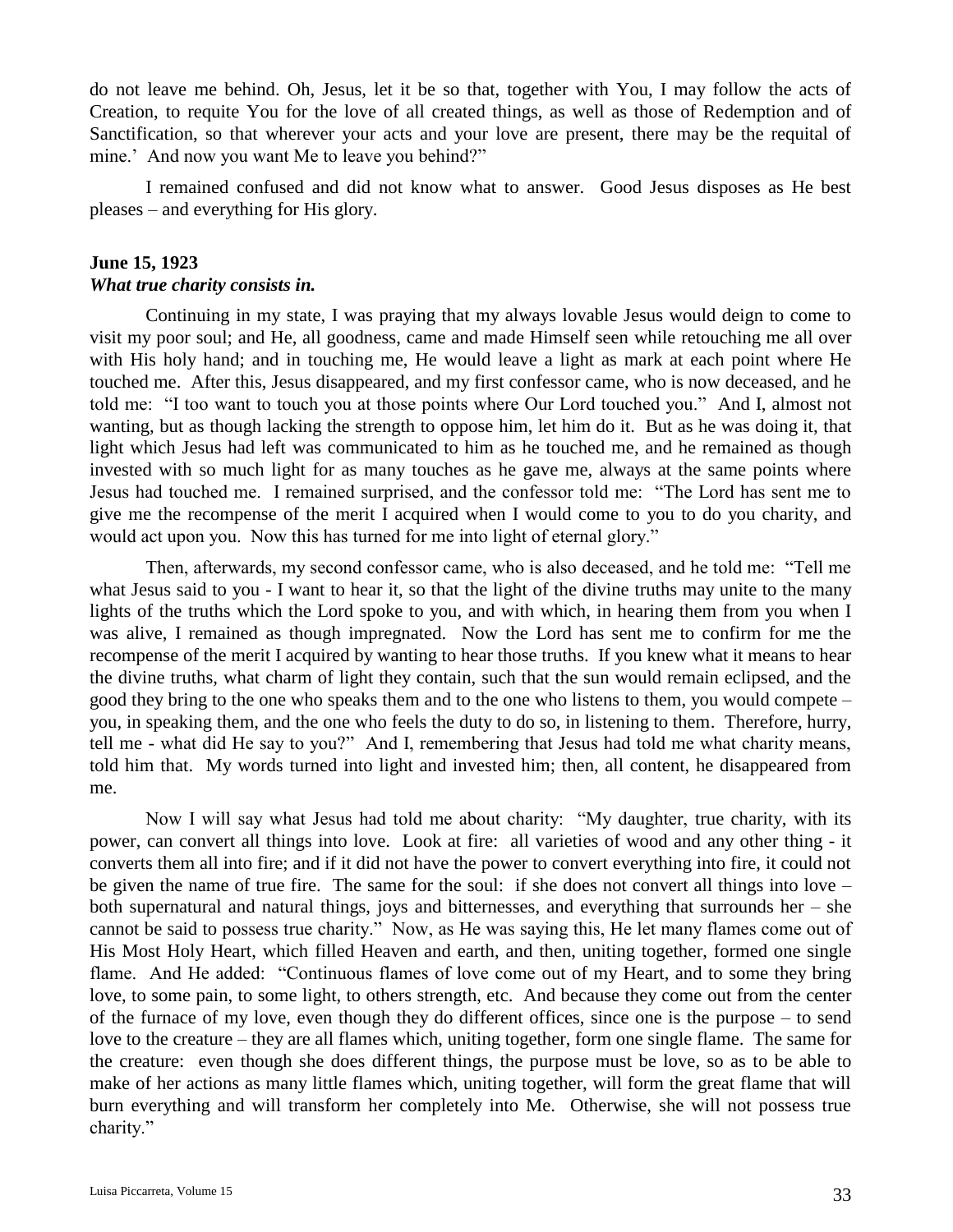do not leave me behind. Oh, Jesus, let it be so that, together with You, I may follow the acts of Creation, to requite You for the love of all created things, as well as those of Redemption and of Sanctification, so that wherever your acts and your love are present, there may be the requital of mine.' And now you want Me to leave you behind?"

I remained confused and did not know what to answer. Good Jesus disposes as He best pleases – and everything for His glory.

**June 15, 1923**
***What true charity consists in.***

Continuing in my state, I was praying that my always lovable Jesus would deign to come to visit my poor soul; and He, all goodness, came and made Himself seen while retouching me all over with His holy hand; and in touching me, He would leave a light as mark at each point where He touched me. After this, Jesus disappeared, and my first confessor came, who is now deceased, and he told me: "I too want to touch you at those points where Our Lord touched you." And I, almost not wanting, but as though lacking the strength to oppose him, let him do it. But as he was doing it, that light which Jesus had left was communicated to him as he touched me, and he remained as though invested with so much light for as many touches as he gave me, always at the same points where Jesus had touched me. I remained surprised, and the confessor told me: "The Lord has sent me to give me the recompense of the merit I acquired when I would come to you to do you charity, and would act upon you. Now this has turned for me into light of eternal glory."

Then, afterwards, my second confessor came, who is also deceased, and he told me: "Tell me what Jesus said to you - I want to hear it, so that the light of the divine truths may unite to the many lights of the truths which the Lord spoke to you, and with which, in hearing them from you when I was alive, I remained as though impregnated. Now the Lord has sent me to confirm for me the recompense of the merit I acquired by wanting to hear those truths. If you knew what it means to hear the divine truths, what charm of light they contain, such that the sun would remain eclipsed, and the good they bring to the one who speaks them and to the one who listens to them, you would compete – you, in speaking them, and the one who feels the duty to do so, in listening to them. Therefore, hurry, tell me - what did He say to you?" And I, remembering that Jesus had told me what charity means, told him that. My words turned into light and invested him; then, all content, he disappeared from me.

Now I will say what Jesus had told me about charity: "My daughter, true charity, with its power, can convert all things into love. Look at fire: all varieties of wood and any other thing - it converts them all into fire; and if it did not have the power to convert everything into fire, it could not be given the name of true fire. The same for the soul: if she does not convert all things into love – both supernatural and natural things, joys and bitternesses, and everything that surrounds her – she cannot be said to possess true charity." Now, as He was saying this, He let many flames come out of His Most Holy Heart, which filled Heaven and earth, and then, uniting together, formed one single flame. And He added: "Continuous flames of love come out of my Heart, and to some they bring love, to some pain, to some light, to others strength, etc. And because they come out from the center of the furnace of my love, even though they do different offices, since one is the purpose – to send love to the creature – they are all flames which, uniting together, form one single flame. The same for the creature: even though she does different things, the purpose must be love, so as to be able to make of her actions as many little flames which, uniting together, will form the great flame that will burn everything and will transform her completely into Me. Otherwise, she will not possess true charity."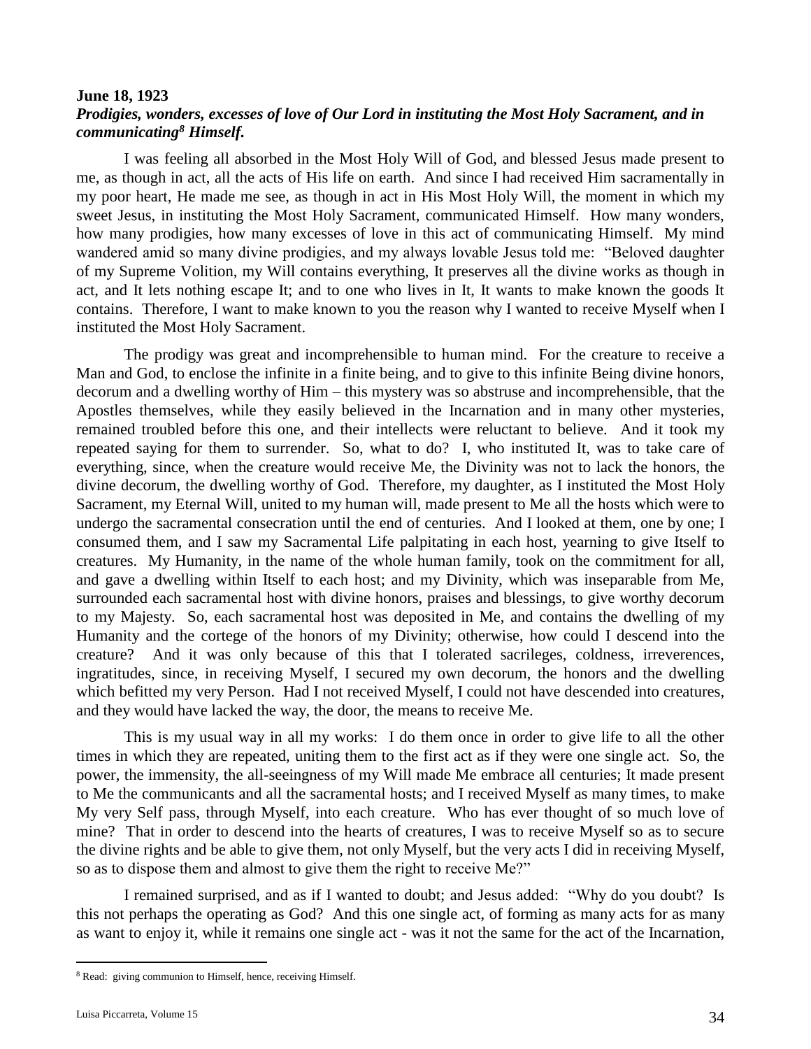**June 18, 1923**

***Prodigies, wonders, excesses of love of Our Lord in instituting the Most Holy Sacrament, and in communicating[8] Himself.***

I was feeling all absorbed in the Most Holy Will of God, and blessed Jesus made present to me, as though in act, all the acts of His life on earth. And since I had received Him sacramentally in my poor heart, He made me see, as though in act in His Most Holy Will, the moment in which my sweet Jesus, in instituting the Most Holy Sacrament, communicated Himself. How many wonders, how many prodigies, how many excesses of love in this act of communicating Himself. My mind wandered amid so many divine prodigies, and my always lovable Jesus told me: "Beloved daughter of my Supreme Volition, my Will contains everything, It preserves all the divine works as though in act, and It lets nothing escape It; and to one who lives in It, It wants to make known the goods It contains. Therefore, I want to make known to you the reason why I wanted to receive Myself when I instituted the Most Holy Sacrament.

The prodigy was great and incomprehensible to human mind. For the creature to receive a Man and God, to enclose the infinite in a finite being, and to give to this infinite Being divine honors, decorum and a dwelling worthy of Him – this mystery was so abstruse and incomprehensible, that the Apostles themselves, while they easily believed in the Incarnation and in many other mysteries, remained troubled before this one, and their intellects were reluctant to believe. And it took my repeated saying for them to surrender. So, what to do? I, who instituted It, was to take care of everything, since, when the creature would receive Me, the Divinity was not to lack the honors, the divine decorum, the dwelling worthy of God. Therefore, my daughter, as I instituted the Most Holy Sacrament, my Eternal Will, united to my human will, made present to Me all the hosts which were to undergo the sacramental consecration until the end of centuries. And I looked at them, one by one; I consumed them, and I saw my Sacramental Life palpitating in each host, yearning to give Itself to creatures. My Humanity, in the name of the whole human family, took on the commitment for all, and gave a dwelling within Itself to each host; and my Divinity, which was inseparable from Me, surrounded each sacramental host with divine honors, praises and blessings, to give worthy decorum to my Majesty. So, each sacramental host was deposited in Me, and contains the dwelling of my Humanity and the cortege of the honors of my Divinity; otherwise, how could I descend into the creature? And it was only because of this that I tolerated sacrileges, coldness, irreverences, ingratitudes, since, in receiving Myself, I secured my own decorum, the honors and the dwelling which befitted my very Person. Had I not received Myself, I could not have descended into creatures, and they would have lacked the way, the door, the means to receive Me.

This is my usual way in all my works: I do them once in order to give life to all the other times in which they are repeated, uniting them to the first act as if they were one single act. So, the power, the immensity, the all-seeingness of my Will made Me embrace all centuries; It made present to Me the communicants and all the sacramental hosts; and I received Myself as many times, to make My very Self pass, through Myself, into each creature. Who has ever thought of so much love of mine? That in order to descend into the hearts of creatures, I was to receive Myself so as to secure the divine rights and be able to give them, not only Myself, but the very acts I did in receiving Myself, so as to dispose them and almost to give them the right to receive Me?"

I remained surprised, and as if I wanted to doubt; and Jesus added: "Why do you doubt? Is this not perhaps the operating as God? And this one single act, of forming as many acts for as many as want to enjoy it, while it remains one single act - was it not the same for the act of the Incarnation,

---

[8] Read: giving communion to Himself, hence, receiving Himself.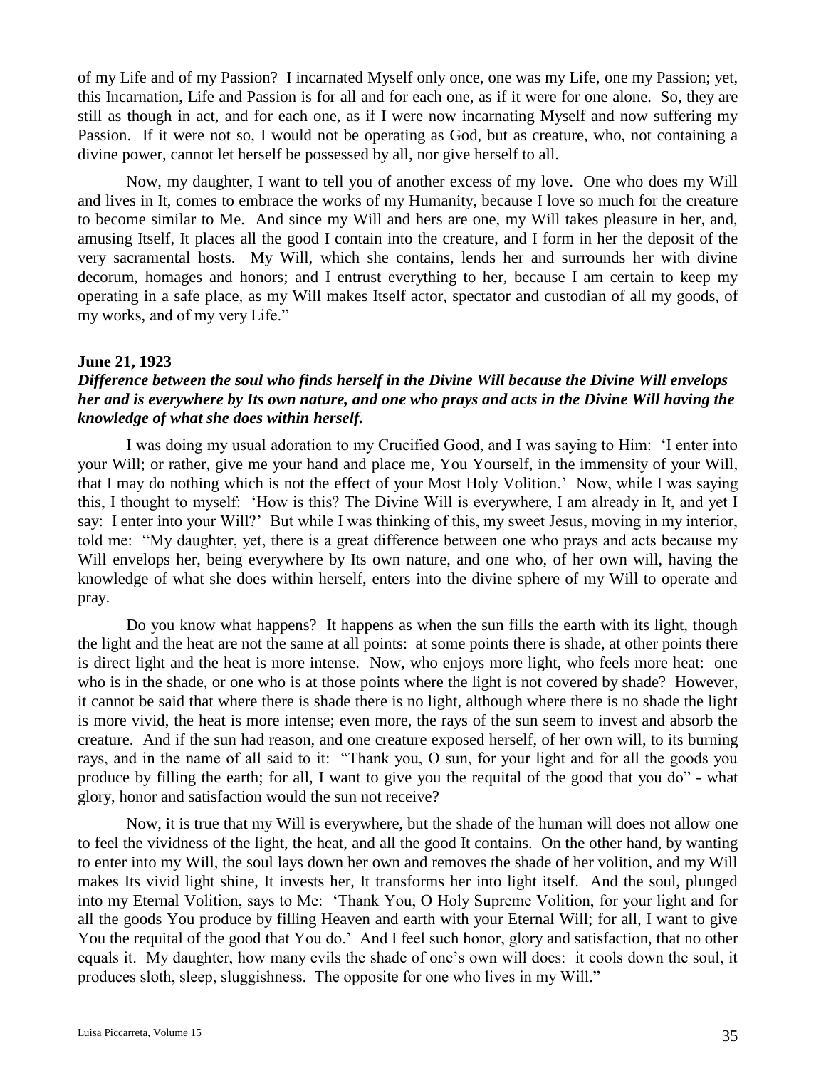of my Life and of my Passion? I incarnated Myself only once, one was my Life, one my Passion; yet, this Incarnation, Life and Passion is for all and for each one, as if it were for one alone. So, they are still as though in act, and for each one, as if I were now incarnating Myself and now suffering my Passion. If it were not so, I would not be operating as God, but as creature, who, not containing a divine power, cannot let herself be possessed by all, nor give herself to all.

Now, my daughter, I want to tell you of another excess of my love. One who does my Will and lives in It, comes to embrace the works of my Humanity, because I love so much for the creature to become similar to Me. And since my Will and hers are one, my Will takes pleasure in her, and, amusing Itself, It places all the good I contain into the creature, and I form in her the deposit of the very sacramental hosts. My Will, which she contains, lends her and surrounds her with divine decorum, homages and honors; and I entrust everything to her, because I am certain to keep my operating in a safe place, as my Will makes Itself actor, spectator and custodian of all my goods, of my works, and of my very Life."

**June 21, 1923**

***Difference between the soul who finds herself in the Divine Will because the Divine Will envelops her and is everywhere by Its own nature, and one who prays and acts in the Divine Will having the knowledge of what she does within herself.***

I was doing my usual adoration to my Crucified Good, and I was saying to Him: 'I enter into your Will; or rather, give me your hand and place me, You Yourself, in the immensity of your Will, that I may do nothing which is not the effect of your Most Holy Volition.' Now, while I was saying this, I thought to myself: 'How is this? The Divine Will is everywhere, I am already in It, and yet I say: I enter into your Will?' But while I was thinking of this, my sweet Jesus, moving in my interior, told me: "My daughter, yet, there is a great difference between one who prays and acts because my Will envelops her, being everywhere by Its own nature, and one who, of her own will, having the knowledge of what she does within herself, enters into the divine sphere of my Will to operate and pray.

Do you know what happens? It happens as when the sun fills the earth with its light, though the light and the heat are not the same at all points: at some points there is shade, at other points there is direct light and the heat is more intense. Now, who enjoys more light, who feels more heat: one who is in the shade, or one who is at those points where the light is not covered by shade? However, it cannot be said that where there is shade there is no light, although where there is no shade the light is more vivid, the heat is more intense; even more, the rays of the sun seem to invest and absorb the creature. And if the sun had reason, and one creature exposed herself, of her own will, to its burning rays, and in the name of all said to it: "Thank you, O sun, for your light and for all the goods you produce by filling the earth; for all, I want to give you the requital of the good that you do" - what glory, honor and satisfaction would the sun not receive?

Now, it is true that my Will is everywhere, but the shade of the human will does not allow one to feel the vividness of the light, the heat, and all the good It contains. On the other hand, by wanting to enter into my Will, the soul lays down her own and removes the shade of her volition, and my Will makes Its vivid light shine, It invests her, It transforms her into light itself. And the soul, plunged into my Eternal Volition, says to Me: 'Thank You, O Holy Supreme Volition, for your light and for all the goods You produce by filling Heaven and earth with your Eternal Will; for all, I want to give You the requital of the good that You do.' And I feel such honor, glory and satisfaction, that no other equals it. My daughter, how many evils the shade of one's own will does: it cools down the soul, it produces sloth, sleep, sluggishness. The opposite for one who lives in my Will."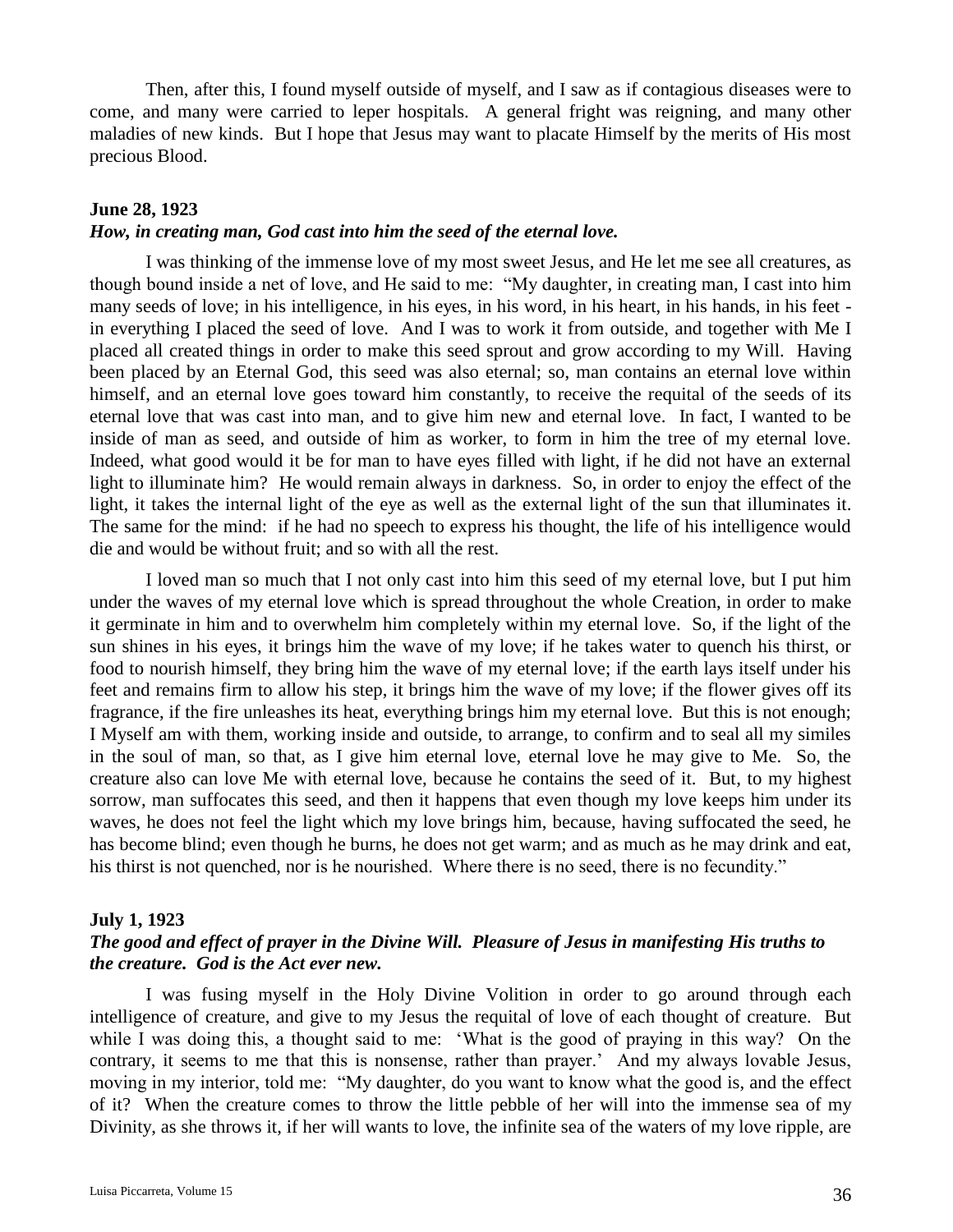Then, after this, I found myself outside of myself, and I saw as if contagious diseases were to come, and many were carried to leper hospitals. A general fright was reigning, and many other maladies of new kinds. But I hope that Jesus may want to placate Himself by the merits of His most precious Blood.

**June 28, 1923**

***How, in creating man, God cast into him the seed of the eternal love.***

I was thinking of the immense love of my most sweet Jesus, and He let me see all creatures, as though bound inside a net of love, and He said to me: "My daughter, in creating man, I cast into him many seeds of love; in his intelligence, in his eyes, in his word, in his heart, in his hands, in his feet - in everything I placed the seed of love. And I was to work it from outside, and together with Me I placed all created things in order to make this seed sprout and grow according to my Will. Having been placed by an Eternal God, this seed was also eternal; so, man contains an eternal love within himself, and an eternal love goes toward him constantly, to receive the requital of the seeds of its eternal love that was cast into man, and to give him new and eternal love. In fact, I wanted to be inside of man as seed, and outside of him as worker, to form in him the tree of my eternal love. Indeed, what good would it be for man to have eyes filled with light, if he did not have an external light to illuminate him? He would remain always in darkness. So, in order to enjoy the effect of the light, it takes the internal light of the eye as well as the external light of the sun that illuminates it. The same for the mind: if he had no speech to express his thought, the life of his intelligence would die and would be without fruit; and so with all the rest.

I loved man so much that I not only cast into him this seed of my eternal love, but I put him under the waves of my eternal love which is spread throughout the whole Creation, in order to make it germinate in him and to overwhelm him completely within my eternal love. So, if the light of the sun shines in his eyes, it brings him the wave of my love; if he takes water to quench his thirst, or food to nourish himself, they bring him the wave of my eternal love; if the earth lays itself under his feet and remains firm to allow his step, it brings him the wave of my love; if the flower gives off its fragrance, if the fire unleashes its heat, everything brings him my eternal love. But this is not enough; I Myself am with them, working inside and outside, to arrange, to confirm and to seal all my similes in the soul of man, so that, as I give him eternal love, eternal love he may give to Me. So, the creature also can love Me with eternal love, because he contains the seed of it. But, to my highest sorrow, man suffocates this seed, and then it happens that even though my love keeps him under its waves, he does not feel the light which my love brings him, because, having suffocated the seed, he has become blind; even though he burns, he does not get warm; and as much as he may drink and eat, his thirst is not quenched, nor is he nourished. Where there is no seed, there is no fecundity."

**July 1, 1923**

***The good and effect of prayer in the Divine Will. Pleasure of Jesus in manifesting His truths to the creature. God is the Act ever new.***

I was fusing myself in the Holy Divine Volition in order to go around through each intelligence of creature, and give to my Jesus the requital of love of each thought of creature. But while I was doing this, a thought said to me: 'What is the good of praying in this way? On the contrary, it seems to me that this is nonsense, rather than prayer.' And my always lovable Jesus, moving in my interior, told me: "My daughter, do you want to know what the good is, and the effect of it? When the creature comes to throw the little pebble of her will into the immense sea of my Divinity, as she throws it, if her will wants to love, the infinite sea of the waters of my love ripple, are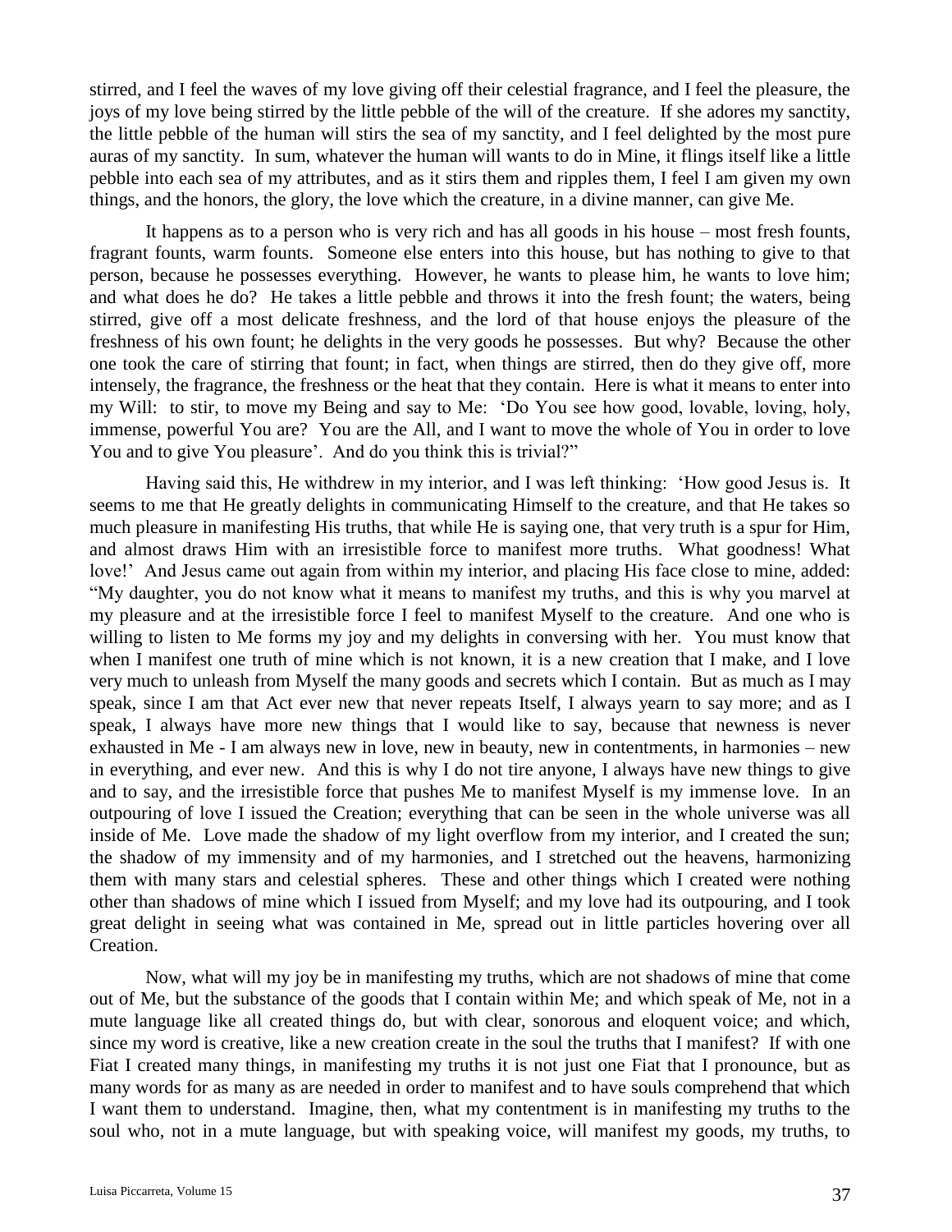stirred, and I feel the waves of my love giving off their celestial fragrance, and I feel the pleasure, the joys of my love being stirred by the little pebble of the will of the creature. If she adores my sanctity, the little pebble of the human will stirs the sea of my sanctity, and I feel delighted by the most pure auras of my sanctity. In sum, whatever the human will wants to do in Mine, it flings itself like a little pebble into each sea of my attributes, and as it stirs them and ripples them, I feel I am given my own things, and the honors, the glory, the love which the creature, in a divine manner, can give Me.

It happens as to a person who is very rich and has all goods in his house – most fresh founts, fragrant founts, warm founts. Someone else enters into this house, but has nothing to give to that person, because he possesses everything. However, he wants to please him, he wants to love him; and what does he do? He takes a little pebble and throws it into the fresh fount; the waters, being stirred, give off a most delicate freshness, and the lord of that house enjoys the pleasure of the freshness of his own fount; he delights in the very goods he possesses. But why? Because the other one took the care of stirring that fount; in fact, when things are stirred, then do they give off, more intensely, the fragrance, the freshness or the heat that they contain. Here is what it means to enter into my Will: to stir, to move my Being and say to Me: 'Do You see how good, lovable, loving, holy, immense, powerful You are? You are the All, and I want to move the whole of You in order to love You and to give You pleasure'. And do you think this is trivial?"

Having said this, He withdrew in my interior, and I was left thinking: 'How good Jesus is. It seems to me that He greatly delights in communicating Himself to the creature, and that He takes so much pleasure in manifesting His truths, that while He is saying one, that very truth is a spur for Him, and almost draws Him with an irresistible force to manifest more truths. What goodness! What love!' And Jesus came out again from within my interior, and placing His face close to mine, added: "My daughter, you do not know what it means to manifest my truths, and this is why you marvel at my pleasure and at the irresistible force I feel to manifest Myself to the creature. And one who is willing to listen to Me forms my joy and my delights in conversing with her. You must know that when I manifest one truth of mine which is not known, it is a new creation that I make, and I love very much to unleash from Myself the many goods and secrets which I contain. But as much as I may speak, since I am that Act ever new that never repeats Itself, I always yearn to say more; and as I speak, I always have more new things that I would like to say, because that newness is never exhausted in Me - I am always new in love, new in beauty, new in contentments, in harmonies – new in everything, and ever new. And this is why I do not tire anyone, I always have new things to give and to say, and the irresistible force that pushes Me to manifest Myself is my immense love. In an outpouring of love I issued the Creation; everything that can be seen in the whole universe was all inside of Me. Love made the shadow of my light overflow from my interior, and I created the sun; the shadow of my immensity and of my harmonies, and I stretched out the heavens, harmonizing them with many stars and celestial spheres. These and other things which I created were nothing other than shadows of mine which I issued from Myself; and my love had its outpouring, and I took great delight in seeing what was contained in Me, spread out in little particles hovering over all Creation.

Now, what will my joy be in manifesting my truths, which are not shadows of mine that come out of Me, but the substance of the goods that I contain within Me; and which speak of Me, not in a mute language like all created things do, but with clear, sonorous and eloquent voice; and which, since my word is creative, like a new creation create in the soul the truths that I manifest? If with one Fiat I created many things, in manifesting my truths it is not just one Fiat that I pronounce, but as many words for as many as are needed in order to manifest and to have souls comprehend that which I want them to understand. Imagine, then, what my contentment is in manifesting my truths to the soul who, not in a mute language, but with speaking voice, will manifest my goods, my truths, to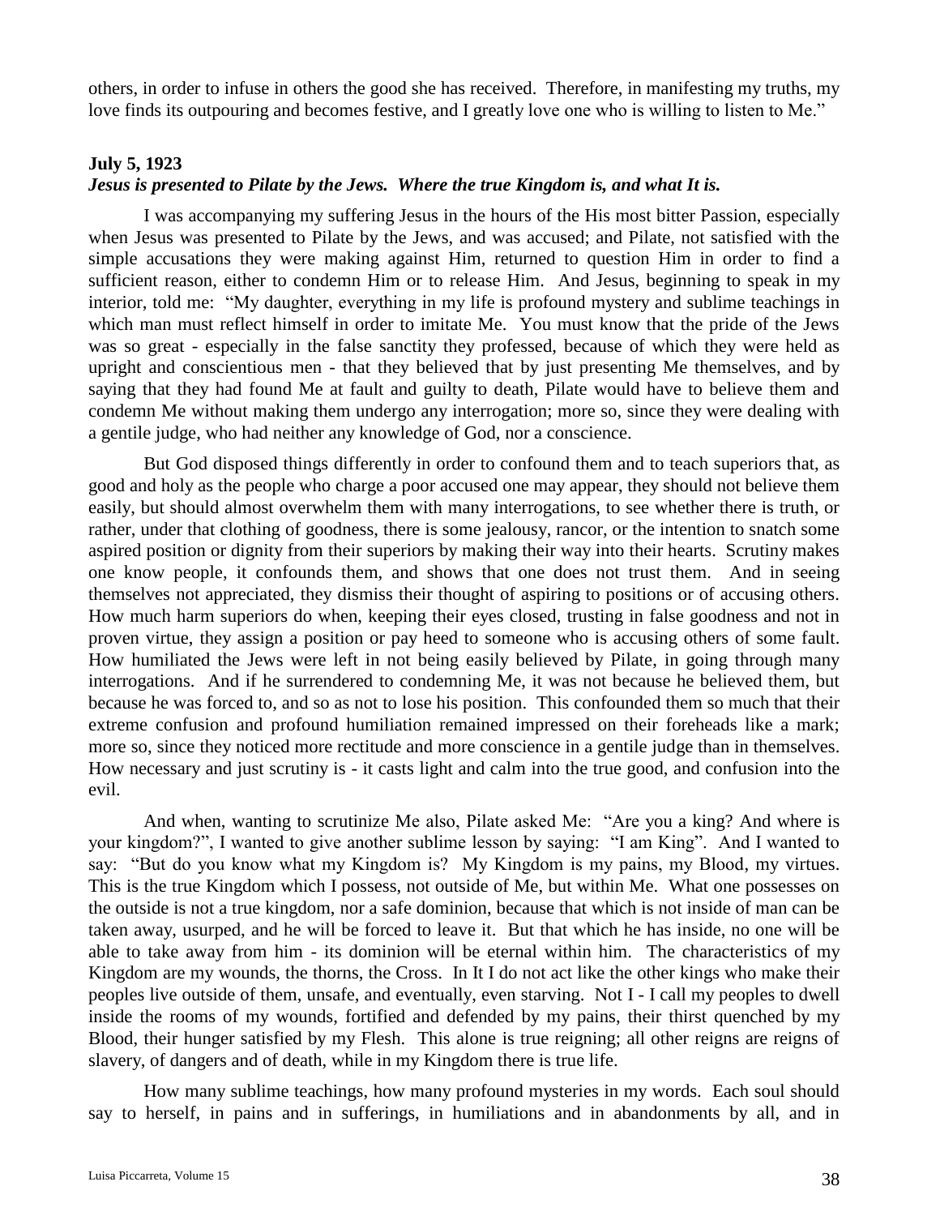others, in order to infuse in others the good she has received. Therefore, in manifesting my truths, my love finds its outpouring and becomes festive, and I greatly love one who is willing to listen to Me."

**July 5, 1923**
***Jesus is presented to Pilate by the Jews. Where the true Kingdom is, and what It is.***

I was accompanying my suffering Jesus in the hours of the His most bitter Passion, especially when Jesus was presented to Pilate by the Jews, and was accused; and Pilate, not satisfied with the simple accusations they were making against Him, returned to question Him in order to find a sufficient reason, either to condemn Him or to release Him. And Jesus, beginning to speak in my interior, told me: "My daughter, everything in my life is profound mystery and sublime teachings in which man must reflect himself in order to imitate Me. You must know that the pride of the Jews was so great - especially in the false sanctity they professed, because of which they were held as upright and conscientious men - that they believed that by just presenting Me themselves, and by saying that they had found Me at fault and guilty to death, Pilate would have to believe them and condemn Me without making them undergo any interrogation; more so, since they were dealing with a gentile judge, who had neither any knowledge of God, nor a conscience.

But God disposed things differently in order to confound them and to teach superiors that, as good and holy as the people who charge a poor accused one may appear, they should not believe them easily, but should almost overwhelm them with many interrogations, to see whether there is truth, or rather, under that clothing of goodness, there is some jealousy, rancor, or the intention to snatch some aspired position or dignity from their superiors by making their way into their hearts. Scrutiny makes one know people, it confounds them, and shows that one does not trust them. And in seeing themselves not appreciated, they dismiss their thought of aspiring to positions or of accusing others. How much harm superiors do when, keeping their eyes closed, trusting in false goodness and not in proven virtue, they assign a position or pay heed to someone who is accusing others of some fault. How humiliated the Jews were left in not being easily believed by Pilate, in going through many interrogations. And if he surrendered to condemning Me, it was not because he believed them, but because he was forced to, and so as not to lose his position. This confounded them so much that their extreme confusion and profound humiliation remained impressed on their foreheads like a mark; more so, since they noticed more rectitude and more conscience in a gentile judge than in themselves. How necessary and just scrutiny is - it casts light and calm into the true good, and confusion into the evil.

And when, wanting to scrutinize Me also, Pilate asked Me: "Are you a king? And where is your kingdom?", I wanted to give another sublime lesson by saying: "I am King". And I wanted to say: "But do you know what my Kingdom is? My Kingdom is my pains, my Blood, my virtues. This is the true Kingdom which I possess, not outside of Me, but within Me. What one possesses on the outside is not a true kingdom, nor a safe dominion, because that which is not inside of man can be taken away, usurped, and he will be forced to leave it. But that which he has inside, no one will be able to take away from him - its dominion will be eternal within him. The characteristics of my Kingdom are my wounds, the thorns, the Cross. In It I do not act like the other kings who make their peoples live outside of them, unsafe, and eventually, even starving. Not I - I call my peoples to dwell inside the rooms of my wounds, fortified and defended by my pains, their thirst quenched by my Blood, their hunger satisfied by my Flesh. This alone is true reigning; all other reigns are reigns of slavery, of dangers and of death, while in my Kingdom there is true life.

How many sublime teachings, how many profound mysteries in my words. Each soul should say to herself, in pains and in sufferings, in humiliations and in abandonments by all, and in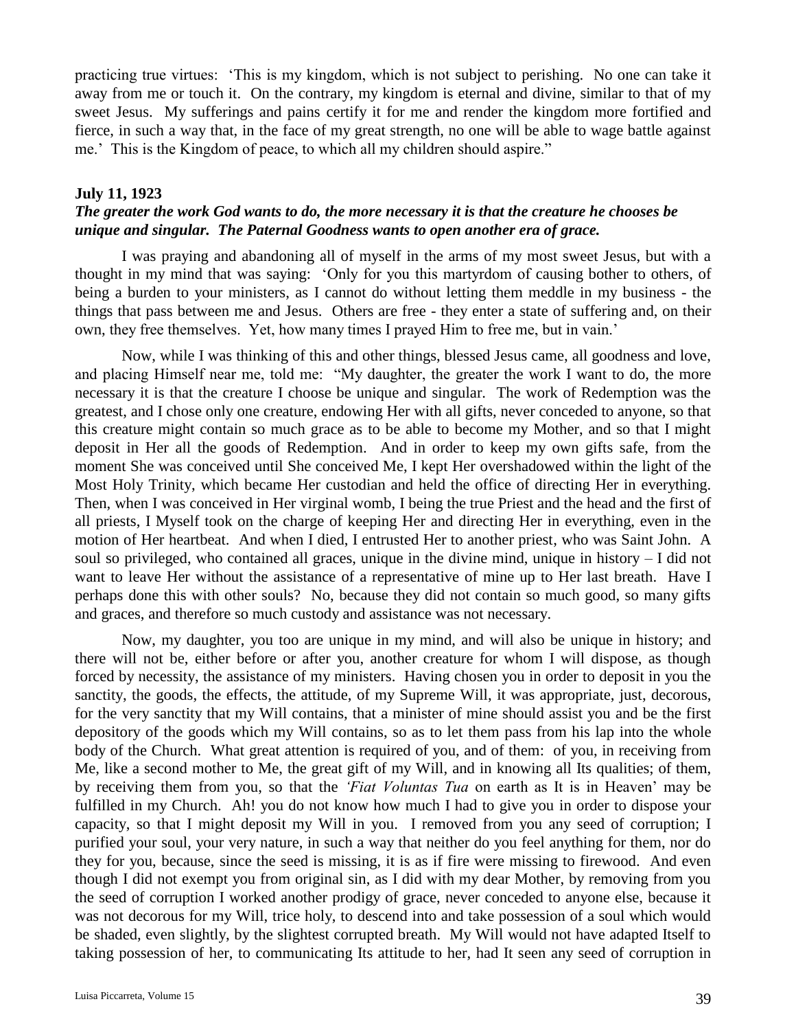practicing true virtues: 'This is my kingdom, which is not subject to perishing. No one can take it away from me or touch it. On the contrary, my kingdom is eternal and divine, similar to that of my sweet Jesus. My sufferings and pains certify it for me and render the kingdom more fortified and fierce, in such a way that, in the face of my great strength, no one will be able to wage battle against me.' This is the Kingdom of peace, to which all my children should aspire."

**July 11, 1923**

***The greater the work God wants to do, the more necessary it is that the creature he chooses be unique and singular. The Paternal Goodness wants to open another era of grace.***

I was praying and abandoning all of myself in the arms of my most sweet Jesus, but with a thought in my mind that was saying: 'Only for you this martyrdom of causing bother to others, of being a burden to your ministers, as I cannot do without letting them meddle in my business - the things that pass between me and Jesus. Others are free - they enter a state of suffering and, on their own, they free themselves. Yet, how many times I prayed Him to free me, but in vain.'

Now, while I was thinking of this and other things, blessed Jesus came, all goodness and love, and placing Himself near me, told me: "My daughter, the greater the work I want to do, the more necessary it is that the creature I choose be unique and singular. The work of Redemption was the greatest, and I chose only one creature, endowing Her with all gifts, never conceded to anyone, so that this creature might contain so much grace as to be able to become my Mother, and so that I might deposit in Her all the goods of Redemption. And in order to keep my own gifts safe, from the moment She was conceived until She conceived Me, I kept Her overshadowed within the light of the Most Holy Trinity, which became Her custodian and held the office of directing Her in everything. Then, when I was conceived in Her virginal womb, I being the true Priest and the head and the first of all priests, I Myself took on the charge of keeping Her and directing Her in everything, even in the motion of Her heartbeat. And when I died, I entrusted Her to another priest, who was Saint John. A soul so privileged, who contained all graces, unique in the divine mind, unique in history – I did not want to leave Her without the assistance of a representative of mine up to Her last breath. Have I perhaps done this with other souls? No, because they did not contain so much good, so many gifts and graces, and therefore so much custody and assistance was not necessary.

Now, my daughter, you too are unique in my mind, and will also be unique in history; and there will not be, either before or after you, another creature for whom I will dispose, as though forced by necessity, the assistance of my ministers. Having chosen you in order to deposit in you the sanctity, the goods, the effects, the attitude, of my Supreme Will, it was appropriate, just, decorous, for the very sanctity that my Will contains, that a minister of mine should assist you and be the first depository of the goods which my Will contains, so as to let them pass from his lap into the whole body of the Church. What great attention is required of you, and of them: of you, in receiving from Me, like a second mother to Me, the great gift of my Will, and in knowing all Its qualities; of them, by receiving them from you, so that the *'Fiat Voluntas Tua* on earth as It is in Heaven' may be fulfilled in my Church. Ah! you do not know how much I had to give you in order to dispose your capacity, so that I might deposit my Will in you. I removed from you any seed of corruption; I purified your soul, your very nature, in such a way that neither do you feel anything for them, nor do they for you, because, since the seed is missing, it is as if fire were missing to firewood. And even though I did not exempt you from original sin, as I did with my dear Mother, by removing from you the seed of corruption I worked another prodigy of grace, never conceded to anyone else, because it was not decorous for my Will, trice holy, to descend into and take possession of a soul which would be shaded, even slightly, by the slightest corrupted breath. My Will would not have adapted Itself to taking possession of her, to communicating Its attitude to her, had It seen any seed of corruption in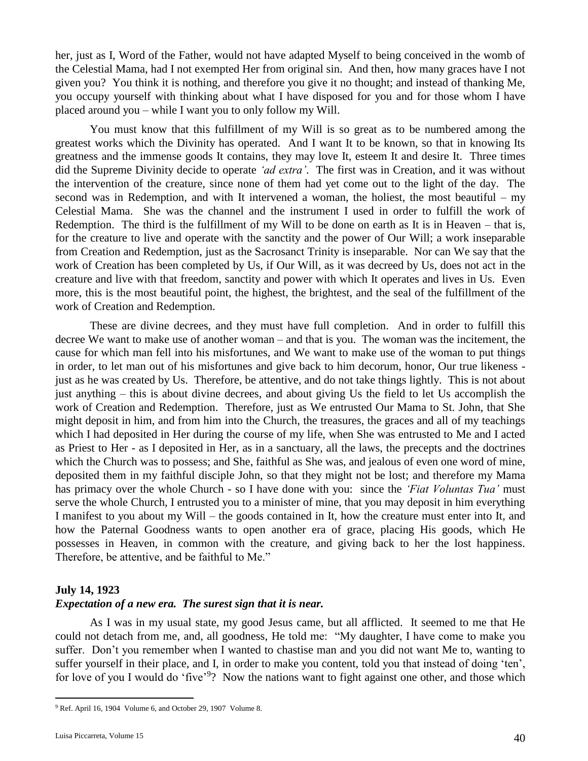her, just as I, Word of the Father, would not have adapted Myself to being conceived in the womb of the Celestial Mama, had I not exempted Her from original sin. And then, how many graces have I not given you? You think it is nothing, and therefore you give it no thought; and instead of thanking Me, you occupy yourself with thinking about what I have disposed for you and for those whom I have placed around you – while I want you to only follow my Will.

You must know that this fulfillment of my Will is so great as to be numbered among the greatest works which the Divinity has operated. And I want It to be known, so that in knowing Its greatness and the immense goods It contains, they may love It, esteem It and desire It. Three times did the Supreme Divinity decide to operate *'ad extra'*. The first was in Creation, and it was without the intervention of the creature, since none of them had yet come out to the light of the day. The second was in Redemption, and with It intervened a woman, the holiest, the most beautiful – my Celestial Mama. She was the channel and the instrument I used in order to fulfill the work of Redemption. The third is the fulfillment of my Will to be done on earth as It is in Heaven – that is, for the creature to live and operate with the sanctity and the power of Our Will; a work inseparable from Creation and Redemption, just as the Sacrosanct Trinity is inseparable. Nor can We say that the work of Creation has been completed by Us, if Our Will, as it was decreed by Us, does not act in the creature and live with that freedom, sanctity and power with which It operates and lives in Us. Even more, this is the most beautiful point, the highest, the brightest, and the seal of the fulfillment of the work of Creation and Redemption.

These are divine decrees, and they must have full completion. And in order to fulfill this decree We want to make use of another woman – and that is you. The woman was the incitement, the cause for which man fell into his misfortunes, and We want to make use of the woman to put things in order, to let man out of his misfortunes and give back to him decorum, honor, Our true likeness - just as he was created by Us. Therefore, be attentive, and do not take things lightly. This is not about just anything – this is about divine decrees, and about giving Us the field to let Us accomplish the work of Creation and Redemption. Therefore, just as We entrusted Our Mama to St. John, that She might deposit in him, and from him into the Church, the treasures, the graces and all of my teachings which I had deposited in Her during the course of my life, when She was entrusted to Me and I acted as Priest to Her - as I deposited in Her, as in a sanctuary, all the laws, the precepts and the doctrines which the Church was to possess; and She, faithful as She was, and jealous of even one word of mine, deposited them in my faithful disciple John, so that they might not be lost; and therefore my Mama has primacy over the whole Church - so I have done with you: since the *'Fiat Voluntas Tua'* must serve the whole Church, I entrusted you to a minister of mine, that you may deposit in him everything I manifest to you about my Will – the goods contained in It, how the creature must enter into It, and how the Paternal Goodness wants to open another era of grace, placing His goods, which He possesses in Heaven, in common with the creature, and giving back to her the lost happiness. Therefore, be attentive, and be faithful to Me."

**July 14, 1923**
***Expectation of a new era. The surest sign that it is near.***

As I was in my usual state, my good Jesus came, but all afflicted. It seemed to me that He could not detach from me, and, all goodness, He told me: "My daughter, I have come to make you suffer. Don't you remember when I wanted to chastise man and you did not want Me to, wanting to suffer yourself in their place, and I, in order to make you content, told you that instead of doing 'ten', for love of you I would do 'five'[9]? Now the nations want to fight against one other, and those which

[9] Ref. April 16, 1904 Volume 6, and October 29, 1907 Volume 8.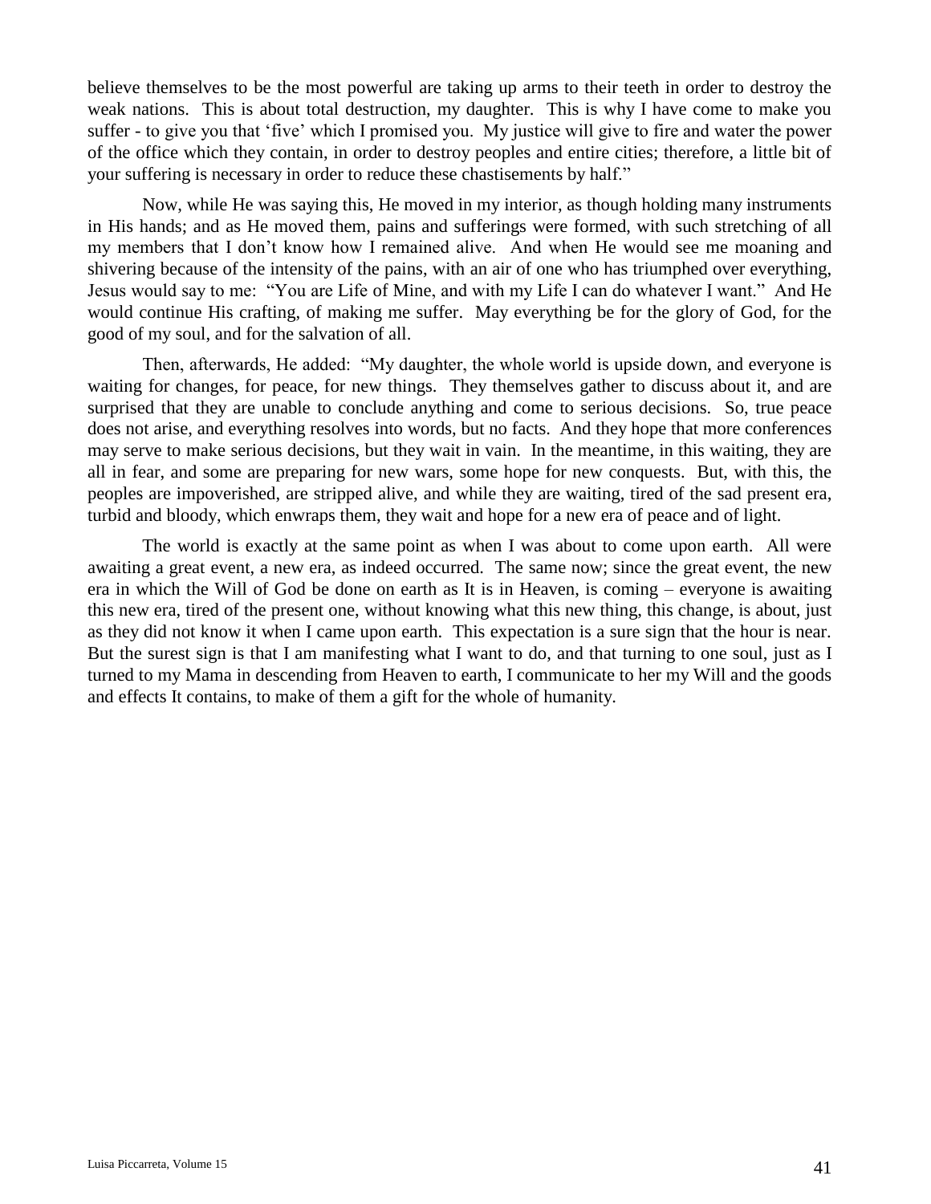believe themselves to be the most powerful are taking up arms to their teeth in order to destroy the weak nations. This is about total destruction, my daughter. This is why I have come to make you suffer - to give you that 'five' which I promised you. My justice will give to fire and water the power of the office which they contain, in order to destroy peoples and entire cities; therefore, a little bit of your suffering is necessary in order to reduce these chastisements by half."

Now, while He was saying this, He moved in my interior, as though holding many instruments in His hands; and as He moved them, pains and sufferings were formed, with such stretching of all my members that I don't know how I remained alive. And when He would see me moaning and shivering because of the intensity of the pains, with an air of one who has triumphed over everything, Jesus would say to me: "You are Life of Mine, and with my Life I can do whatever I want." And He would continue His crafting, of making me suffer. May everything be for the glory of God, for the good of my soul, and for the salvation of all.

Then, afterwards, He added: "My daughter, the whole world is upside down, and everyone is waiting for changes, for peace, for new things. They themselves gather to discuss about it, and are surprised that they are unable to conclude anything and come to serious decisions. So, true peace does not arise, and everything resolves into words, but no facts. And they hope that more conferences may serve to make serious decisions, but they wait in vain. In the meantime, in this waiting, they are all in fear, and some are preparing for new wars, some hope for new conquests. But, with this, the peoples are impoverished, are stripped alive, and while they are waiting, tired of the sad present era, turbid and bloody, which enwraps them, they wait and hope for a new era of peace and of light.

The world is exactly at the same point as when I was about to come upon earth. All were awaiting a great event, a new era, as indeed occurred. The same now; since the great event, the new era in which the Will of God be done on earth as It is in Heaven, is coming – everyone is awaiting this new era, tired of the present one, without knowing what this new thing, this change, is about, just as they did not know it when I came upon earth. This expectation is a sure sign that the hour is near. But the surest sign is that I am manifesting what I want to do, and that turning to one soul, just as I turned to my Mama in descending from Heaven to earth, I communicate to her my Will and the goods and effects It contains, to make of them a gift for the whole of humanity.